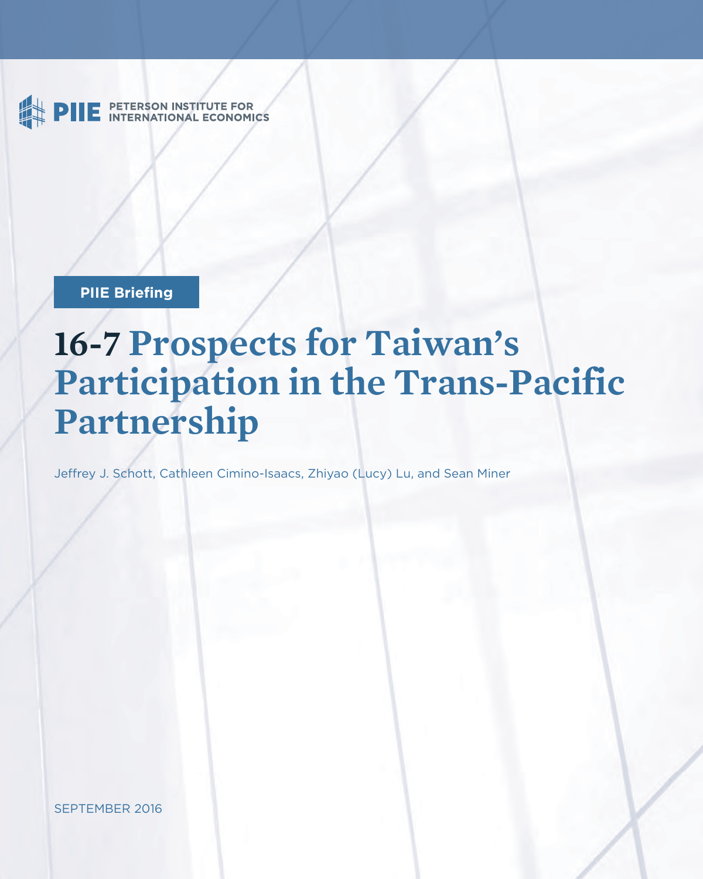PETERSON INSTITUTE FOR INTERNATIONAL ECONOMICS

PIIE Briefing

# 16-7 Prospects for Taiwan's Participation in the Trans-Pacific Partnership

Jeffrey J. Schott, Cathleen Cimino-Isaacs, Zhiyao (Lucy) Lu, and Sean Miner

SEPTEMBER 2016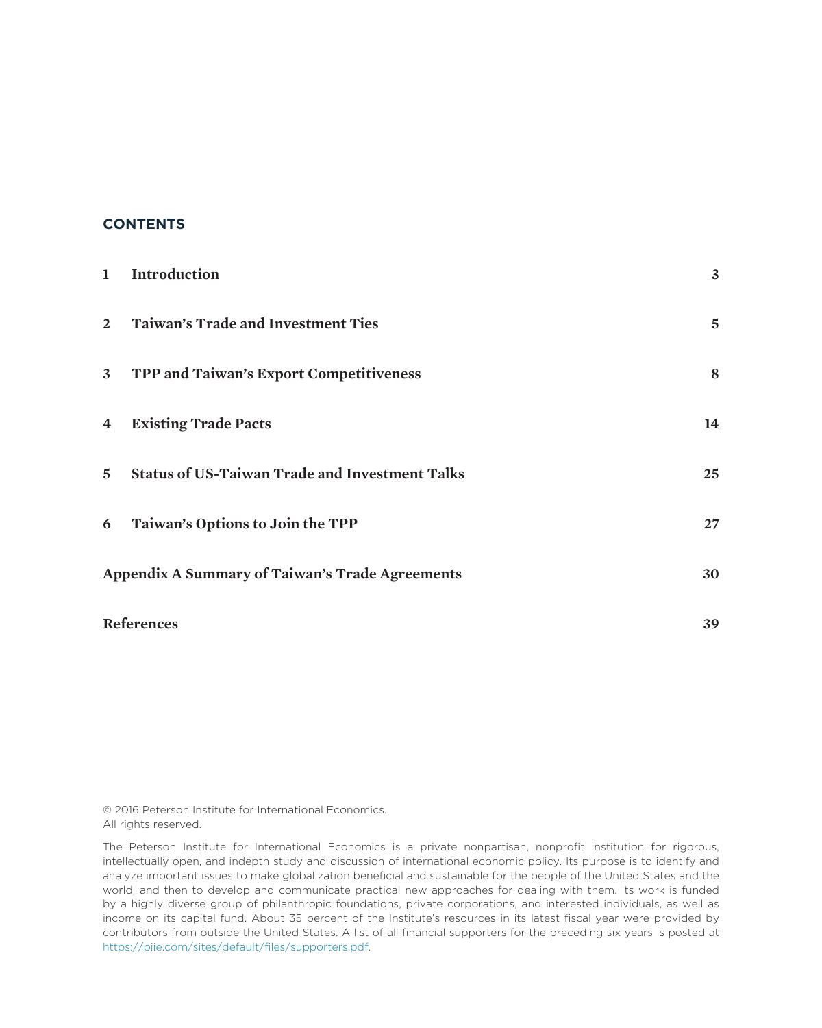## CONTENTS

| | | |
|---|---|---|
| 1 | Introduction | 3 |
| 2 | Taiwan's Trade and Investment Ties | 5 |
| 3 | TPP and Taiwan's Export Competitiveness | 8 |
| 4 | Existing Trade Pacts | 14 |
| 5 | Status of US-Taiwan Trade and Investment Talks | 25 |
| 6 | Taiwan's Options to Join the TPP | 27 |
| Appendix A Summary of Taiwan's Trade Agreements | | 30 |
| References | | 39 |

© 2016 Peterson Institute for International Economics.
All rights reserved.

The Peterson Institute for International Economics is a private nonpartisan, nonprofit institution for rigorous, intellectually open, and indepth study and discussion of international economic policy. Its purpose is to identify and analyze important issues to make globalization beneficial and sustainable for the people of the United States and the world, and then to develop and communicate practical new approaches for dealing with them. Its work is funded by a highly diverse group of philanthropic foundations, private corporations, and interested individuals, as well as income on its capital fund. About 35 percent of the Institute's resources in its latest fiscal year were provided by contributors from outside the United States. A list of all financial supporters for the preceding six years is posted at https://piie.com/sites/default/files/supporters.pdf.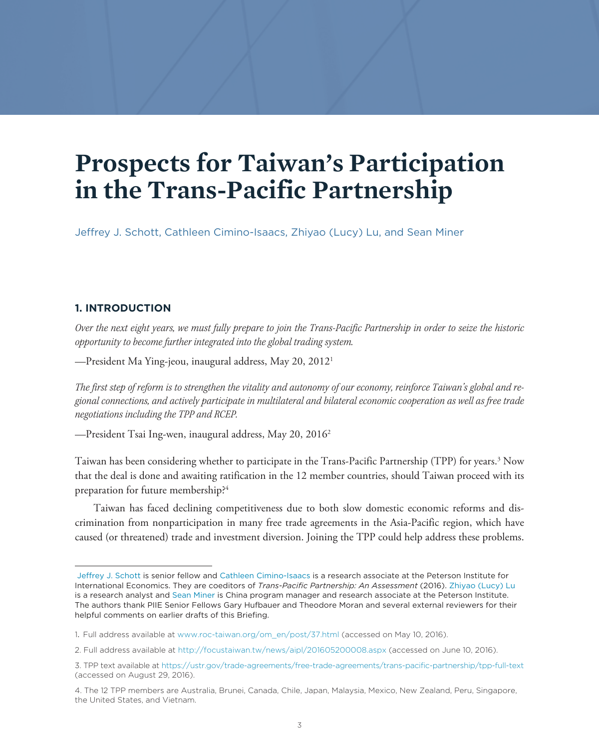# Prospects for Taiwan's Participation in the Trans-Pacific Partnership

Jeffrey J. Schott, Cathleen Cimino-Isaacs, Zhiyao (Lucy) Lu, and Sean Miner

## 1. INTRODUCTION

*Over the next eight years, we must fully prepare to join the Trans-Pacific Partnership in order to seize the historic opportunity to become further integrated into the global trading system.*

—President Ma Ying-jeou, inaugural address, May 20, 2012[1]

*The first step of reform is to strengthen the vitality and autonomy of our economy, reinforce Taiwan's global and regional connections, and actively participate in multilateral and bilateral economic cooperation as well as free trade negotiations including the TPP and RCEP.*

—President Tsai Ing-wen, inaugural address, May 20, 2016[2]

Taiwan has been considering whether to participate in the Trans-Pacific Partnership (TPP) for years.[3] Now that the deal is done and awaiting ratification in the 12 member countries, should Taiwan proceed with its preparation for future membership?[4]

Taiwan has faced declining competitiveness due to both slow domestic economic reforms and discrimination from nonparticipation in many free trade agreements in the Asia-Pacific region, which have caused (or threatened) trade and investment diversion. Joining the TPP could help address these problems.

---

Jeffrey J. Schott is senior fellow and Cathleen Cimino-Isaacs is a research associate at the Peterson Institute for International Economics. They are coeditors of *Trans-Pacific Partnership: An Assessment* (2016). Zhiyao (Lucy) Lu is a research analyst and Sean Miner is China program manager and research associate at the Peterson Institute. The authors thank PIIE Senior Fellows Gary Hufbauer and Theodore Moran and several external reviewers for their helpful comments on earlier drafts of this Briefing.

1. Full address available at www.roc-taiwan.org/om_en/post/37.html (accessed on May 10, 2016).

2. Full address available at http://focustaiwan.tw/news/aipl/201605200008.aspx (accessed on June 10, 2016).

3. TPP text available at https://ustr.gov/trade-agreements/free-trade-agreements/trans-pacific-partnership/tpp-full-text (accessed on August 29, 2016).

4. The 12 TPP members are Australia, Brunei, Canada, Chile, Japan, Malaysia, Mexico, New Zealand, Peru, Singapore, the United States, and Vietnam.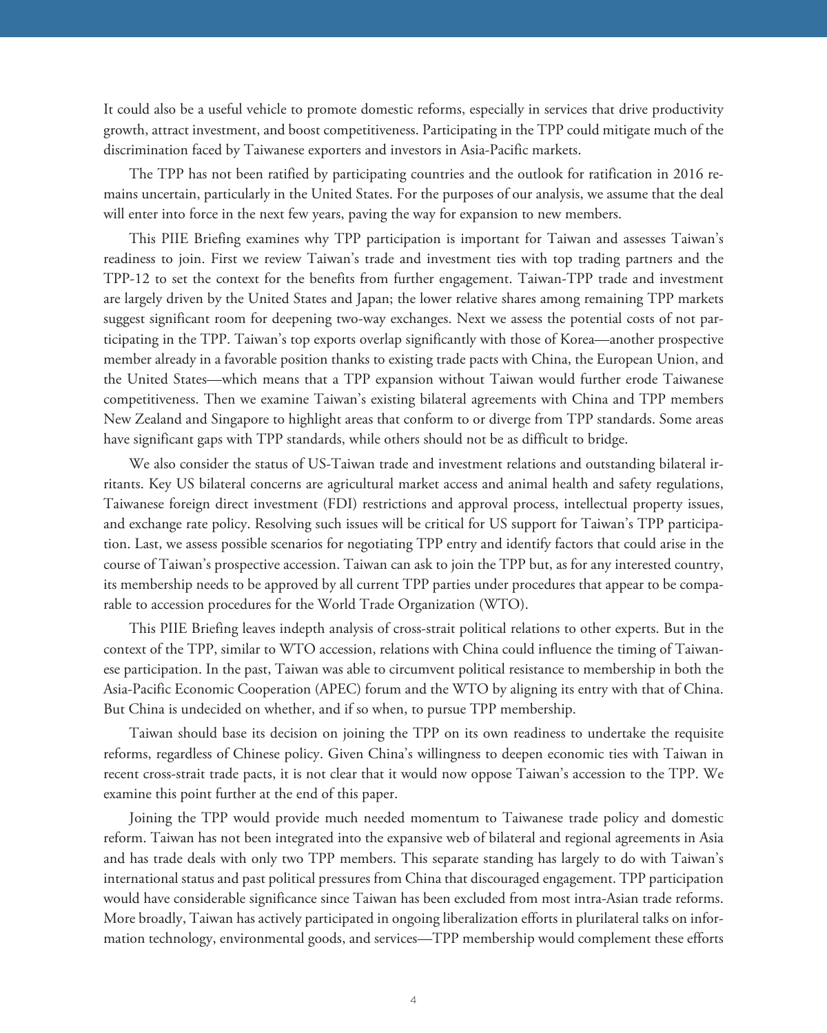It could also be a useful vehicle to promote domestic reforms, especially in services that drive productivity growth, attract investment, and boost competitiveness. Participating in the TPP could mitigate much of the discrimination faced by Taiwanese exporters and investors in Asia-Pacific markets.

The TPP has not been ratified by participating countries and the outlook for ratification in 2016 remains uncertain, particularly in the United States. For the purposes of our analysis, we assume that the deal will enter into force in the next few years, paving the way for expansion to new members.

This PIIE Briefing examines why TPP participation is important for Taiwan and assesses Taiwan's readiness to join. First we review Taiwan's trade and investment ties with top trading partners and the TPP-12 to set the context for the benefits from further engagement. Taiwan-TPP trade and investment are largely driven by the United States and Japan; the lower relative shares among remaining TPP markets suggest significant room for deepening two-way exchanges. Next we assess the potential costs of not participating in the TPP. Taiwan's top exports overlap significantly with those of Korea—another prospective member already in a favorable position thanks to existing trade pacts with China, the European Union, and the United States—which means that a TPP expansion without Taiwan would further erode Taiwanese competitiveness. Then we examine Taiwan's existing bilateral agreements with China and TPP members New Zealand and Singapore to highlight areas that conform to or diverge from TPP standards. Some areas have significant gaps with TPP standards, while others should not be as difficult to bridge.

We also consider the status of US-Taiwan trade and investment relations and outstanding bilateral irritants. Key US bilateral concerns are agricultural market access and animal health and safety regulations, Taiwanese foreign direct investment (FDI) restrictions and approval process, intellectual property issues, and exchange rate policy. Resolving such issues will be critical for US support for Taiwan's TPP participation. Last, we assess possible scenarios for negotiating TPP entry and identify factors that could arise in the course of Taiwan's prospective accession. Taiwan can ask to join the TPP but, as for any interested country, its membership needs to be approved by all current TPP parties under procedures that appear to be comparable to accession procedures for the World Trade Organization (WTO).

This PIIE Briefing leaves indepth analysis of cross-strait political relations to other experts. But in the context of the TPP, similar to WTO accession, relations with China could influence the timing of Taiwanese participation. In the past, Taiwan was able to circumvent political resistance to membership in both the Asia-Pacific Economic Cooperation (APEC) forum and the WTO by aligning its entry with that of China. But China is undecided on whether, and if so when, to pursue TPP membership.

Taiwan should base its decision on joining the TPP on its own readiness to undertake the requisite reforms, regardless of Chinese policy. Given China's willingness to deepen economic ties with Taiwan in recent cross-strait trade pacts, it is not clear that it would now oppose Taiwan's accession to the TPP. We examine this point further at the end of this paper.

Joining the TPP would provide much needed momentum to Taiwanese trade policy and domestic reform. Taiwan has not been integrated into the expansive web of bilateral and regional agreements in Asia and has trade deals with only two TPP members. This separate standing has largely to do with Taiwan's international status and past political pressures from China that discouraged engagement. TPP participation would have considerable significance since Taiwan has been excluded from most intra-Asian trade reforms. More broadly, Taiwan has actively participated in ongoing liberalization efforts in plurilateral talks on information technology, environmental goods, and services—TPP membership would complement these efforts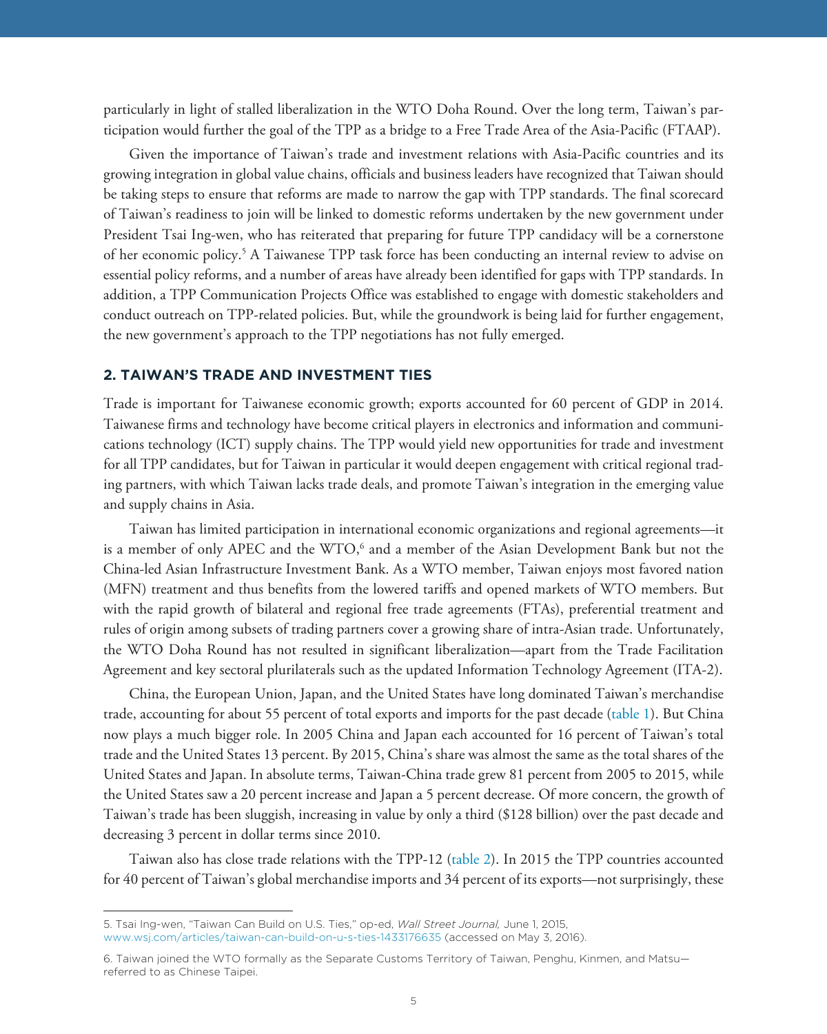particularly in light of stalled liberalization in the WTO Doha Round. Over the long term, Taiwan's participation would further the goal of the TPP as a bridge to a Free Trade Area of the Asia-Pacific (FTAAP).

Given the importance of Taiwan's trade and investment relations with Asia-Pacific countries and its growing integration in global value chains, officials and business leaders have recognized that Taiwan should be taking steps to ensure that reforms are made to narrow the gap with TPP standards. The final scorecard of Taiwan's readiness to join will be linked to domestic reforms undertaken by the new government under President Tsai Ing-wen, who has reiterated that preparing for future TPP candidacy will be a cornerstone of her economic policy.[5] A Taiwanese TPP task force has been conducting an internal review to advise on essential policy reforms, and a number of areas have already been identified for gaps with TPP standards. In addition, a TPP Communication Projects Office was established to engage with domestic stakeholders and conduct outreach on TPP-related policies. But, while the groundwork is being laid for further engagement, the new government's approach to the TPP negotiations has not fully emerged.

## 2. TAIWAN'S TRADE AND INVESTMENT TIES

Trade is important for Taiwanese economic growth; exports accounted for 60 percent of GDP in 2014. Taiwanese firms and technology have become critical players in electronics and information and communications technology (ICT) supply chains. The TPP would yield new opportunities for trade and investment for all TPP candidates, but for Taiwan in particular it would deepen engagement with critical regional trading partners, with which Taiwan lacks trade deals, and promote Taiwan's integration in the emerging value and supply chains in Asia.

Taiwan has limited participation in international economic organizations and regional agreements—it is a member of only APEC and the WTO,[6] and a member of the Asian Development Bank but not the China-led Asian Infrastructure Investment Bank. As a WTO member, Taiwan enjoys most favored nation (MFN) treatment and thus benefits from the lowered tariffs and opened markets of WTO members. But with the rapid growth of bilateral and regional free trade agreements (FTAs), preferential treatment and rules of origin among subsets of trading partners cover a growing share of intra-Asian trade. Unfortunately, the WTO Doha Round has not resulted in significant liberalization—apart from the Trade Facilitation Agreement and key sectoral plurilaterals such as the updated Information Technology Agreement (ITA-2).

China, the European Union, Japan, and the United States have long dominated Taiwan's merchandise trade, accounting for about 55 percent of total exports and imports for the past decade (table 1). But China now plays a much bigger role. In 2005 China and Japan each accounted for 16 percent of Taiwan's total trade and the United States 13 percent. By 2015, China's share was almost the same as the total shares of the United States and Japan. In absolute terms, Taiwan-China trade grew 81 percent from 2005 to 2015, while the United States saw a 20 percent increase and Japan a 5 percent decrease. Of more concern, the growth of Taiwan's trade has been sluggish, increasing in value by only a third ($128 billion) over the past decade and decreasing 3 percent in dollar terms since 2010.

Taiwan also has close trade relations with the TPP-12 (table 2). In 2015 the TPP countries accounted for 40 percent of Taiwan's global merchandise imports and 34 percent of its exports—not surprisingly, these

---

5. Tsai Ing-wen, "Taiwan Can Build on U.S. Ties," op-ed, *Wall Street Journal,* June 1, 2015, www.wsj.com/articles/taiwan-can-build-on-u-s-ties-1433176635 (accessed on May 3, 2016).

6. Taiwan joined the WTO formally as the Separate Customs Territory of Taiwan, Penghu, Kinmen, and Matsu—referred to as Chinese Taipei.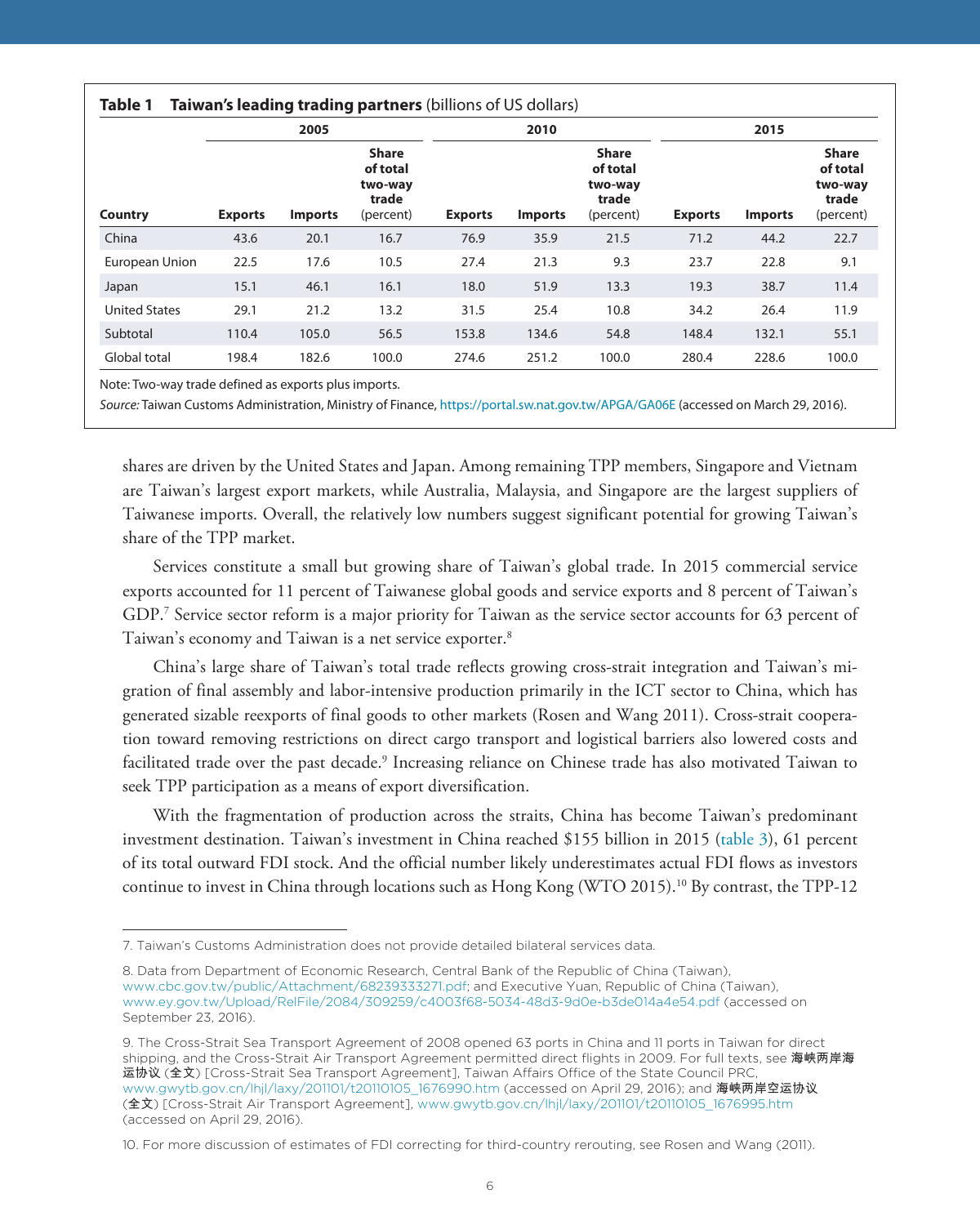**Table 1 Taiwan's leading trading partners** (billions of US dollars)

| Country | 2005 | | | 2010 | | | 2015 | | |
|---|---|---|---|---|---|---|---|---|---|
| | Exports | Imports | Share of total two-way trade (percent) | Exports | Imports | Share of total two-way trade (percent) | Exports | Imports | Share of total two-way trade (percent) |
| China | 43.6 | 20.1 | 16.7 | 76.9 | 35.9 | 21.5 | 71.2 | 44.2 | 22.7 |
| European Union | 22.5 | 17.6 | 10.5 | 27.4 | 21.3 | 9.3 | 23.7 | 22.8 | 9.1 |
| Japan | 15.1 | 46.1 | 16.1 | 18.0 | 51.9 | 13.3 | 19.3 | 38.7 | 11.4 |
| United States | 29.1 | 21.2 | 13.2 | 31.5 | 25.4 | 10.8 | 34.2 | 26.4 | 11.9 |
| Subtotal | 110.4 | 105.0 | 56.5 | 153.8 | 134.6 | 54.8 | 148.4 | 132.1 | 55.1 |
| Global total | 198.4 | 182.6 | 100.0 | 274.6 | 251.2 | 100.0 | 280.4 | 228.6 | 100.0 |

Note: Two-way trade defined as exports plus imports.

*Source:* Taiwan Customs Administration, Ministry of Finance, https://portal.sw.nat.gov.tw/APGA/GA06E (accessed on March 29, 2016).

shares are driven by the United States and Japan. Among remaining TPP members, Singapore and Vietnam are Taiwan's largest export markets, while Australia, Malaysia, and Singapore are the largest suppliers of Taiwanese imports. Overall, the relatively low numbers suggest significant potential for growing Taiwan's share of the TPP market.

Services constitute a small but growing share of Taiwan's global trade. In 2015 commercial service exports accounted for 11 percent of Taiwanese global goods and service exports and 8 percent of Taiwan's GDP.[7] Service sector reform is a major priority for Taiwan as the service sector accounts for 63 percent of Taiwan's economy and Taiwan is a net service exporter.[8]

China's large share of Taiwan's total trade reflects growing cross-strait integration and Taiwan's migration of final assembly and labor-intensive production primarily in the ICT sector to China, which has generated sizable reexports of final goods to other markets (Rosen and Wang 2011). Cross-strait cooperation toward removing restrictions on direct cargo transport and logistical barriers also lowered costs and facilitated trade over the past decade.[9] Increasing reliance on Chinese trade has also motivated Taiwan to seek TPP participation as a means of export diversification.

With the fragmentation of production across the straits, China has become Taiwan's predominant investment destination. Taiwan's investment in China reached $155 billion in 2015 (table 3), 61 percent of its total outward FDI stock. And the official number likely underestimates actual FDI flows as investors continue to invest in China through locations such as Hong Kong (WTO 2015).[10] By contrast, the TPP-12

7. Taiwan's Customs Administration does not provide detailed bilateral services data.

8. Data from Department of Economic Research, Central Bank of the Republic of China (Taiwan), www.cbc.gov.tw/public/Attachment/68239333271.pdf; and Executive Yuan, Republic of China (Taiwan), www.ey.gov.tw/Upload/RelFile/2084/309259/c4003f68-5034-48d3-9d0e-b3de014a4e54.pdf (accessed on September 23, 2016).

9. The Cross-Strait Sea Transport Agreement of 2008 opened 63 ports in China and 11 ports in Taiwan for direct shipping, and the Cross-Strait Air Transport Agreement permitted direct flights in 2009. For full texts, see 海峡两岸海运协议 (全文) [Cross-Strait Sea Transport Agreement], Taiwan Affairs Office of the State Council PRC, www.gwytb.gov.cn/lhjl/laxy/201101/t20110105_1676990.htm (accessed on April 29, 2016); and 海峡两岸空运协议 (全文) [Cross-Strait Air Transport Agreement], www.gwytb.gov.cn/lhjl/laxy/201101/t20110105_1676995.htm (accessed on April 29, 2016).

10. For more discussion of estimates of FDI correcting for third-country rerouting, see Rosen and Wang (2011).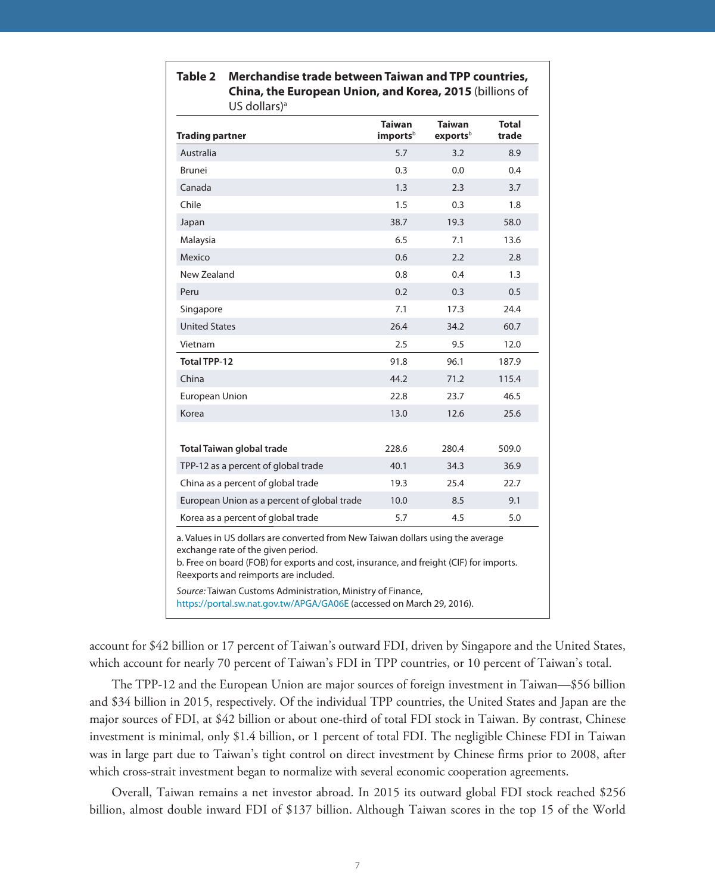**Table 2 Merchandise trade between Taiwan and TPP countries, China, the European Union, and Korea, 2015** (billions of US dollars)[a]

| Trading partner | Taiwan imports[b] | Taiwan exports[b] | Total trade |
|---|---|---|---|
| Australia | 5.7 | 3.2 | 8.9 |
| Brunei | 0.3 | 0.0 | 0.4 |
| Canada | 1.3 | 2.3 | 3.7 |
| Chile | 1.5 | 0.3 | 1.8 |
| Japan | 38.7 | 19.3 | 58.0 |
| Malaysia | 6.5 | 7.1 | 13.6 |
| Mexico | 0.6 | 2.2 | 2.8 |
| New Zealand | 0.8 | 0.4 | 1.3 |
| Peru | 0.2 | 0.3 | 0.5 |
| Singapore | 7.1 | 17.3 | 24.4 |
| United States | 26.4 | 34.2 | 60.7 |
| Vietnam | 2.5 | 9.5 | 12.0 |
| **Total TPP-12** | 91.8 | 96.1 | 187.9 |
| China | 44.2 | 71.2 | 115.4 |
| European Union | 22.8 | 23.7 | 46.5 |
| Korea | 13.0 | 12.6 | 25.6 |
| | | | |
| **Total Taiwan global trade** | 228.6 | 280.4 | 509.0 |
| TPP-12 as a percent of global trade | 40.1 | 34.3 | 36.9 |
| China as a percent of global trade | 19.3 | 25.4 | 22.7 |
| European Union as a percent of global trade | 10.0 | 8.5 | 9.1 |
| Korea as a percent of global trade | 5.7 | 4.5 | 5.0 |

a. Values in US dollars are converted from New Taiwan dollars using the average exchange rate of the given period.
b. Free on board (FOB) for exports and cost, insurance, and freight (CIF) for imports. Reexports and reimports are included.

*Source:* Taiwan Customs Administration, Ministry of Finance, https://portal.sw.nat.gov.tw/APGA/GA06E (accessed on March 29, 2016).

account for $42 billion or 17 percent of Taiwan's outward FDI, driven by Singapore and the United States, which account for nearly 70 percent of Taiwan's FDI in TPP countries, or 10 percent of Taiwan's total.

The TPP-12 and the European Union are major sources of foreign investment in Taiwan—$56 billion and $34 billion in 2015, respectively. Of the individual TPP countries, the United States and Japan are the major sources of FDI, at $42 billion or about one-third of total FDI stock in Taiwan. By contrast, Chinese investment is minimal, only $1.4 billion, or 1 percent of total FDI. The negligible Chinese FDI in Taiwan was in large part due to Taiwan's tight control on direct investment by Chinese firms prior to 2008, after which cross-strait investment began to normalize with several economic cooperation agreements.

Overall, Taiwan remains a net investor abroad. In 2015 its outward global FDI stock reached $256 billion, almost double inward FDI of $137 billion. Although Taiwan scores in the top 15 of the World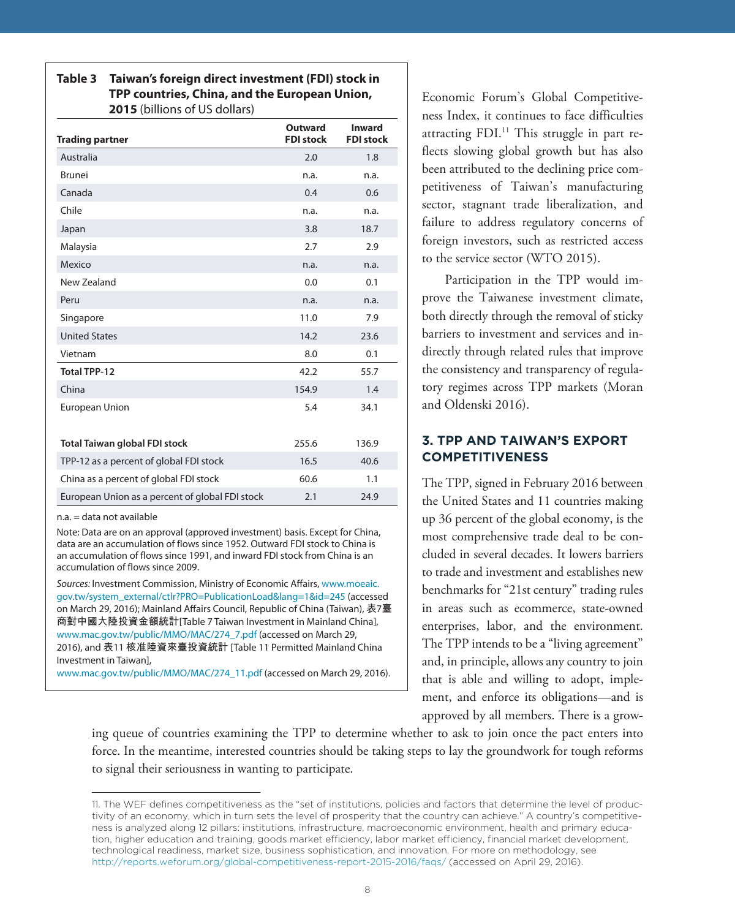**Table 3 Taiwan's foreign direct investment (FDI) stock in TPP countries, China, and the European Union, 2015** (billions of US dollars)

| Trading partner | Outward FDI stock | Inward FDI stock |
|---|---|---|
| Australia | 2.0 | 1.8 |
| Brunei | n.a. | n.a. |
| Canada | 0.4 | 0.6 |
| Chile | n.a. | n.a. |
| Japan | 3.8 | 18.7 |
| Malaysia | 2.7 | 2.9 |
| Mexico | n.a. | n.a. |
| New Zealand | 0.0 | 0.1 |
| Peru | n.a. | n.a. |
| Singapore | 11.0 | 7.9 |
| United States | 14.2 | 23.6 |
| Vietnam | 8.0 | 0.1 |
| **Total TPP-12** | 42.2 | 55.7 |
| China | 154.9 | 1.4 |
| European Union | 5.4 | 34.1 |
| **Total Taiwan global FDI stock** | 255.6 | 136.9 |
| TPP-12 as a percent of global FDI stock | 16.5 | 40.6 |
| China as a percent of global FDI stock | 60.6 | 1.1 |
| European Union as a percent of global FDI stock | 2.1 | 24.9 |

n.a. = data not available

Note: Data are on an approval (approved investment) basis. Except for China, data are an accumulation of flows since 1952. Outward FDI stock to China is an accumulation of flows since 1991, and inward FDI stock from China is an accumulation of flows since 2009.

*Sources:* Investment Commission, Ministry of Economic Affairs, www.moeaic.gov.tw/system_external/ctlr?PRO=PublicationLoad&lang=1&id=245 (accessed on March 29, 2016); Mainland Affairs Council, Republic of China (Taiwan), 表7臺商對中國大陸投資金額統計[Table 7 Taiwan Investment in Mainland China], www.mac.gov.tw/public/MMO/MAC/274_7.pdf (accessed on March 29, 2016), and 表11 核准陸資來臺投資統計 [Table 11 Permitted Mainland China Investment in Taiwan], www.mac.gov.tw/public/MMO/MAC/274_11.pdf (accessed on March 29, 2016).

Economic Forum's Global Competitiveness Index, it continues to face difficulties attracting FDI.[11] This struggle in part reflects slowing global growth but has also been attributed to the declining price competitiveness of Taiwan's manufacturing sector, stagnant trade liberalization, and failure to address regulatory concerns of foreign investors, such as restricted access to the service sector (WTO 2015).

Participation in the TPP would improve the Taiwanese investment climate, both directly through the removal of sticky barriers to investment and services and indirectly through related rules that improve the consistency and transparency of regulatory regimes across TPP markets (Moran and Oldenski 2016).

## 3. TPP AND TAIWAN'S EXPORT COMPETITIVENESS

The TPP, signed in February 2016 between the United States and 11 countries making up 36 percent of the global economy, is the most comprehensive trade deal to be concluded in several decades. It lowers barriers to trade and investment and establishes new benchmarks for "21st century" trading rules in areas such as ecommerce, state-owned enterprises, labor, and the environment. The TPP intends to be a "living agreement" and, in principle, allows any country to join that is able and willing to adopt, implement, and enforce its obligations—and is approved by all members. There is a growing queue of countries examining the TPP to determine whether to ask to join once the pact enters into force. In the meantime, interested countries should be taking steps to lay the groundwork for tough reforms to signal their seriousness in wanting to participate.

---

11. The WEF defines competitiveness as the "set of institutions, policies and factors that determine the level of productivity of an economy, which in turn sets the level of prosperity that the country can achieve." A country's competitiveness is analyzed along 12 pillars: institutions, infrastructure, macroeconomic environment, health and primary education, higher education and training, goods market efficiency, labor market efficiency, financial market development, technological readiness, market size, business sophistication, and innovation. For more on methodology, see http://reports.weforum.org/global-competitiveness-report-2015-2016/faqs/ (accessed on April 29, 2016).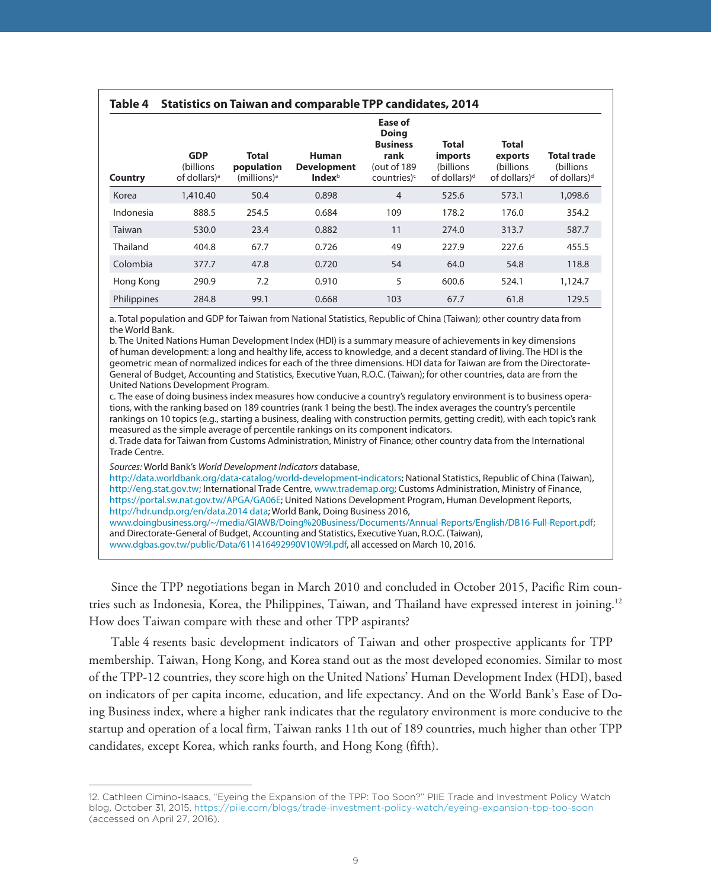**Table 4 Statistics on Taiwan and comparable TPP candidates, 2014**

| Country | GDP (billions of dollars)[a] | Total population (millions)[a] | Human Development Index[b] | Ease of Doing Business rank (out of 189 countries)[c] | Total imports (billions of dollars)[d] | Total exports (billions of dollars)[d] | Total trade (billions of dollars)[d] |
|---|---|---|---|---|---|---|---|
| Korea | 1,410.40 | 50.4 | 0.898 | 4 | 525.6 | 573.1 | 1,098.6 |
| Indonesia | 888.5 | 254.5 | 0.684 | 109 | 178.2 | 176.0 | 354.2 |
| Taiwan | 530.0 | 23.4 | 0.882 | 11 | 274.0 | 313.7 | 587.7 |
| Thailand | 404.8 | 67.7 | 0.726 | 49 | 227.9 | 227.6 | 455.5 |
| Colombia | 377.7 | 47.8 | 0.720 | 54 | 64.0 | 54.8 | 118.8 |
| Hong Kong | 290.9 | 7.2 | 0.910 | 5 | 600.6 | 524.1 | 1,124.7 |
| Philippines | 284.8 | 99.1 | 0.668 | 103 | 67.7 | 61.8 | 129.5 |

a. Total population and GDP for Taiwan from National Statistics, Republic of China (Taiwan); other country data from the World Bank.

b. The United Nations Human Development Index (HDI) is a summary measure of achievements in key dimensions of human development: a long and healthy life, access to knowledge, and a decent standard of living. The HDI is the geometric mean of normalized indices for each of the three dimensions. HDI data for Taiwan are from the Directorate-General of Budget, Accounting and Statistics, Executive Yuan, R.O.C. (Taiwan); for other countries, data are from the United Nations Development Program.

c. The ease of doing business index measures how conducive a country's regulatory environment is to business operations, with the ranking based on 189 countries (rank 1 being the best). The index averages the country's percentile rankings on 10 topics (e.g., starting a business, dealing with construction permits, getting credit), with each topic's rank measured as the simple average of percentile rankings on its component indicators.

d. Trade data for Taiwan from Customs Administration, Ministry of Finance; other country data from the International Trade Centre.

*Sources:* World Bank's *World Development Indicators* database, http://data.worldbank.org/data-catalog/world-development-indicators; National Statistics, Republic of China (Taiwan), http://eng.stat.gov.tw; International Trade Centre, www.trademap.org; Customs Administration, Ministry of Finance, https://portal.sw.nat.gov.tw/APGA/GA06E; United Nations Development Program, Human Development Reports, http://hdr.undp.org/en/data.2014 data; World Bank, Doing Business 2016, www.doingbusiness.org/~/media/GIAWB/Doing%20Business/Documents/Annual-Reports/English/DB16-Full-Report.pdf; and Directorate-General of Budget, Accounting and Statistics, Executive Yuan, R.O.C. (Taiwan), www.dgbas.gov.tw/public/Data/611416492990V10W9I.pdf, all accessed on March 10, 2016.

Since the TPP negotiations began in March 2010 and concluded in October 2015, Pacific Rim countries such as Indonesia, Korea, the Philippines, Taiwan, and Thailand have expressed interest in joining.[12] How does Taiwan compare with these and other TPP aspirants?

Table 4 resents basic development indicators of Taiwan and other prospective applicants for TPP membership. Taiwan, Hong Kong, and Korea stand out as the most developed economies. Similar to most of the TPP-12 countries, they score high on the United Nations' Human Development Index (HDI), based on indicators of per capita income, education, and life expectancy. And on the World Bank's Ease of Doing Business index, where a higher rank indicates that the regulatory environment is more conducive to the startup and operation of a local firm, Taiwan ranks 11th out of 189 countries, much higher than other TPP candidates, except Korea, which ranks fourth, and Hong Kong (fifth).

12. Cathleen Cimino-Isaacs, "Eyeing the Expansion of the TPP: Too Soon?" PIIE Trade and Investment Policy Watch blog, October 31, 2015, https://piie.com/blogs/trade-investment-policy-watch/eyeing-expansion-tpp-too-soon (accessed on April 27, 2016).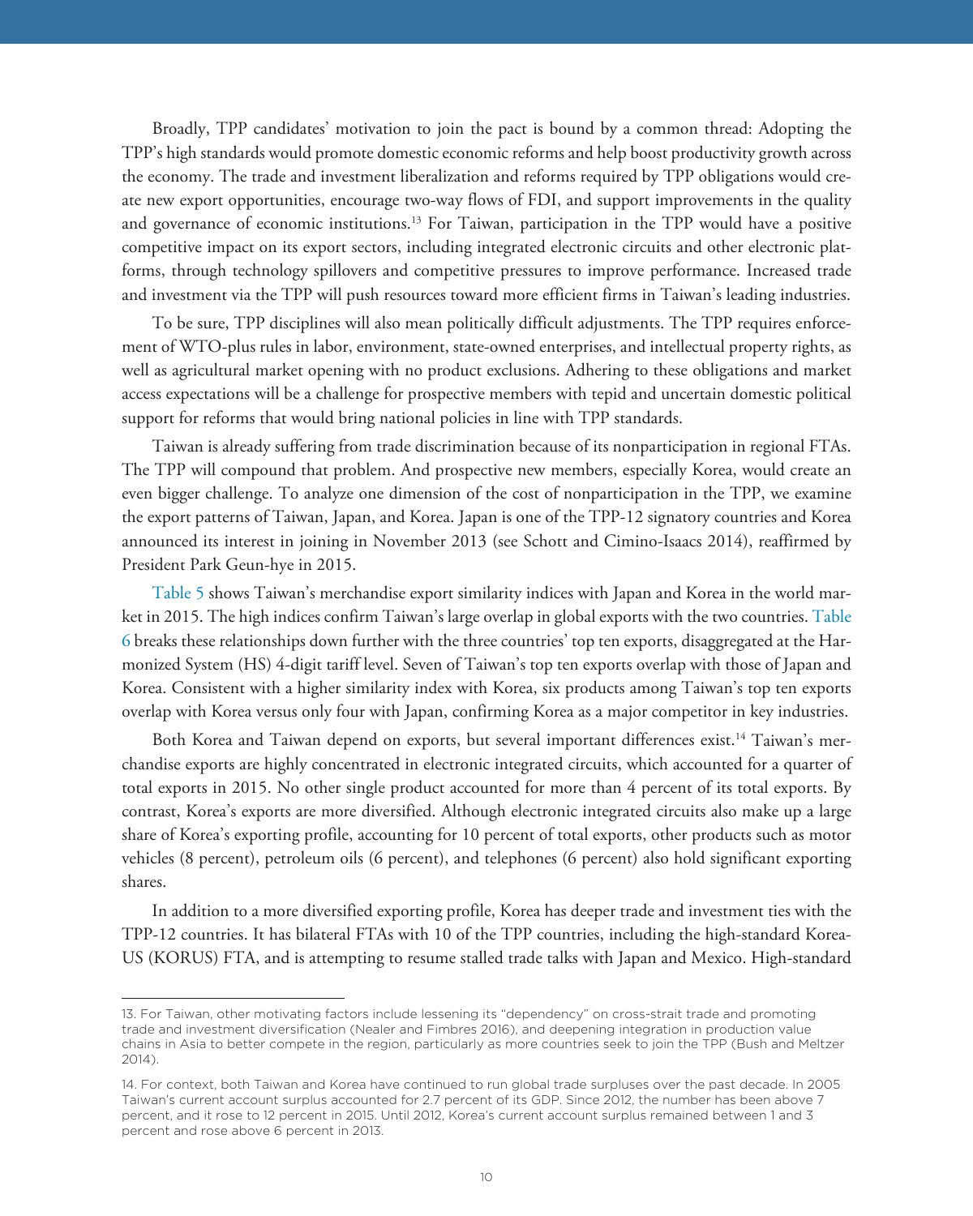Broadly, TPP candidates' motivation to join the pact is bound by a common thread: Adopting the TPP's high standards would promote domestic economic reforms and help boost productivity growth across the economy. The trade and investment liberalization and reforms required by TPP obligations would create new export opportunities, encourage two-way flows of FDI, and support improvements in the quality and governance of economic institutions.[13] For Taiwan, participation in the TPP would have a positive competitive impact on its export sectors, including integrated electronic circuits and other electronic platforms, through technology spillovers and competitive pressures to improve performance. Increased trade and investment via the TPP will push resources toward more efficient firms in Taiwan's leading industries.

To be sure, TPP disciplines will also mean politically difficult adjustments. The TPP requires enforcement of WTO-plus rules in labor, environment, state-owned enterprises, and intellectual property rights, as well as agricultural market opening with no product exclusions. Adhering to these obligations and market access expectations will be a challenge for prospective members with tepid and uncertain domestic political support for reforms that would bring national policies in line with TPP standards.

Taiwan is already suffering from trade discrimination because of its nonparticipation in regional FTAs. The TPP will compound that problem. And prospective new members, especially Korea, would create an even bigger challenge. To analyze one dimension of the cost of nonparticipation in the TPP, we examine the export patterns of Taiwan, Japan, and Korea. Japan is one of the TPP-12 signatory countries and Korea announced its interest in joining in November 2013 (see Schott and Cimino-Isaacs 2014), reaffirmed by President Park Geun-hye in 2015.

Table 5 shows Taiwan's merchandise export similarity indices with Japan and Korea in the world market in 2015. The high indices confirm Taiwan's large overlap in global exports with the two countries. Table 6 breaks these relationships down further with the three countries' top ten exports, disaggregated at the Harmonized System (HS) 4-digit tariff level. Seven of Taiwan's top ten exports overlap with those of Japan and Korea. Consistent with a higher similarity index with Korea, six products among Taiwan's top ten exports overlap with Korea versus only four with Japan, confirming Korea as a major competitor in key industries.

Both Korea and Taiwan depend on exports, but several important differences exist.[14] Taiwan's merchandise exports are highly concentrated in electronic integrated circuits, which accounted for a quarter of total exports in 2015. No other single product accounted for more than 4 percent of its total exports. By contrast, Korea's exports are more diversified. Although electronic integrated circuits also make up a large share of Korea's exporting profile, accounting for 10 percent of total exports, other products such as motor vehicles (8 percent), petroleum oils (6 percent), and telephones (6 percent) also hold significant exporting shares.

In addition to a more diversified exporting profile, Korea has deeper trade and investment ties with the TPP-12 countries. It has bilateral FTAs with 10 of the TPP countries, including the high-standard Korea-US (KORUS) FTA, and is attempting to resume stalled trade talks with Japan and Mexico. High-standard

---

13. For Taiwan, other motivating factors include lessening its "dependency" on cross-strait trade and promoting trade and investment diversification (Nealer and Fimbres 2016), and deepening integration in production value chains in Asia to better compete in the region, particularly as more countries seek to join the TPP (Bush and Meltzer 2014).

14. For context, both Taiwan and Korea have continued to run global trade surpluses over the past decade. In 2005 Taiwan's current account surplus accounted for 2.7 percent of its GDP. Since 2012, the number has been above 7 percent, and it rose to 12 percent in 2015. Until 2012, Korea's current account surplus remained between 1 and 3 percent and rose above 6 percent in 2013.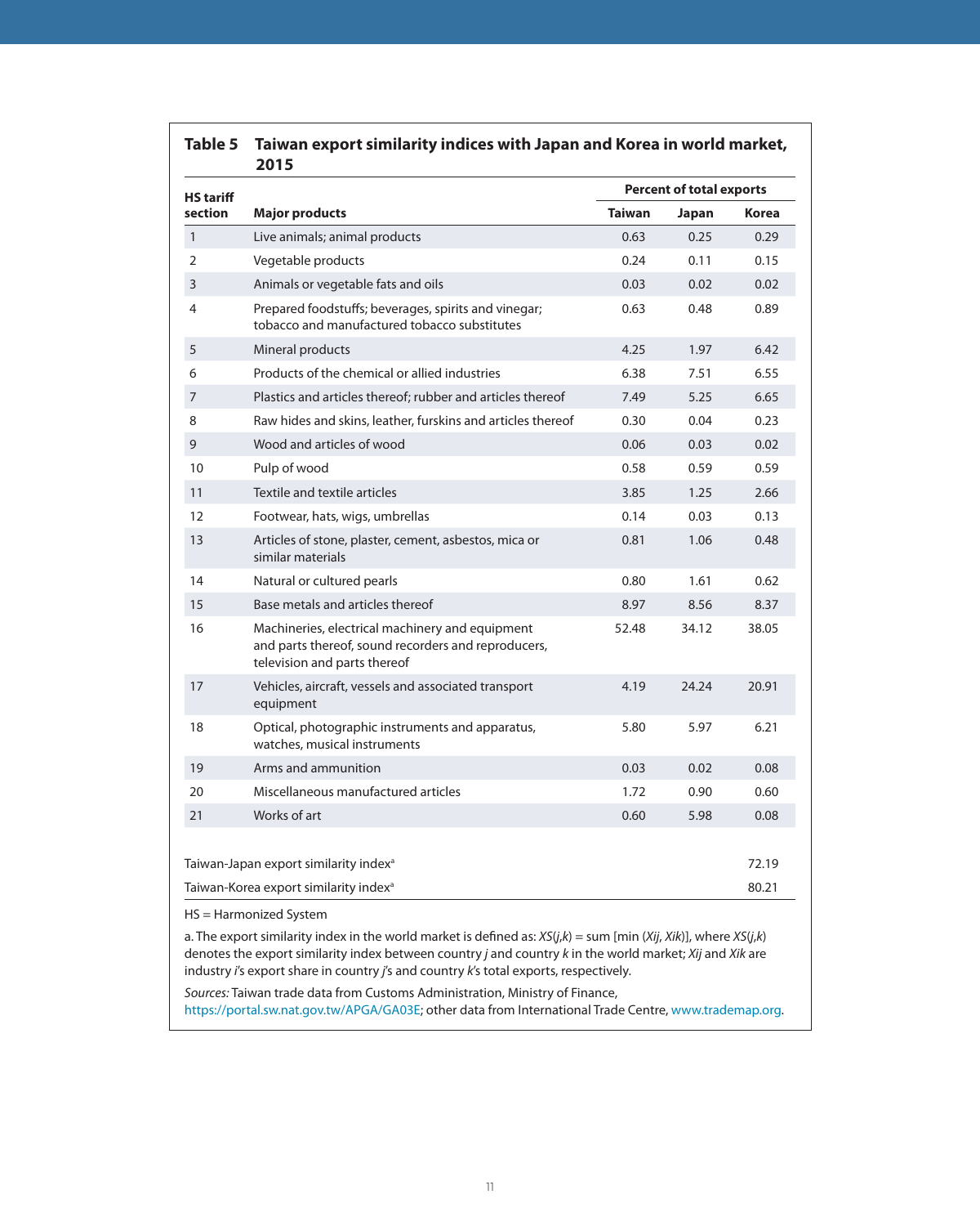**Table 5 Taiwan export similarity indices with Japan and Korea in world market, 2015**

| HS tariff section | Major products | Percent of total exports | | |
|---|---|---|---|---|
| | | Taiwan | Japan | Korea |
| 1 | Live animals; animal products | 0.63 | 0.25 | 0.29 |
| 2 | Vegetable products | 0.24 | 0.11 | 0.15 |
| 3 | Animals or vegetable fats and oils | 0.03 | 0.02 | 0.02 |
| 4 | Prepared foodstuffs; beverages, spirits and vinegar; tobacco and manufactured tobacco substitutes | 0.63 | 0.48 | 0.89 |
| 5 | Mineral products | 4.25 | 1.97 | 6.42 |
| 6 | Products of the chemical or allied industries | 6.38 | 7.51 | 6.55 |
| 7 | Plastics and articles thereof; rubber and articles thereof | 7.49 | 5.25 | 6.65 |
| 8 | Raw hides and skins, leather, furskins and articles thereof | 0.30 | 0.04 | 0.23 |
| 9 | Wood and articles of wood | 0.06 | 0.03 | 0.02 |
| 10 | Pulp of wood | 0.58 | 0.59 | 0.59 |
| 11 | Textile and textile articles | 3.85 | 1.25 | 2.66 |
| 12 | Footwear, hats, wigs, umbrellas | 0.14 | 0.03 | 0.13 |
| 13 | Articles of stone, plaster, cement, asbestos, mica or similar materials | 0.81 | 1.06 | 0.48 |
| 14 | Natural or cultured pearls | 0.80 | 1.61 | 0.62 |
| 15 | Base metals and articles thereof | 8.97 | 8.56 | 8.37 |
| 16 | Machineries, electrical machinery and equipment and parts thereof, sound recorders and reproducers, television and parts thereof | 52.48 | 34.12 | 38.05 |
| 17 | Vehicles, aircraft, vessels and associated transport equipment | 4.19 | 24.24 | 20.91 |
| 18 | Optical, photographic instruments and apparatus, watches, musical instruments | 5.80 | 5.97 | 6.21 |
| 19 | Arms and ammunition | 0.03 | 0.02 | 0.08 |
| 20 | Miscellaneous manufactured articles | 1.72 | 0.90 | 0.60 |
| 21 | Works of art | 0.60 | 5.98 | 0.08 |
| | | | | |
| Taiwan-Japan export similarity index[a] | | | | 72.19 |
| Taiwan-Korea export similarity index[a] | | | | 80.21 |

HS = Harmonized System

a. The export similarity index in the world market is defined as: $XS(j,k)$ = sum [min ($Xij$, $Xik$)], where $XS(j,k)$ denotes the export similarity index between country $j$ and country $k$ in the world market; $Xij$ and $Xik$ are industry $i$'s export share in country $j$'s and country $k$'s total exports, respectively.

*Sources:* Taiwan trade data from Customs Administration, Ministry of Finance, https://portal.sw.nat.gov.tw/APGA/GA03E; other data from International Trade Centre, www.trademap.org.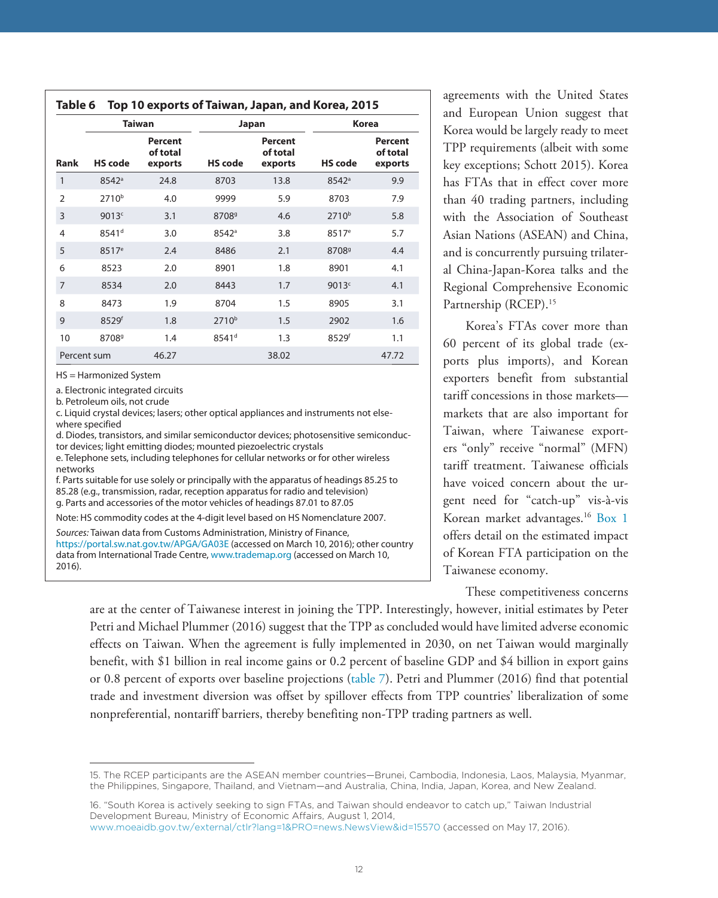**Table 6 Top 10 exports of Taiwan, Japan, and Korea, 2015**

| | Taiwan | | Japan | | Korea | |
|---|---|---|---|---|---|---|
| Rank | HS code | Percent of total exports | HS code | Percent of total exports | HS code | Percent of total exports |
| 1 | 8542[a] | 24.8 | 8703 | 13.8 | 8542[a] | 9.9 |
| 2 | 2710[b] | 4.0 | 9999 | 5.9 | 8703 | 7.9 |
| 3 | 9013[c] | 3.1 | 8708[g] | 4.6 | 2710[b] | 5.8 |
| 4 | 8541[d] | 3.0 | 8542[a] | 3.8 | 8517[e] | 5.7 |
| 5 | 8517[e] | 2.4 | 8486 | 2.1 | 8708[g] | 4.4 |
| 6 | 8523 | 2.0 | 8901 | 1.8 | 8901 | 4.1 |
| 7 | 8534 | 2.0 | 8443 | 1.7 | 9013[c] | 4.1 |
| 8 | 8473 | 1.9 | 8704 | 1.5 | 8905 | 3.1 |
| 9 | 8529[f] | 1.8 | 2710[b] | 1.5 | 2902 | 1.6 |
| 10 | 8708[g] | 1.4 | 8541[d] | 1.3 | 8529[f] | 1.1 |
| Percent sum | | 46.27 | | 38.02 | | 47.72 |

HS = Harmonized System

a. Electronic integrated circuits
b. Petroleum oils, not crude
c. Liquid crystal devices; lasers; other optical appliances and instruments not elsewhere specified
d. Diodes, transistors, and similar semiconductor devices; photosensitive semiconductor devices; light emitting diodes; mounted piezoelectric crystals
e. Telephone sets, including telephones for cellular networks or for other wireless networks
f. Parts suitable for use solely or principally with the apparatus of headings 85.25 to 85.28 (e.g., transmission, radar, reception apparatus for radio and television)
g. Parts and accessories of the motor vehicles of headings 87.01 to 87.05

Note: HS commodity codes at the 4-digit level based on HS Nomenclature 2007.

*Sources:* Taiwan data from Customs Administration, Ministry of Finance, https://portal.sw.nat.gov.tw/APGA/GA03E (accessed on March 10, 2016); other country data from International Trade Centre, www.trademap.org (accessed on March 10, 2016).

agreements with the United States and European Union suggest that Korea would be largely ready to meet TPP requirements (albeit with some key exceptions; Schott 2015). Korea has FTAs that in effect cover more than 40 trading partners, including with the Association of Southeast Asian Nations (ASEAN) and China, and is concurrently pursuing trilateral China-Japan-Korea talks and the Regional Comprehensive Economic Partnership (RCEP).[15]

Korea's FTAs cover more than 60 percent of its global trade (exports plus imports), and Korean exporters benefit from substantial tariff concessions in those markets—markets that are also important for Taiwan, where Taiwanese exporters "only" receive "normal" (MFN) tariff treatment. Taiwanese officials have voiced concern about the urgent need for "catch-up" vis-à-vis Korean market advantages.[16] Box 1 offers detail on the estimated impact of Korean FTA participation on the Taiwanese economy.

These competitiveness concerns are at the center of Taiwanese interest in joining the TPP. Interestingly, however, initial estimates by Peter Petri and Michael Plummer (2016) suggest that the TPP as concluded would have limited adverse economic effects on Taiwan. When the agreement is fully implemented in 2030, on net Taiwan would marginally benefit, with $1 billion in real income gains or 0.2 percent of baseline GDP and $4 billion in export gains or 0.8 percent of exports over baseline projections (table 7). Petri and Plummer (2016) find that potential trade and investment diversion was offset by spillover effects from TPP countries' liberalization of some nonpreferential, nontariff barriers, thereby benefiting non-TPP trading partners as well.

---

15. The RCEP participants are the ASEAN member countries—Brunei, Cambodia, Indonesia, Laos, Malaysia, Myanmar, the Philippines, Singapore, Thailand, and Vietnam—and Australia, China, India, Japan, Korea, and New Zealand.

16. "South Korea is actively seeking to sign FTAs, and Taiwan should endeavor to catch up," Taiwan Industrial Development Bureau, Ministry of Economic Affairs, August 1, 2014, www.moeaidb.gov.tw/external/ctlr?lang=1&PRO=news.NewsView&id=15570 (accessed on May 17, 2016).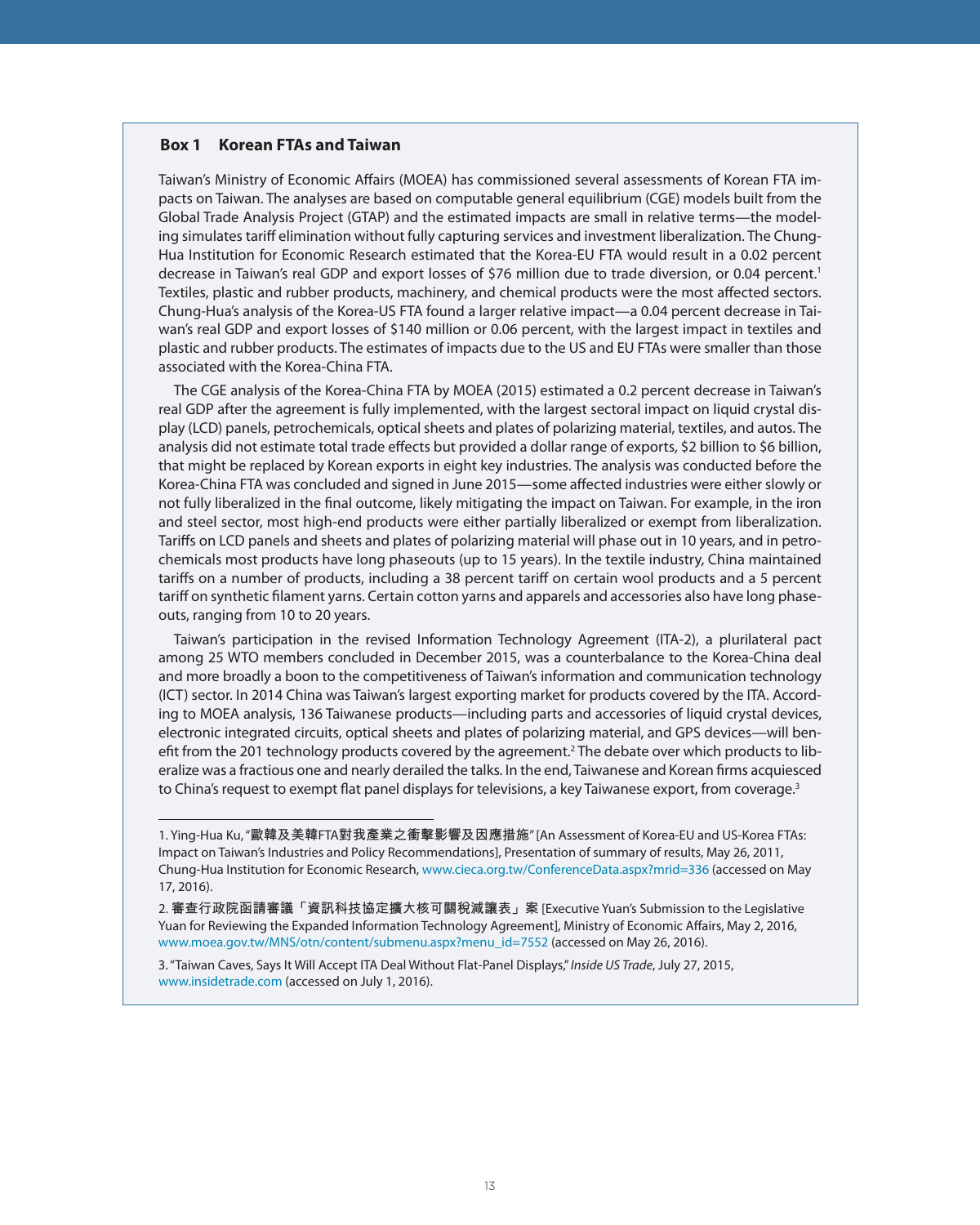### Box 1 Korean FTAs and Taiwan

Taiwan's Ministry of Economic Affairs (MOEA) has commissioned several assessments of Korean FTA impacts on Taiwan. The analyses are based on computable general equilibrium (CGE) models built from the Global Trade Analysis Project (GTAP) and the estimated impacts are small in relative terms—the modeling simulates tariff elimination without fully capturing services and investment liberalization. The Chung-Hua Institution for Economic Research estimated that the Korea-EU FTA would result in a 0.02 percent decrease in Taiwan's real GDP and export losses of $76 million due to trade diversion, or 0.04 percent.[1] Textiles, plastic and rubber products, machinery, and chemical products were the most affected sectors. Chung-Hua's analysis of the Korea-US FTA found a larger relative impact—a 0.04 percent decrease in Taiwan's real GDP and export losses of $140 million or 0.06 percent, with the largest impact in textiles and plastic and rubber products. The estimates of impacts due to the US and EU FTAs were smaller than those associated with the Korea-China FTA.

The CGE analysis of the Korea-China FTA by MOEA (2015) estimated a 0.2 percent decrease in Taiwan's real GDP after the agreement is fully implemented, with the largest sectoral impact on liquid crystal display (LCD) panels, petrochemicals, optical sheets and plates of polarizing material, textiles, and autos. The analysis did not estimate total trade effects but provided a dollar range of exports, $2 billion to $6 billion, that might be replaced by Korean exports in eight key industries. The analysis was conducted before the Korea-China FTA was concluded and signed in June 2015—some affected industries were either slowly or not fully liberalized in the final outcome, likely mitigating the impact on Taiwan. For example, in the iron and steel sector, most high-end products were either partially liberalized or exempt from liberalization. Tariffs on LCD panels and sheets and plates of polarizing material will phase out in 10 years, and in petrochemicals most products have long phaseouts (up to 15 years). In the textile industry, China maintained tariffs on a number of products, including a 38 percent tariff on certain wool products and a 5 percent tariff on synthetic filament yarns. Certain cotton yarns and apparels and accessories also have long phaseouts, ranging from 10 to 20 years.

Taiwan's participation in the revised Information Technology Agreement (ITA-2), a plurilateral pact among 25 WTO members concluded in December 2015, was a counterbalance to the Korea-China deal and more broadly a boon to the competitiveness of Taiwan's information and communication technology (ICT) sector. In 2014 China was Taiwan's largest exporting market for products covered by the ITA. According to MOEA analysis, 136 Taiwanese products—including parts and accessories of liquid crystal devices, electronic integrated circuits, optical sheets and plates of polarizing material, and GPS devices—will benefit from the 201 technology products covered by the agreement.[2] The debate over which products to liberalize was a fractious one and nearly derailed the talks. In the end, Taiwanese and Korean firms acquiesced to China's request to exempt flat panel displays for televisions, a key Taiwanese export, from coverage.[3]

---

1. Ying-Hua Ku, "歐韓及美韓FTA對我產業之衝擊影響及因應措施" [An Assessment of Korea-EU and US-Korea FTAs: Impact on Taiwan's Industries and Policy Recommendations], Presentation of summary of results, May 26, 2011, Chung-Hua Institution for Economic Research, www.cieca.org.tw/ConferenceData.aspx?mrid=336 (accessed on May 17, 2016).

2. 審查行政院函請審議「資訊科技協定擴大核可關稅減讓表」案 [Executive Yuan's Submission to the Legislative Yuan for Reviewing the Expanded Information Technology Agreement], Ministry of Economic Affairs, May 2, 2016, www.moea.gov.tw/MNS/otn/content/submenu.aspx?menu_id=7552 (accessed on May 26, 2016).

3. "Taiwan Caves, Says It Will Accept ITA Deal Without Flat-Panel Displays," *Inside US Trade*, July 27, 2015, www.insidetrade.com (accessed on July 1, 2016).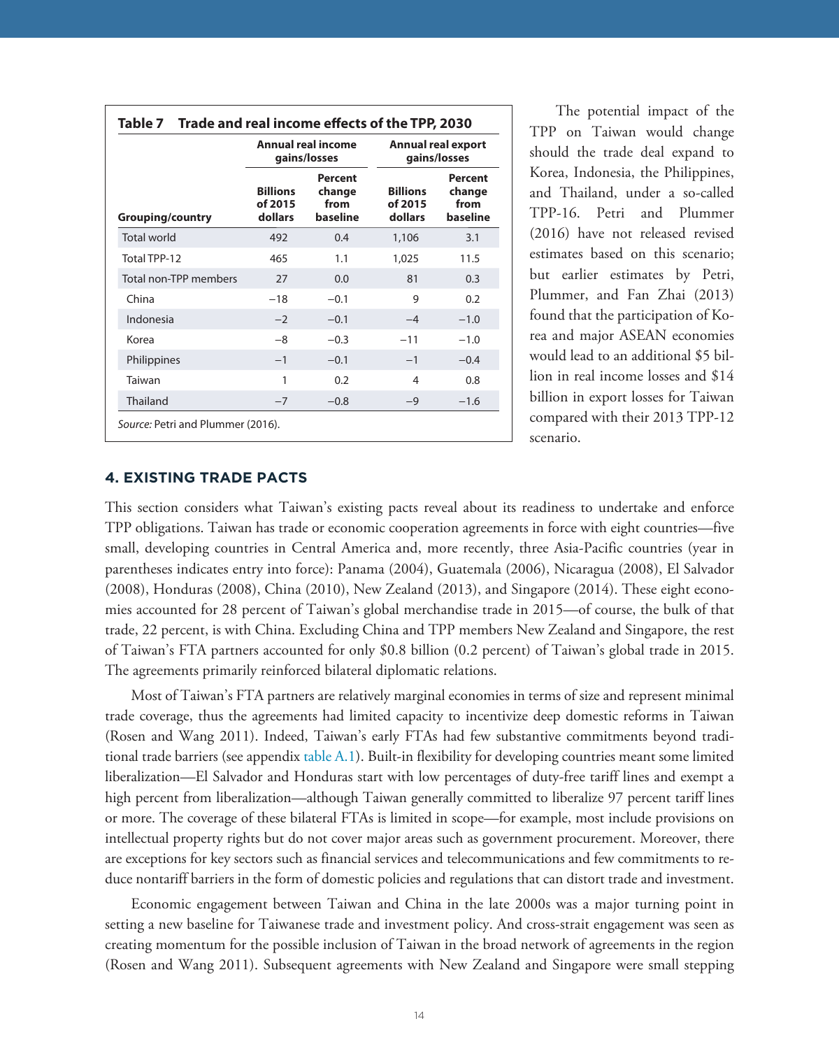**Table 7 Trade and real income effects of the TPP, 2030**

| Grouping/country | Annual real income gains/losses | | Annual real export gains/losses | |
|---|---|---|---|---|
| | Billions of 2015 dollars | Percent change from baseline | Billions of 2015 dollars | Percent change from baseline |
| Total world | 492 | 0.4 | 1,106 | 3.1 |
| Total TPP-12 | 465 | 1.1 | 1,025 | 11.5 |
| Total non-TPP members | 27 | 0.0 | 81 | 0.3 |
| China | −18 | −0.1 | 9 | 0.2 |
| Indonesia | −2 | −0.1 | −4 | −1.0 |
| Korea | −8 | −0.3 | −11 | −1.0 |
| Philippines | −1 | −0.1 | −1 | −0.4 |
| Taiwan | 1 | 0.2 | 4 | 0.8 |
| Thailand | −7 | −0.8 | −9 | −1.6 |

*Source:* Petri and Plummer (2016).

The potential impact of the TPP on Taiwan would change should the trade deal expand to Korea, Indonesia, the Philippines, and Thailand, under a so-called TPP-16. Petri and Plummer (2016) have not released revised estimates based on this scenario; but earlier estimates by Petri, Plummer, and Fan Zhai (2013) found that the participation of Korea and major ASEAN economies would lead to an additional $5 billion in real income losses and $14 billion in export losses for Taiwan compared with their 2013 TPP-12 scenario.

## 4. EXISTING TRADE PACTS

This section considers what Taiwan's existing pacts reveal about its readiness to undertake and enforce TPP obligations. Taiwan has trade or economic cooperation agreements in force with eight countries—five small, developing countries in Central America and, more recently, three Asia-Pacific countries (year in parentheses indicates entry into force): Panama (2004), Guatemala (2006), Nicaragua (2008), El Salvador (2008), Honduras (2008), China (2010), New Zealand (2013), and Singapore (2014). These eight economies accounted for 28 percent of Taiwan's global merchandise trade in 2015—of course, the bulk of that trade, 22 percent, is with China. Excluding China and TPP members New Zealand and Singapore, the rest of Taiwan's FTA partners accounted for only $0.8 billion (0.2 percent) of Taiwan's global trade in 2015. The agreements primarily reinforced bilateral diplomatic relations.

Most of Taiwan's FTA partners are relatively marginal economies in terms of size and represent minimal trade coverage, thus the agreements had limited capacity to incentivize deep domestic reforms in Taiwan (Rosen and Wang 2011). Indeed, Taiwan's early FTAs had few substantive commitments beyond traditional trade barriers (see appendix table A.1). Built-in flexibility for developing countries meant some limited liberalization—El Salvador and Honduras start with low percentages of duty-free tariff lines and exempt a high percent from liberalization—although Taiwan generally committed to liberalize 97 percent tariff lines or more. The coverage of these bilateral FTAs is limited in scope—for example, most include provisions on intellectual property rights but do not cover major areas such as government procurement. Moreover, there are exceptions for key sectors such as financial services and telecommunications and few commitments to reduce nontariff barriers in the form of domestic policies and regulations that can distort trade and investment.

Economic engagement between Taiwan and China in the late 2000s was a major turning point in setting a new baseline for Taiwanese trade and investment policy. And cross-strait engagement was seen as creating momentum for the possible inclusion of Taiwan in the broad network of agreements in the region (Rosen and Wang 2011). Subsequent agreements with New Zealand and Singapore were small stepping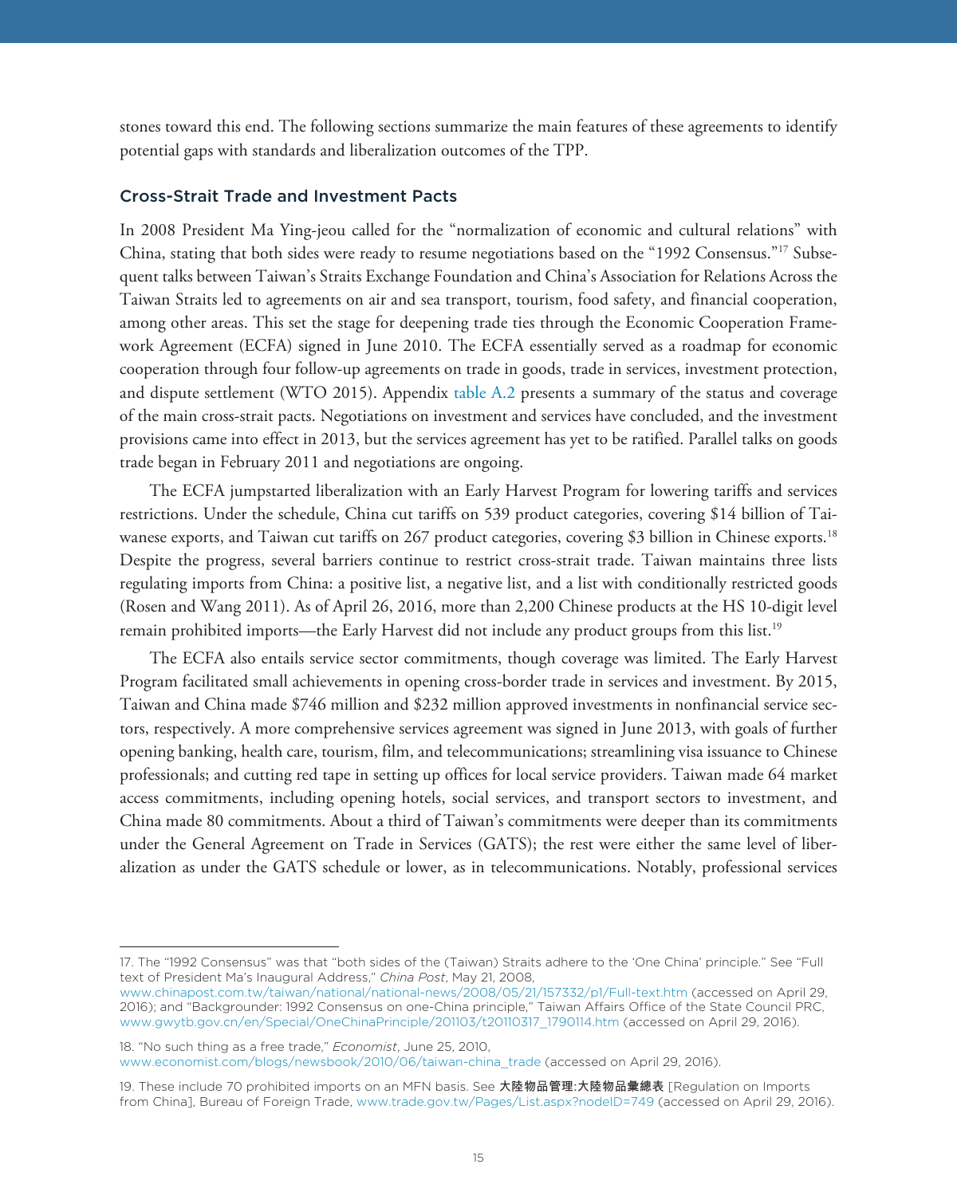stones toward this end. The following sections summarize the main features of these agreements to identify potential gaps with standards and liberalization outcomes of the TPP.

### Cross-Strait Trade and Investment Pacts

In 2008 President Ma Ying-jeou called for the "normalization of economic and cultural relations" with China, stating that both sides were ready to resume negotiations based on the "1992 Consensus."[17] Subsequent talks between Taiwan's Straits Exchange Foundation and China's Association for Relations Across the Taiwan Straits led to agreements on air and sea transport, tourism, food safety, and financial cooperation, among other areas. This set the stage for deepening trade ties through the Economic Cooperation Framework Agreement (ECFA) signed in June 2010. The ECFA essentially served as a roadmap for economic cooperation through four follow-up agreements on trade in goods, trade in services, investment protection, and dispute settlement (WTO 2015). Appendix table A.2 presents a summary of the status and coverage of the main cross-strait pacts. Negotiations on investment and services have concluded, and the investment provisions came into effect in 2013, but the services agreement has yet to be ratified. Parallel talks on goods trade began in February 2011 and negotiations are ongoing.

The ECFA jumpstarted liberalization with an Early Harvest Program for lowering tariffs and services restrictions. Under the schedule, China cut tariffs on 539 product categories, covering $14 billion of Taiwanese exports, and Taiwan cut tariffs on 267 product categories, covering $3 billion in Chinese exports.[18] Despite the progress, several barriers continue to restrict cross-strait trade. Taiwan maintains three lists regulating imports from China: a positive list, a negative list, and a list with conditionally restricted goods (Rosen and Wang 2011). As of April 26, 2016, more than 2,200 Chinese products at the HS 10-digit level remain prohibited imports—the Early Harvest did not include any product groups from this list.[19]

The ECFA also entails service sector commitments, though coverage was limited. The Early Harvest Program facilitated small achievements in opening cross-border trade in services and investment. By 2015, Taiwan and China made $746 million and $232 million approved investments in nonfinancial service sectors, respectively. A more comprehensive services agreement was signed in June 2013, with goals of further opening banking, health care, tourism, film, and telecommunications; streamlining visa issuance to Chinese professionals; and cutting red tape in setting up offices for local service providers. Taiwan made 64 market access commitments, including opening hotels, social services, and transport sectors to investment, and China made 80 commitments. About a third of Taiwan's commitments were deeper than its commitments under the General Agreement on Trade in Services (GATS); the rest were either the same level of liberalization as under the GATS schedule or lower, as in telecommunications. Notably, professional services

---

17. The "1992 Consensus" was that "both sides of the (Taiwan) Straits adhere to the 'One China' principle." See "Full text of President Ma's Inaugural Address," *China Post*, May 21, 2008, www.chinapost.com.tw/taiwan/national/national-news/2008/05/21/157332/p1/Full-text.htm (accessed on April 29, 2016); and "Backgrounder: 1992 Consensus on one-China principle," Taiwan Affairs Office of the State Council PRC, www.gwytb.gov.cn/en/Special/OneChinaPrinciple/201103/t20110317_1790114.htm (accessed on April 29, 2016).

18. "No such thing as a free trade," *Economist*, June 25, 2010, www.economist.com/blogs/newsbook/2010/06/taiwan-china_trade (accessed on April 29, 2016).

19. These include 70 prohibited imports on an MFN basis. See **大陸物品管理:大陸物品彙總表** [Regulation on Imports from China], Bureau of Foreign Trade, www.trade.gov.tw/Pages/List.aspx?nodeID=749 (accessed on April 29, 2016).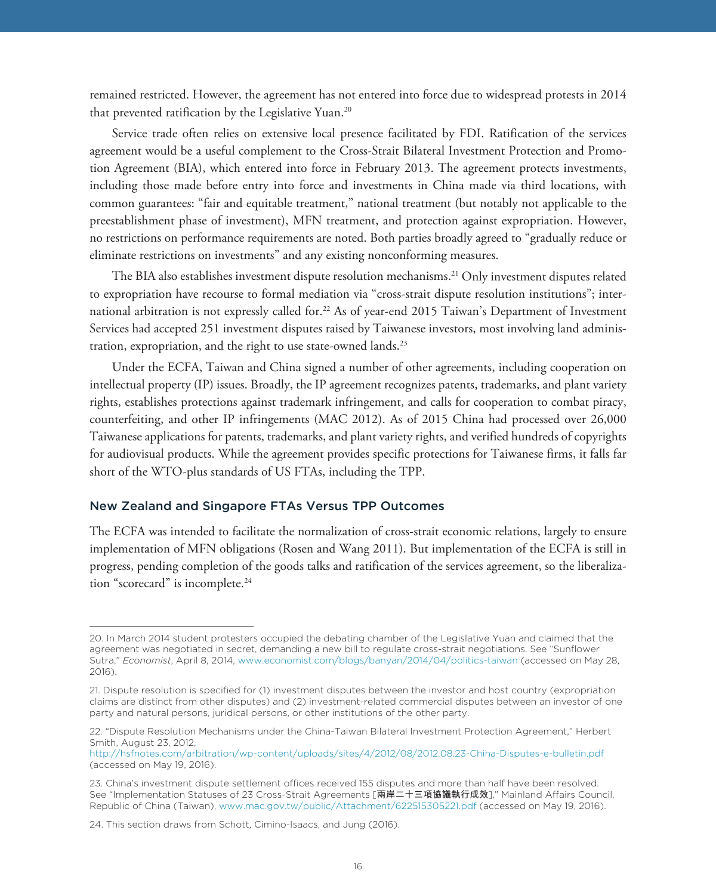remained restricted. However, the agreement has not entered into force due to widespread protests in 2014 that prevented ratification by the Legislative Yuan.[20]

Service trade often relies on extensive local presence facilitated by FDI. Ratification of the services agreement would be a useful complement to the Cross-Strait Bilateral Investment Protection and Promotion Agreement (BIA), which entered into force in February 2013. The agreement protects investments, including those made before entry into force and investments in China made via third locations, with common guarantees: "fair and equitable treatment," national treatment (but notably not applicable to the preestablishment phase of investment), MFN treatment, and protection against expropriation. However, no restrictions on performance requirements are noted. Both parties broadly agreed to "gradually reduce or eliminate restrictions on investments" and any existing nonconforming measures.

The BIA also establishes investment dispute resolution mechanisms.[21] Only investment disputes related to expropriation have recourse to formal mediation via "cross-strait dispute resolution institutions"; international arbitration is not expressly called for.[22] As of year-end 2015 Taiwan's Department of Investment Services had accepted 251 investment disputes raised by Taiwanese investors, most involving land administration, expropriation, and the right to use state-owned lands.[23]

Under the ECFA, Taiwan and China signed a number of other agreements, including cooperation on intellectual property (IP) issues. Broadly, the IP agreement recognizes patents, trademarks, and plant variety rights, establishes protections against trademark infringement, and calls for cooperation to combat piracy, counterfeiting, and other IP infringements (MAC 2012). As of 2015 China had processed over 26,000 Taiwanese applications for patents, trademarks, and plant variety rights, and verified hundreds of copyrights for audiovisual products. While the agreement provides specific protections for Taiwanese firms, it falls far short of the WTO-plus standards of US FTAs, including the TPP.

### New Zealand and Singapore FTAs Versus TPP Outcomes

The ECFA was intended to facilitate the normalization of cross-strait economic relations, largely to ensure implementation of MFN obligations (Rosen and Wang 2011). But implementation of the ECFA is still in progress, pending completion of the goods talks and ratification of the services agreement, so the liberalization "scorecard" is incomplete.[24]

---

20. In March 2014 student protesters occupied the debating chamber of the Legislative Yuan and claimed that the agreement was negotiated in secret, demanding a new bill to regulate cross-strait negotiations. See "Sunflower Sutra," *Economist*, April 8, 2014, www.economist.com/blogs/banyan/2014/04/politics-taiwan (accessed on May 28, 2016).

21. Dispute resolution is specified for (1) investment disputes between the investor and host country (expropriation claims are distinct from other disputes) and (2) investment-related commercial disputes between an investor of one party and natural persons, juridical persons, or other institutions of the other party.

22. "Dispute Resolution Mechanisms under the China-Taiwan Bilateral Investment Protection Agreement," Herbert Smith, August 23, 2012, http://hsfnotes.com/arbitration/wp-content/uploads/sites/4/2012/08/2012.08.23-China-Disputes-e-bulletin.pdf (accessed on May 19, 2016).

23. China's investment dispute settlement offices received 155 disputes and more than half have been resolved. See "Implementation Statuses of 23 Cross-Strait Agreements [**兩岸二十三項協議執行成效**]," Mainland Affairs Council, Republic of China (Taiwan), www.mac.gov.tw/public/Attachment/622515305221.pdf (accessed on May 19, 2016).

24. This section draws from Schott, Cimino-Isaacs, and Jung (2016).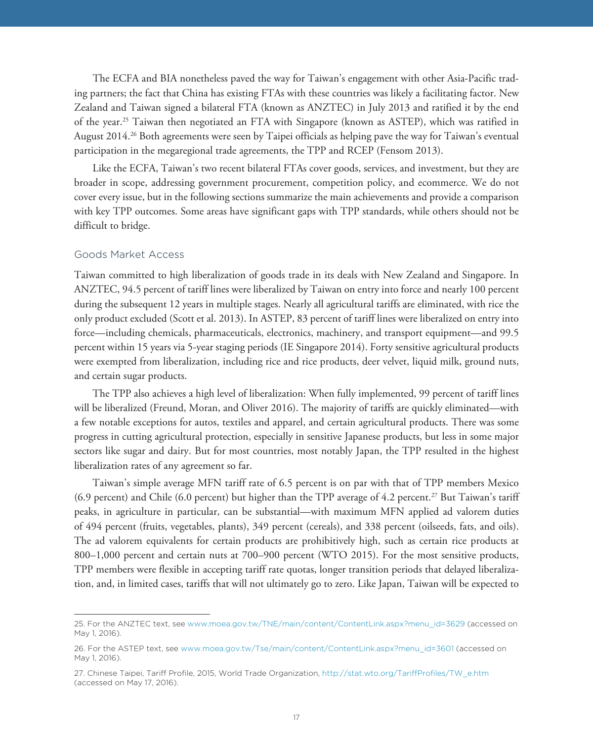The ECFA and BIA nonetheless paved the way for Taiwan's engagement with other Asia-Pacific trading partners; the fact that China has existing FTAs with these countries was likely a facilitating factor. New Zealand and Taiwan signed a bilateral FTA (known as ANZTEC) in July 2013 and ratified it by the end of the year.[25] Taiwan then negotiated an FTA with Singapore (known as ASTEP), which was ratified in August 2014.[26] Both agreements were seen by Taipei officials as helping pave the way for Taiwan's eventual participation in the megaregional trade agreements, the TPP and RCEP (Fensom 2013).

Like the ECFA, Taiwan's two recent bilateral FTAs cover goods, services, and investment, but they are broader in scope, addressing government procurement, competition policy, and ecommerce. We do not cover every issue, but in the following sections summarize the main achievements and provide a comparison with key TPP outcomes. Some areas have significant gaps with TPP standards, while others should not be difficult to bridge.

## Goods Market Access

Taiwan committed to high liberalization of goods trade in its deals with New Zealand and Singapore. In ANZTEC, 94.5 percent of tariff lines were liberalized by Taiwan on entry into force and nearly 100 percent during the subsequent 12 years in multiple stages. Nearly all agricultural tariffs are eliminated, with rice the only product excluded (Scott et al. 2013). In ASTEP, 83 percent of tariff lines were liberalized on entry into force—including chemicals, pharmaceuticals, electronics, machinery, and transport equipment—and 99.5 percent within 15 years via 5-year staging periods (IE Singapore 2014). Forty sensitive agricultural products were exempted from liberalization, including rice and rice products, deer velvet, liquid milk, ground nuts, and certain sugar products.

The TPP also achieves a high level of liberalization: When fully implemented, 99 percent of tariff lines will be liberalized (Freund, Moran, and Oliver 2016). The majority of tariffs are quickly eliminated—with a few notable exceptions for autos, textiles and apparel, and certain agricultural products. There was some progress in cutting agricultural protection, especially in sensitive Japanese products, but less in some major sectors like sugar and dairy. But for most countries, most notably Japan, the TPP resulted in the highest liberalization rates of any agreement so far.

Taiwan's simple average MFN tariff rate of 6.5 percent is on par with that of TPP members Mexico (6.9 percent) and Chile (6.0 percent) but higher than the TPP average of 4.2 percent.[27] But Taiwan's tariff peaks, in agriculture in particular, can be substantial—with maximum MFN applied ad valorem duties of 494 percent (fruits, vegetables, plants), 349 percent (cereals), and 338 percent (oilseeds, fats, and oils). The ad valorem equivalents for certain products are prohibitively high, such as certain rice products at 800–1,000 percent and certain nuts at 700–900 percent (WTO 2015). For the most sensitive products, TPP members were flexible in accepting tariff rate quotas, longer transition periods that delayed liberalization, and, in limited cases, tariffs that will not ultimately go to zero. Like Japan, Taiwan will be expected to

---

25. For the ANZTEC text, see www.moea.gov.tw/TNE/main/content/ContentLink.aspx?menu_id=3629 (accessed on May 1, 2016).

26. For the ASTEP text, see www.moea.gov.tw/Tse/main/content/ContentLink.aspx?menu_id=3601 (accessed on May 1, 2016).

27. Chinese Taipei, Tariff Profile, 2015, World Trade Organization, http://stat.wto.org/TariffProfiles/TW_e.htm (accessed on May 17, 2016).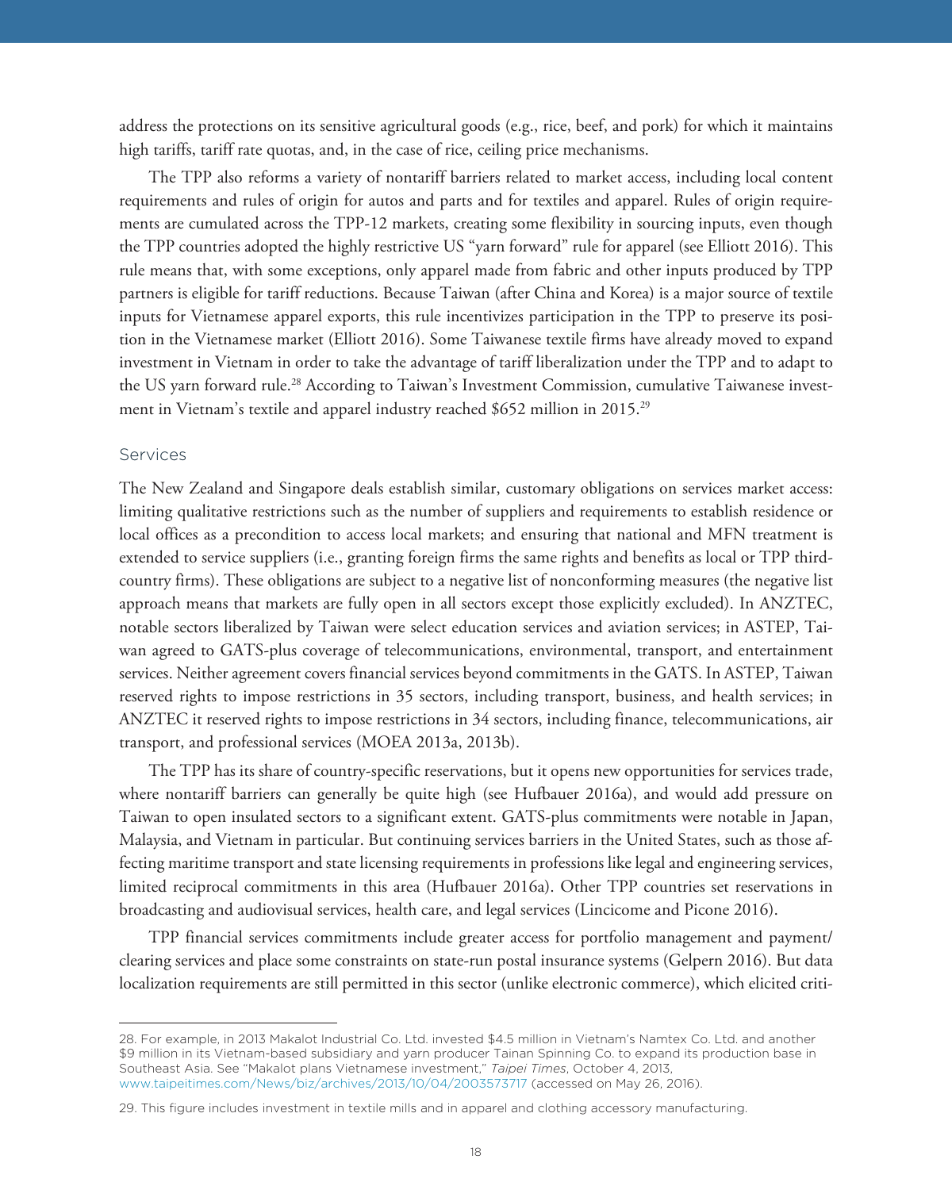address the protections on its sensitive agricultural goods (e.g., rice, beef, and pork) for which it maintains high tariffs, tariff rate quotas, and, in the case of rice, ceiling price mechanisms.

The TPP also reforms a variety of nontariff barriers related to market access, including local content requirements and rules of origin for autos and parts and for textiles and apparel. Rules of origin requirements are cumulated across the TPP-12 markets, creating some flexibility in sourcing inputs, even though the TPP countries adopted the highly restrictive US "yarn forward" rule for apparel (see Elliott 2016). This rule means that, with some exceptions, only apparel made from fabric and other inputs produced by TPP partners is eligible for tariff reductions. Because Taiwan (after China and Korea) is a major source of textile inputs for Vietnamese apparel exports, this rule incentivizes participation in the TPP to preserve its position in the Vietnamese market (Elliott 2016). Some Taiwanese textile firms have already moved to expand investment in Vietnam in order to take the advantage of tariff liberalization under the TPP and to adapt to the US yarn forward rule.[28] According to Taiwan's Investment Commission, cumulative Taiwanese investment in Vietnam's textile and apparel industry reached $652 million in 2015.[29]

## Services

The New Zealand and Singapore deals establish similar, customary obligations on services market access: limiting qualitative restrictions such as the number of suppliers and requirements to establish residence or local offices as a precondition to access local markets; and ensuring that national and MFN treatment is extended to service suppliers (i.e., granting foreign firms the same rights and benefits as local or TPP third-country firms). These obligations are subject to a negative list of nonconforming measures (the negative list approach means that markets are fully open in all sectors except those explicitly excluded). In ANZTEC, notable sectors liberalized by Taiwan were select education services and aviation services; in ASTEP, Taiwan agreed to GATS-plus coverage of telecommunications, environmental, transport, and entertainment services. Neither agreement covers financial services beyond commitments in the GATS. In ASTEP, Taiwan reserved rights to impose restrictions in 35 sectors, including transport, business, and health services; in ANZTEC it reserved rights to impose restrictions in 34 sectors, including finance, telecommunications, air transport, and professional services (MOEA 2013a, 2013b).

The TPP has its share of country-specific reservations, but it opens new opportunities for services trade, where nontariff barriers can generally be quite high (see Hufbauer 2016a), and would add pressure on Taiwan to open insulated sectors to a significant extent. GATS-plus commitments were notable in Japan, Malaysia, and Vietnam in particular. But continuing services barriers in the United States, such as those affecting maritime transport and state licensing requirements in professions like legal and engineering services, limited reciprocal commitments in this area (Hufbauer 2016a). Other TPP countries set reservations in broadcasting and audiovisual services, health care, and legal services (Lincicome and Picone 2016).

TPP financial services commitments include greater access for portfolio management and payment/clearing services and place some constraints on state-run postal insurance systems (Gelpern 2016). But data localization requirements are still permitted in this sector (unlike electronic commerce), which elicited criti-

---

28. For example, in 2013 Makalot Industrial Co. Ltd. invested $4.5 million in Vietnam's Namtex Co. Ltd. and another $9 million in its Vietnam-based subsidiary and yarn producer Tainan Spinning Co. to expand its production base in Southeast Asia. See "Makalot plans Vietnamese investment," *Taipei Times*, October 4, 2013, www.taipeitimes.com/News/biz/archives/2013/10/04/2003573717 (accessed on May 26, 2016).

29. This figure includes investment in textile mills and in apparel and clothing accessory manufacturing.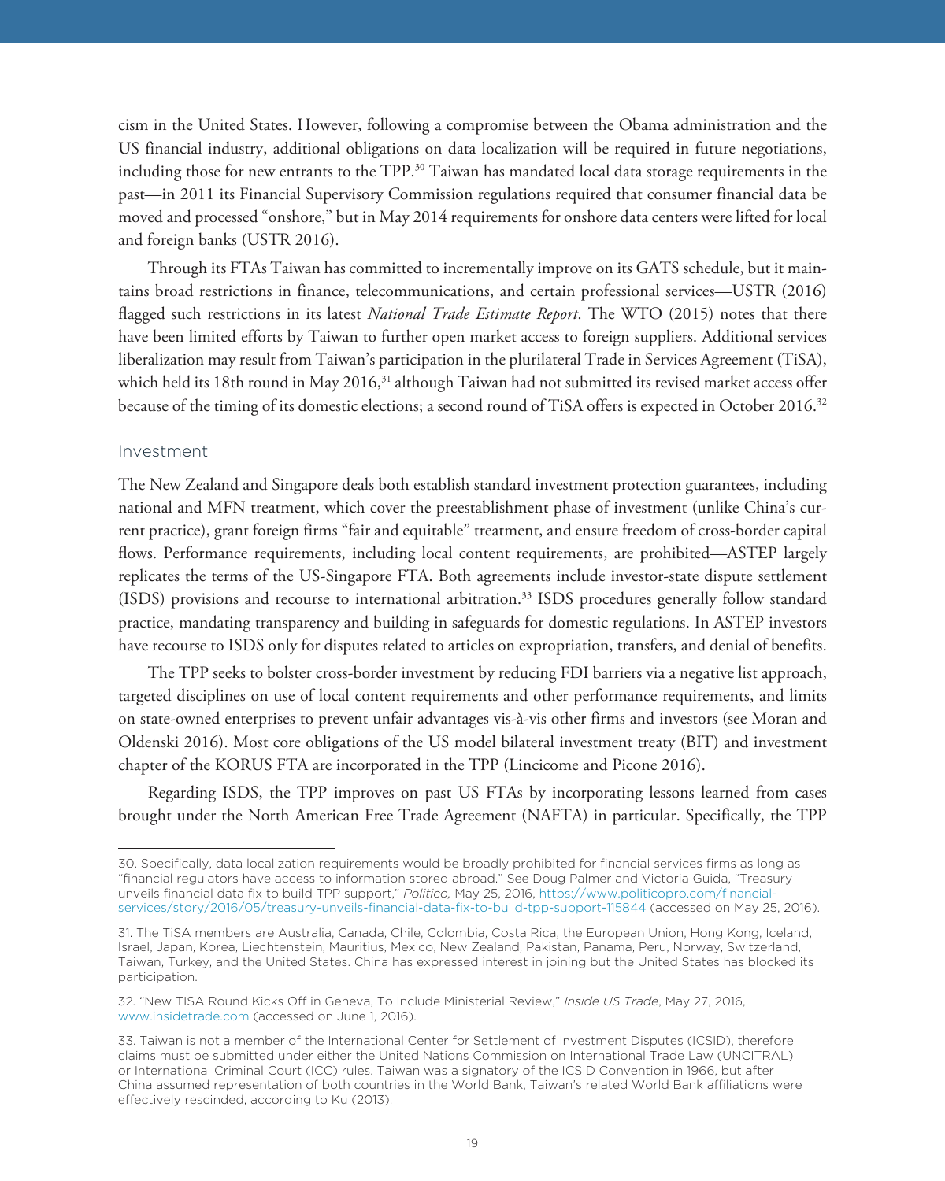cism in the United States. However, following a compromise between the Obama administration and the US financial industry, additional obligations on data localization will be required in future negotiations, including those for new entrants to the TPP.[30] Taiwan has mandated local data storage requirements in the past—in 2011 its Financial Supervisory Commission regulations required that consumer financial data be moved and processed "onshore," but in May 2014 requirements for onshore data centers were lifted for local and foreign banks (USTR 2016).

Through its FTAs Taiwan has committed to incrementally improve on its GATS schedule, but it maintains broad restrictions in finance, telecommunications, and certain professional services—USTR (2016) flagged such restrictions in its latest *National Trade Estimate Report*. The WTO (2015) notes that there have been limited efforts by Taiwan to further open market access to foreign suppliers. Additional services liberalization may result from Taiwan's participation in the plurilateral Trade in Services Agreement (TiSA), which held its 18th round in May 2016,[31] although Taiwan had not submitted its revised market access offer because of the timing of its domestic elections; a second round of TiSA offers is expected in October 2016.[32]

## Investment

The New Zealand and Singapore deals both establish standard investment protection guarantees, including national and MFN treatment, which cover the preestablishment phase of investment (unlike China's current practice), grant foreign firms "fair and equitable" treatment, and ensure freedom of cross-border capital flows. Performance requirements, including local content requirements, are prohibited—ASTEP largely replicates the terms of the US-Singapore FTA. Both agreements include investor-state dispute settlement (ISDS) provisions and recourse to international arbitration.[33] ISDS procedures generally follow standard practice, mandating transparency and building in safeguards for domestic regulations. In ASTEP investors have recourse to ISDS only for disputes related to articles on expropriation, transfers, and denial of benefits.

The TPP seeks to bolster cross-border investment by reducing FDI barriers via a negative list approach, targeted disciplines on use of local content requirements and other performance requirements, and limits on state-owned enterprises to prevent unfair advantages vis-à-vis other firms and investors (see Moran and Oldenski 2016). Most core obligations of the US model bilateral investment treaty (BIT) and investment chapter of the KORUS FTA are incorporated in the TPP (Lincicome and Picone 2016).

Regarding ISDS, the TPP improves on past US FTAs by incorporating lessons learned from cases brought under the North American Free Trade Agreement (NAFTA) in particular. Specifically, the TPP

---

30. Specifically, data localization requirements would be broadly prohibited for financial services firms as long as "financial regulators have access to information stored abroad." See Doug Palmer and Victoria Guida, "Treasury unveils financial data fix to build TPP support," *Politico,* May 25, 2016, https://www.politicopro.com/financial-services/story/2016/05/treasury-unveils-financial-data-fix-to-build-tpp-support-115844 (accessed on May 25, 2016).

31. The TiSA members are Australia, Canada, Chile, Colombia, Costa Rica, the European Union, Hong Kong, Iceland, Israel, Japan, Korea, Liechtenstein, Mauritius, Mexico, New Zealand, Pakistan, Panama, Peru, Norway, Switzerland, Taiwan, Turkey, and the United States. China has expressed interest in joining but the United States has blocked its participation.

32. "New TISA Round Kicks Off in Geneva, To Include Ministerial Review," *Inside US Trade*, May 27, 2016, www.insidetrade.com (accessed on June 1, 2016).

33. Taiwan is not a member of the International Center for Settlement of Investment Disputes (ICSID), therefore claims must be submitted under either the United Nations Commission on International Trade Law (UNCITRAL) or International Criminal Court (ICC) rules. Taiwan was a signatory of the ICSID Convention in 1966, but after China assumed representation of both countries in the World Bank, Taiwan's related World Bank affiliations were effectively rescinded, according to Ku (2013).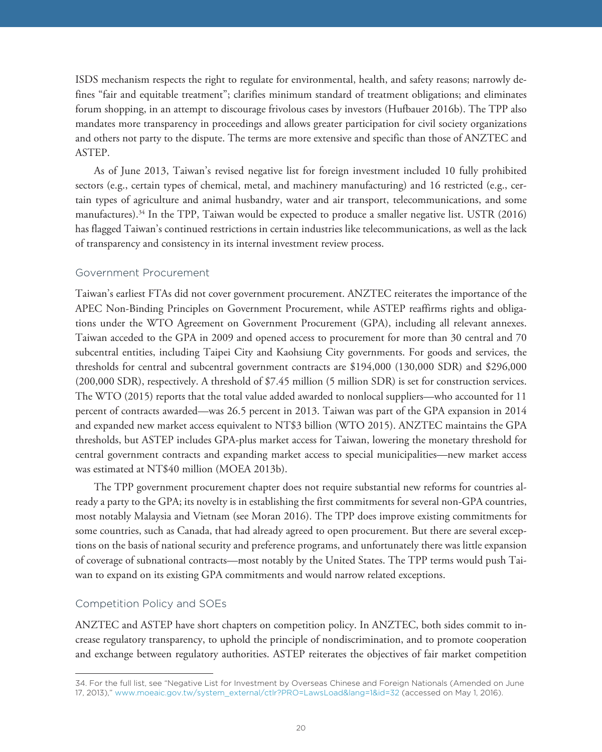ISDS mechanism respects the right to regulate for environmental, health, and safety reasons; narrowly defines "fair and equitable treatment"; clarifies minimum standard of treatment obligations; and eliminates forum shopping, in an attempt to discourage frivolous cases by investors (Hufbauer 2016b). The TPP also mandates more transparency in proceedings and allows greater participation for civil society organizations and others not party to the dispute. The terms are more extensive and specific than those of ANZTEC and ASTEP.

As of June 2013, Taiwan's revised negative list for foreign investment included 10 fully prohibited sectors (e.g., certain types of chemical, metal, and machinery manufacturing) and 16 restricted (e.g., certain types of agriculture and animal husbandry, water and air transport, telecommunications, and some manufactures).[34] In the TPP, Taiwan would be expected to produce a smaller negative list. USTR (2016) has flagged Taiwan's continued restrictions in certain industries like telecommunications, as well as the lack of transparency and consistency in its internal investment review process.

### Government Procurement

Taiwan's earliest FTAs did not cover government procurement. ANZTEC reiterates the importance of the APEC Non-Binding Principles on Government Procurement, while ASTEP reaffirms rights and obligations under the WTO Agreement on Government Procurement (GPA), including all relevant annexes. Taiwan acceded to the GPA in 2009 and opened access to procurement for more than 30 central and 70 subcentral entities, including Taipei City and Kaohsiung City governments. For goods and services, the thresholds for central and subcentral government contracts are $194,000 (130,000 SDR) and $296,000 (200,000 SDR), respectively. A threshold of $7.45 million (5 million SDR) is set for construction services. The WTO (2015) reports that the total value added awarded to nonlocal suppliers—who accounted for 11 percent of contracts awarded—was 26.5 percent in 2013. Taiwan was part of the GPA expansion in 2014 and expanded new market access equivalent to NT$3 billion (WTO 2015). ANZTEC maintains the GPA thresholds, but ASTEP includes GPA-plus market access for Taiwan, lowering the monetary threshold for central government contracts and expanding market access to special municipalities—new market access was estimated at NT$40 million (MOEA 2013b).

The TPP government procurement chapter does not require substantial new reforms for countries already a party to the GPA; its novelty is in establishing the first commitments for several non-GPA countries, most notably Malaysia and Vietnam (see Moran 2016). The TPP does improve existing commitments for some countries, such as Canada, that had already agreed to open procurement. But there are several exceptions on the basis of national security and preference programs, and unfortunately there was little expansion of coverage of subnational contracts—most notably by the United States. The TPP terms would push Taiwan to expand on its existing GPA commitments and would narrow related exceptions.

### Competition Policy and SOEs

ANZTEC and ASTEP have short chapters on competition policy. In ANZTEC, both sides commit to increase regulatory transparency, to uphold the principle of nondiscrimination, and to promote cooperation and exchange between regulatory authorities. ASTEP reiterates the objectives of fair market competition

---

34. For the full list, see "Negative List for Investment by Overseas Chinese and Foreign Nationals (Amended on June 17, 2013)," www.moeaic.gov.tw/system_external/ctlr?PRO=LawsLoad&lang=1&id=32 (accessed on May 1, 2016).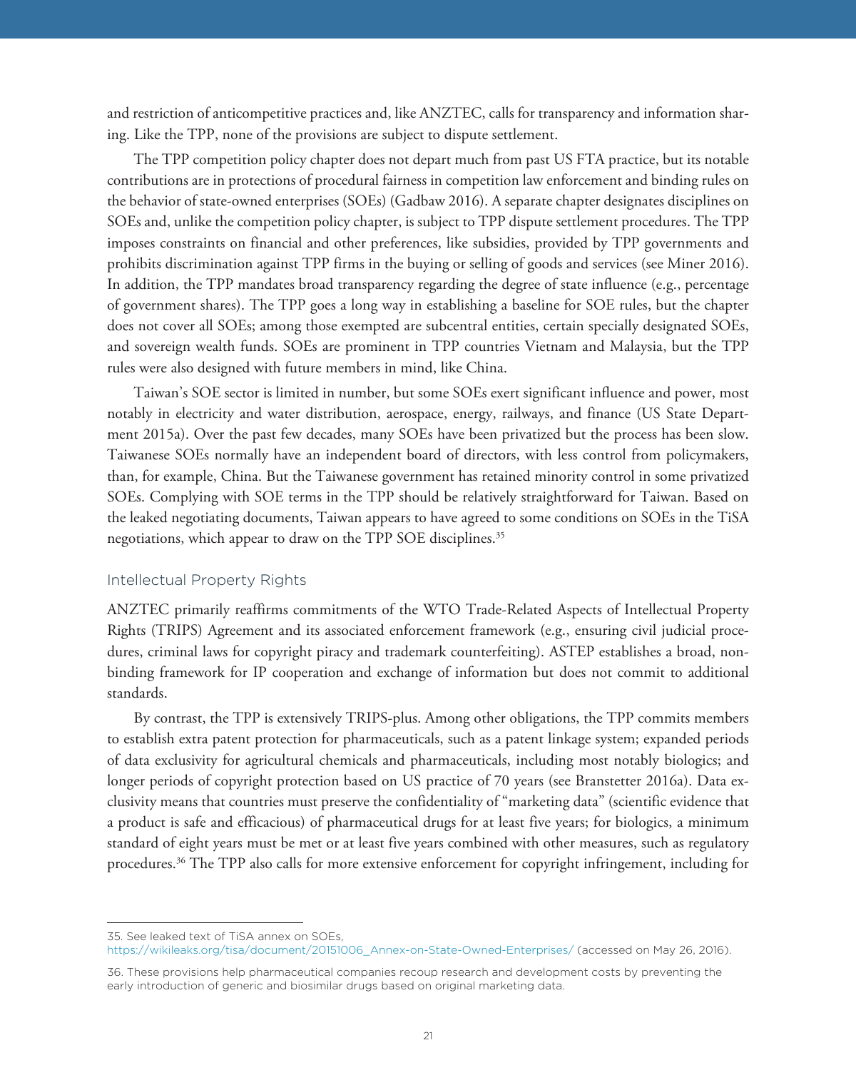and restriction of anticompetitive practices and, like ANZTEC, calls for transparency and information sharing. Like the TPP, none of the provisions are subject to dispute settlement.

The TPP competition policy chapter does not depart much from past US FTA practice, but its notable contributions are in protections of procedural fairness in competition law enforcement and binding rules on the behavior of state-owned enterprises (SOEs) (Gadbaw 2016). A separate chapter designates disciplines on SOEs and, unlike the competition policy chapter, is subject to TPP dispute settlement procedures. The TPP imposes constraints on financial and other preferences, like subsidies, provided by TPP governments and prohibits discrimination against TPP firms in the buying or selling of goods and services (see Miner 2016). In addition, the TPP mandates broad transparency regarding the degree of state influence (e.g., percentage of government shares). The TPP goes a long way in establishing a baseline for SOE rules, but the chapter does not cover all SOEs; among those exempted are subcentral entities, certain specially designated SOEs, and sovereign wealth funds. SOEs are prominent in TPP countries Vietnam and Malaysia, but the TPP rules were also designed with future members in mind, like China.

Taiwan's SOE sector is limited in number, but some SOEs exert significant influence and power, most notably in electricity and water distribution, aerospace, energy, railways, and finance (US State Department 2015a). Over the past few decades, many SOEs have been privatized but the process has been slow. Taiwanese SOEs normally have an independent board of directors, with less control from policymakers, than, for example, China. But the Taiwanese government has retained minority control in some privatized SOEs. Complying with SOE terms in the TPP should be relatively straightforward for Taiwan. Based on the leaked negotiating documents, Taiwan appears to have agreed to some conditions on SOEs in the TiSA negotiations, which appear to draw on the TPP SOE disciplines.[35]

### Intellectual Property Rights

ANZTEC primarily reaffirms commitments of the WTO Trade-Related Aspects of Intellectual Property Rights (TRIPS) Agreement and its associated enforcement framework (e.g., ensuring civil judicial procedures, criminal laws for copyright piracy and trademark counterfeiting). ASTEP establishes a broad, nonbinding framework for IP cooperation and exchange of information but does not commit to additional standards.

By contrast, the TPP is extensively TRIPS-plus. Among other obligations, the TPP commits members to establish extra patent protection for pharmaceuticals, such as a patent linkage system; expanded periods of data exclusivity for agricultural chemicals and pharmaceuticals, including most notably biologics; and longer periods of copyright protection based on US practice of 70 years (see Branstetter 2016a). Data exclusivity means that countries must preserve the confidentiality of "marketing data" (scientific evidence that a product is safe and efficacious) of pharmaceutical drugs for at least five years; for biologics, a minimum standard of eight years must be met or at least five years combined with other measures, such as regulatory procedures.[36] The TPP also calls for more extensive enforcement for copyright infringement, including for

---

35. See leaked text of TiSA annex on SOEs, https://wikileaks.org/tisa/document/20151006_Annex-on-State-Owned-Enterprises/ (accessed on May 26, 2016).

36. These provisions help pharmaceutical companies recoup research and development costs by preventing the early introduction of generic and biosimilar drugs based on original marketing data.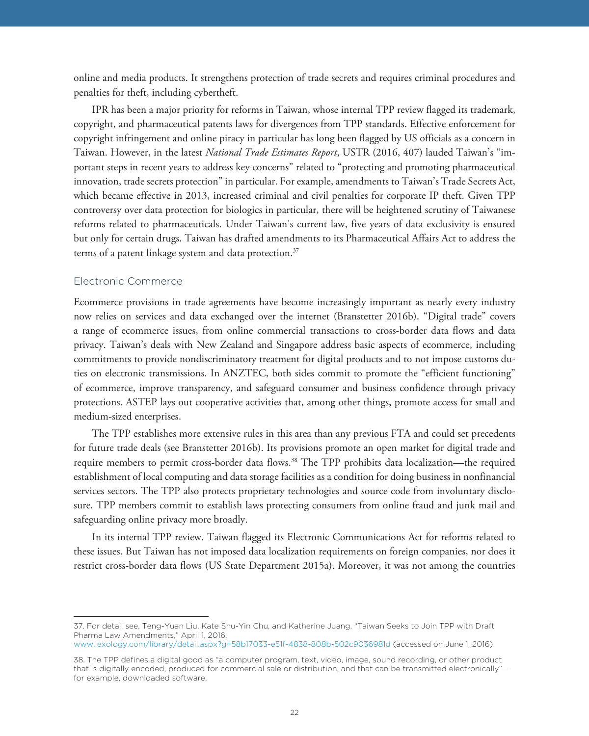online and media products. It strengthens protection of trade secrets and requires criminal procedures and penalties for theft, including cybertheft.

IPR has been a major priority for reforms in Taiwan, whose internal TPP review flagged its trademark, copyright, and pharmaceutical patents laws for divergences from TPP standards. Effective enforcement for copyright infringement and online piracy in particular has long been flagged by US officials as a concern in Taiwan. However, in the latest *National Trade Estimates Report*, USTR (2016, 407) lauded Taiwan's "important steps in recent years to address key concerns" related to "protecting and promoting pharmaceutical innovation, trade secrets protection" in particular. For example, amendments to Taiwan's Trade Secrets Act, which became effective in 2013, increased criminal and civil penalties for corporate IP theft. Given TPP controversy over data protection for biologics in particular, there will be heightened scrutiny of Taiwanese reforms related to pharmaceuticals. Under Taiwan's current law, five years of data exclusivity is ensured but only for certain drugs. Taiwan has drafted amendments to its Pharmaceutical Affairs Act to address the terms of a patent linkage system and data protection.[37]

## Electronic Commerce

Ecommerce provisions in trade agreements have become increasingly important as nearly every industry now relies on services and data exchanged over the internet (Branstetter 2016b). "Digital trade" covers a range of ecommerce issues, from online commercial transactions to cross-border data flows and data privacy. Taiwan's deals with New Zealand and Singapore address basic aspects of ecommerce, including commitments to provide nondiscriminatory treatment for digital products and to not impose customs duties on electronic transmissions. In ANZTEC, both sides commit to promote the "efficient functioning" of ecommerce, improve transparency, and safeguard consumer and business confidence through privacy protections. ASTEP lays out cooperative activities that, among other things, promote access for small and medium-sized enterprises.

The TPP establishes more extensive rules in this area than any previous FTA and could set precedents for future trade deals (see Branstetter 2016b). Its provisions promote an open market for digital trade and require members to permit cross-border data flows.[38] The TPP prohibits data localization—the required establishment of local computing and data storage facilities as a condition for doing business in nonfinancial services sectors. The TPP also protects proprietary technologies and source code from involuntary disclosure. TPP members commit to establish laws protecting consumers from online fraud and junk mail and safeguarding online privacy more broadly.

In its internal TPP review, Taiwan flagged its Electronic Communications Act for reforms related to these issues. But Taiwan has not imposed data localization requirements on foreign companies, nor does it restrict cross-border data flows (US State Department 2015a). Moreover, it was not among the countries

---

37. For detail see, Teng-Yuan Liu, Kate Shu-Yin Chu, and Katherine Juang, "Taiwan Seeks to Join TPP with Draft Pharma Law Amendments," April 1, 2016, www.lexology.com/library/detail.aspx?g=58b17033-e51f-4838-808b-502c9036981d (accessed on June 1, 2016).

38. The TPP defines a digital good as "a computer program, text, video, image, sound recording, or other product that is digitally encoded, produced for commercial sale or distribution, and that can be transmitted electronically"—for example, downloaded software.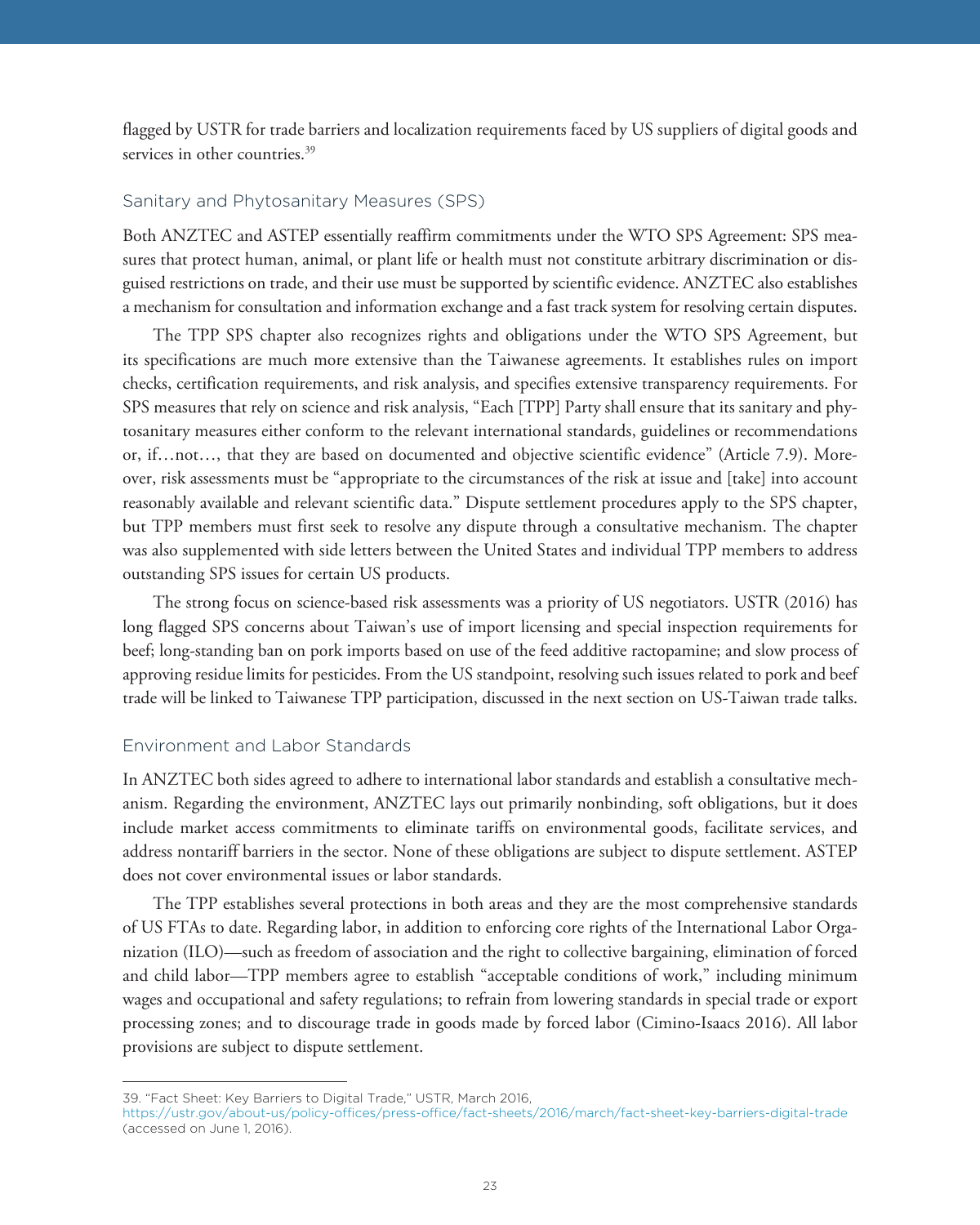flagged by USTR for trade barriers and localization requirements faced by US suppliers of digital goods and services in other countries.[39]

### Sanitary and Phytosanitary Measures (SPS)

Both ANZTEC and ASTEP essentially reaffirm commitments under the WTO SPS Agreement: SPS measures that protect human, animal, or plant life or health must not constitute arbitrary discrimination or disguised restrictions on trade, and their use must be supported by scientific evidence. ANZTEC also establishes a mechanism for consultation and information exchange and a fast track system for resolving certain disputes.

The TPP SPS chapter also recognizes rights and obligations under the WTO SPS Agreement, but its specifications are much more extensive than the Taiwanese agreements. It establishes rules on import checks, certification requirements, and risk analysis, and specifies extensive transparency requirements. For SPS measures that rely on science and risk analysis, "Each [TPP] Party shall ensure that its sanitary and phytosanitary measures either conform to the relevant international standards, guidelines or recommendations or, if…not…, that they are based on documented and objective scientific evidence" (Article 7.9). Moreover, risk assessments must be "appropriate to the circumstances of the risk at issue and [take] into account reasonably available and relevant scientific data." Dispute settlement procedures apply to the SPS chapter, but TPP members must first seek to resolve any dispute through a consultative mechanism. The chapter was also supplemented with side letters between the United States and individual TPP members to address outstanding SPS issues for certain US products.

The strong focus on science-based risk assessments was a priority of US negotiators. USTR (2016) has long flagged SPS concerns about Taiwan's use of import licensing and special inspection requirements for beef; long-standing ban on pork imports based on use of the feed additive ractopamine; and slow process of approving residue limits for pesticides. From the US standpoint, resolving such issues related to pork and beef trade will be linked to Taiwanese TPP participation, discussed in the next section on US-Taiwan trade talks.

### Environment and Labor Standards

In ANZTEC both sides agreed to adhere to international labor standards and establish a consultative mechanism. Regarding the environment, ANZTEC lays out primarily nonbinding, soft obligations, but it does include market access commitments to eliminate tariffs on environmental goods, facilitate services, and address nontariff barriers in the sector. None of these obligations are subject to dispute settlement. ASTEP does not cover environmental issues or labor standards.

The TPP establishes several protections in both areas and they are the most comprehensive standards of US FTAs to date. Regarding labor, in addition to enforcing core rights of the International Labor Organization (ILO)—such as freedom of association and the right to collective bargaining, elimination of forced and child labor—TPP members agree to establish "acceptable conditions of work," including minimum wages and occupational and safety regulations; to refrain from lowering standards in special trade or export processing zones; and to discourage trade in goods made by forced labor (Cimino-Isaacs 2016). All labor provisions are subject to dispute settlement.

---

39. "Fact Sheet: Key Barriers to Digital Trade," USTR, March 2016, https://ustr.gov/about-us/policy-offices/press-office/fact-sheets/2016/march/fact-sheet-key-barriers-digital-trade (accessed on June 1, 2016).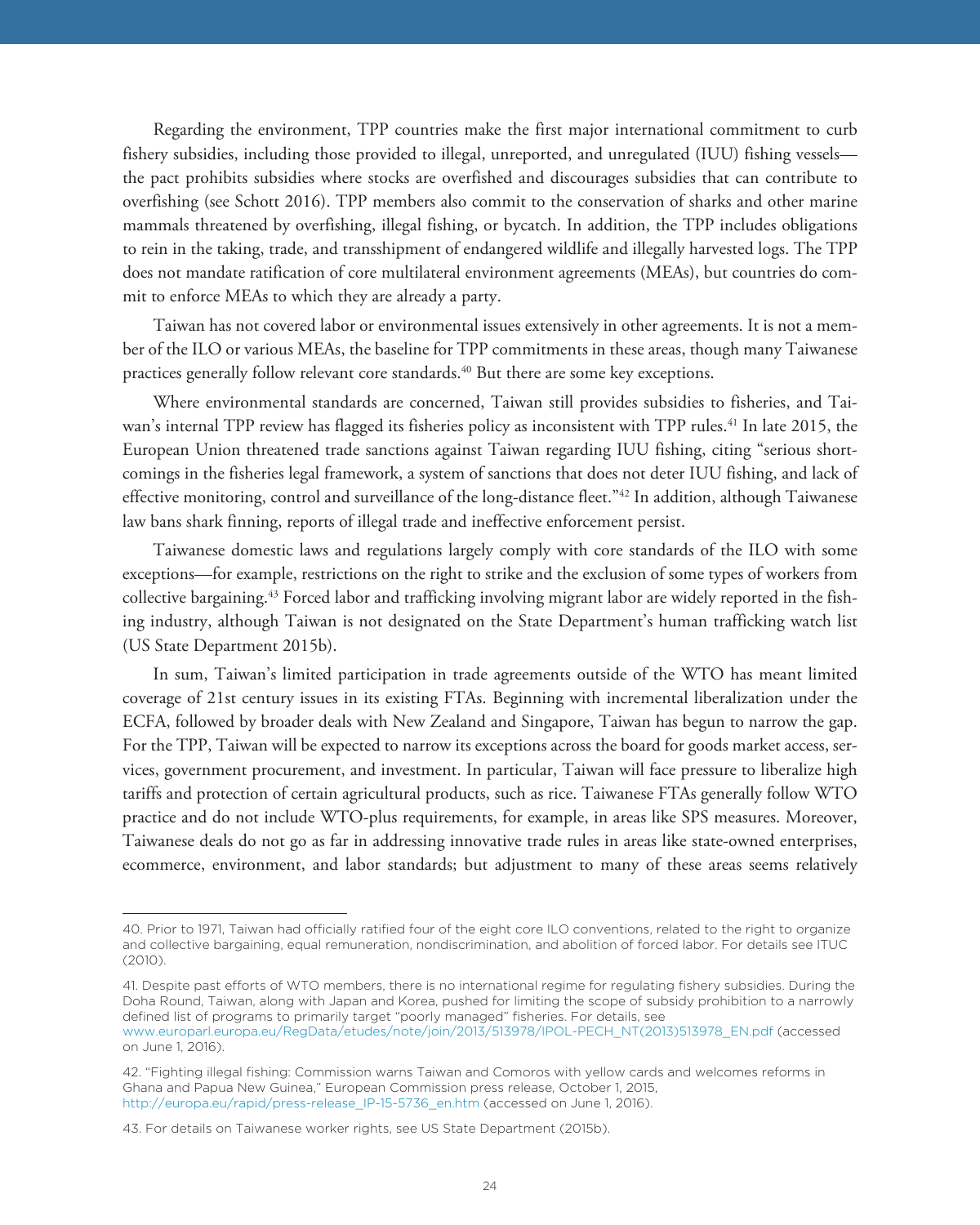Regarding the environment, TPP countries make the first major international commitment to curb fishery subsidies, including those provided to illegal, unreported, and unregulated (IUU) fishing vessels—the pact prohibits subsidies where stocks are overfished and discourages subsidies that can contribute to overfishing (see Schott 2016). TPP members also commit to the conservation of sharks and other marine mammals threatened by overfishing, illegal fishing, or bycatch. In addition, the TPP includes obligations to rein in the taking, trade, and transshipment of endangered wildlife and illegally harvested logs. The TPP does not mandate ratification of core multilateral environment agreements (MEAs), but countries do commit to enforce MEAs to which they are already a party.

Taiwan has not covered labor or environmental issues extensively in other agreements. It is not a member of the ILO or various MEAs, the baseline for TPP commitments in these areas, though many Taiwanese practices generally follow relevant core standards.[40] But there are some key exceptions.

Where environmental standards are concerned, Taiwan still provides subsidies to fisheries, and Taiwan's internal TPP review has flagged its fisheries policy as inconsistent with TPP rules.[41] In late 2015, the European Union threatened trade sanctions against Taiwan regarding IUU fishing, citing "serious shortcomings in the fisheries legal framework, a system of sanctions that does not deter IUU fishing, and lack of effective monitoring, control and surveillance of the long-distance fleet."[42] In addition, although Taiwanese law bans shark finning, reports of illegal trade and ineffective enforcement persist.

Taiwanese domestic laws and regulations largely comply with core standards of the ILO with some exceptions—for example, restrictions on the right to strike and the exclusion of some types of workers from collective bargaining.[43] Forced labor and trafficking involving migrant labor are widely reported in the fishing industry, although Taiwan is not designated on the State Department's human trafficking watch list (US State Department 2015b).

In sum, Taiwan's limited participation in trade agreements outside of the WTO has meant limited coverage of 21st century issues in its existing FTAs. Beginning with incremental liberalization under the ECFA, followed by broader deals with New Zealand and Singapore, Taiwan has begun to narrow the gap. For the TPP, Taiwan will be expected to narrow its exceptions across the board for goods market access, services, government procurement, and investment. In particular, Taiwan will face pressure to liberalize high tariffs and protection of certain agricultural products, such as rice. Taiwanese FTAs generally follow WTO practice and do not include WTO-plus requirements, for example, in areas like SPS measures. Moreover, Taiwanese deals do not go as far in addressing innovative trade rules in areas like state-owned enterprises, ecommerce, environment, and labor standards; but adjustment to many of these areas seems relatively

---

40. Prior to 1971, Taiwan had officially ratified four of the eight core ILO conventions, related to the right to organize and collective bargaining, equal remuneration, nondiscrimination, and abolition of forced labor. For details see ITUC (2010).

41. Despite past efforts of WTO members, there is no international regime for regulating fishery subsidies. During the Doha Round, Taiwan, along with Japan and Korea, pushed for limiting the scope of subsidy prohibition to a narrowly defined list of programs to primarily target "poorly managed" fisheries. For details, see www.europarl.europa.eu/RegData/etudes/note/join/2013/513978/IPOL-PECH_NT(2013)513978_EN.pdf (accessed on June 1, 2016).

42. "Fighting illegal fishing: Commission warns Taiwan and Comoros with yellow cards and welcomes reforms in Ghana and Papua New Guinea," European Commission press release, October 1, 2015, http://europa.eu/rapid/press-release_IP-15-5736_en.htm (accessed on June 1, 2016).

43. For details on Taiwanese worker rights, see US State Department (2015b).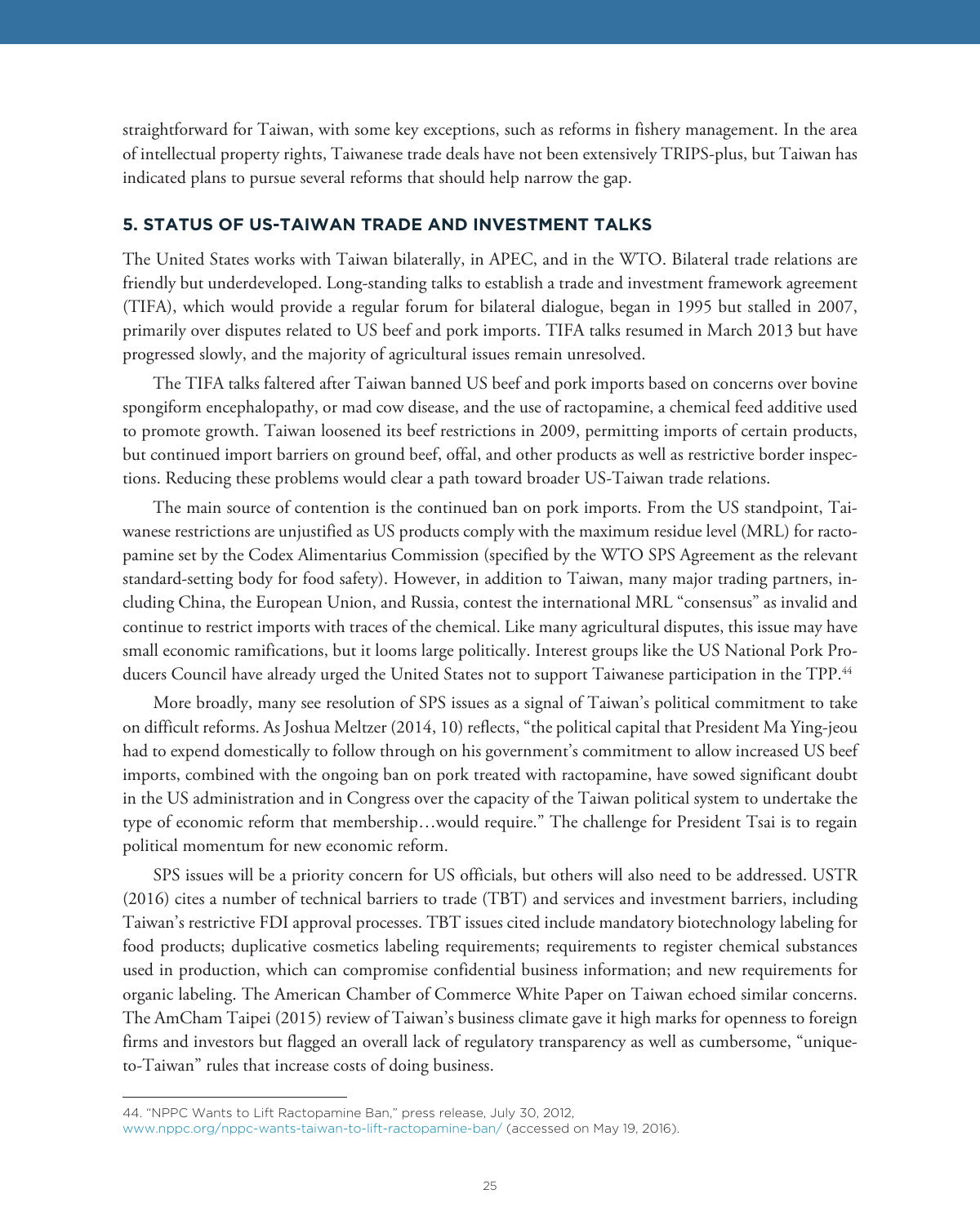straightforward for Taiwan, with some key exceptions, such as reforms in fishery management. In the area of intellectual property rights, Taiwanese trade deals have not been extensively TRIPS-plus, but Taiwan has indicated plans to pursue several reforms that should help narrow the gap.

## 5. STATUS OF US-TAIWAN TRADE AND INVESTMENT TALKS

The United States works with Taiwan bilaterally, in APEC, and in the WTO. Bilateral trade relations are friendly but underdeveloped. Long-standing talks to establish a trade and investment framework agreement (TIFA), which would provide a regular forum for bilateral dialogue, began in 1995 but stalled in 2007, primarily over disputes related to US beef and pork imports. TIFA talks resumed in March 2013 but have progressed slowly, and the majority of agricultural issues remain unresolved.

The TIFA talks faltered after Taiwan banned US beef and pork imports based on concerns over bovine spongiform encephalopathy, or mad cow disease, and the use of ractopamine, a chemical feed additive used to promote growth. Taiwan loosened its beef restrictions in 2009, permitting imports of certain products, but continued import barriers on ground beef, offal, and other products as well as restrictive border inspections. Reducing these problems would clear a path toward broader US-Taiwan trade relations.

The main source of contention is the continued ban on pork imports. From the US standpoint, Taiwanese restrictions are unjustified as US products comply with the maximum residue level (MRL) for ractopamine set by the Codex Alimentarius Commission (specified by the WTO SPS Agreement as the relevant standard-setting body for food safety). However, in addition to Taiwan, many major trading partners, including China, the European Union, and Russia, contest the international MRL "consensus" as invalid and continue to restrict imports with traces of the chemical. Like many agricultural disputes, this issue may have small economic ramifications, but it looms large politically. Interest groups like the US National Pork Producers Council have already urged the United States not to support Taiwanese participation in the TPP.[44]

More broadly, many see resolution of SPS issues as a signal of Taiwan's political commitment to take on difficult reforms. As Joshua Meltzer (2014, 10) reflects, "the political capital that President Ma Ying-jeou had to expend domestically to follow through on his government's commitment to allow increased US beef imports, combined with the ongoing ban on pork treated with ractopamine, have sowed significant doubt in the US administration and in Congress over the capacity of the Taiwan political system to undertake the type of economic reform that membership…would require." The challenge for President Tsai is to regain political momentum for new economic reform.

SPS issues will be a priority concern for US officials, but others will also need to be addressed. USTR (2016) cites a number of technical barriers to trade (TBT) and services and investment barriers, including Taiwan's restrictive FDI approval processes. TBT issues cited include mandatory biotechnology labeling for food products; duplicative cosmetics labeling requirements; requirements to register chemical substances used in production, which can compromise confidential business information; and new requirements for organic labeling. The American Chamber of Commerce White Paper on Taiwan echoed similar concerns. The AmCham Taipei (2015) review of Taiwan's business climate gave it high marks for openness to foreign firms and investors but flagged an overall lack of regulatory transparency as well as cumbersome, "unique-to-Taiwan" rules that increase costs of doing business.

---

44. "NPPC Wants to Lift Ractopamine Ban," press release, July 30, 2012, www.nppc.org/nppc-wants-taiwan-to-lift-ractopamine-ban/ (accessed on May 19, 2016).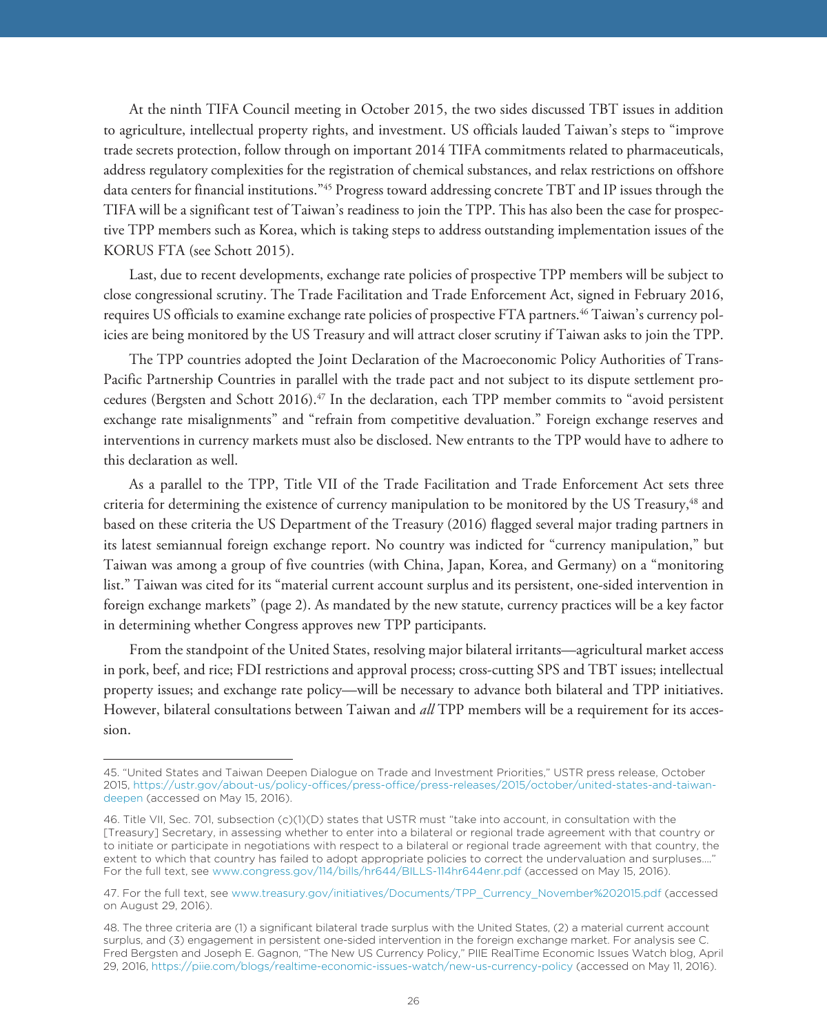At the ninth TIFA Council meeting in October 2015, the two sides discussed TBT issues in addition to agriculture, intellectual property rights, and investment. US officials lauded Taiwan's steps to "improve trade secrets protection, follow through on important 2014 TIFA commitments related to pharmaceuticals, address regulatory complexities for the registration of chemical substances, and relax restrictions on offshore data centers for financial institutions."[45] Progress toward addressing concrete TBT and IP issues through the TIFA will be a significant test of Taiwan's readiness to join the TPP. This has also been the case for prospective TPP members such as Korea, which is taking steps to address outstanding implementation issues of the KORUS FTA (see Schott 2015).

Last, due to recent developments, exchange rate policies of prospective TPP members will be subject to close congressional scrutiny. The Trade Facilitation and Trade Enforcement Act, signed in February 2016, requires US officials to examine exchange rate policies of prospective FTA partners.[46] Taiwan's currency policies are being monitored by the US Treasury and will attract closer scrutiny if Taiwan asks to join the TPP.

The TPP countries adopted the Joint Declaration of the Macroeconomic Policy Authorities of Trans-Pacific Partnership Countries in parallel with the trade pact and not subject to its dispute settlement procedures (Bergsten and Schott 2016).[47] In the declaration, each TPP member commits to "avoid persistent exchange rate misalignments" and "refrain from competitive devaluation." Foreign exchange reserves and interventions in currency markets must also be disclosed. New entrants to the TPP would have to adhere to this declaration as well.

As a parallel to the TPP, Title VII of the Trade Facilitation and Trade Enforcement Act sets three criteria for determining the existence of currency manipulation to be monitored by the US Treasury,[48] and based on these criteria the US Department of the Treasury (2016) flagged several major trading partners in its latest semiannual foreign exchange report. No country was indicted for "currency manipulation," but Taiwan was among a group of five countries (with China, Japan, Korea, and Germany) on a "monitoring list." Taiwan was cited for its "material current account surplus and its persistent, one-sided intervention in foreign exchange markets" (page 2). As mandated by the new statute, currency practices will be a key factor in determining whether Congress approves new TPP participants.

From the standpoint of the United States, resolving major bilateral irritants—agricultural market access in pork, beef, and rice; FDI restrictions and approval process; cross-cutting SPS and TBT issues; intellectual property issues; and exchange rate policy—will be necessary to advance both bilateral and TPP initiatives. However, bilateral consultations between Taiwan and *all* TPP members will be a requirement for its accession.

---

45. "United States and Taiwan Deepen Dialogue on Trade and Investment Priorities," USTR press release, October 2015, https://ustr.gov/about-us/policy-offices/press-office/press-releases/2015/october/united-states-and-taiwan-deepen (accessed on May 15, 2016).

46. Title VII, Sec. 701, subsection (c)(1)(D) states that USTR must "take into account, in consultation with the [Treasury] Secretary, in assessing whether to enter into a bilateral or regional trade agreement with that country or to initiate or participate in negotiations with respect to a bilateral or regional trade agreement with that country, the extent to which that country has failed to adopt appropriate policies to correct the undervaluation and surpluses…." For the full text, see www.congress.gov/114/bills/hr644/BILLS-114hr644enr.pdf (accessed on May 15, 2016).

47. For the full text, see www.treasury.gov/initiatives/Documents/TPP_Currency_November%202015.pdf (accessed on August 29, 2016).

48. The three criteria are (1) a significant bilateral trade surplus with the United States, (2) a material current account surplus, and (3) engagement in persistent one-sided intervention in the foreign exchange market. For analysis see C. Fred Bergsten and Joseph E. Gagnon, "The New US Currency Policy," PIIE RealTime Economic Issues Watch blog, April 29, 2016, https://piie.com/blogs/realtime-economic-issues-watch/new-us-currency-policy (accessed on May 11, 2016).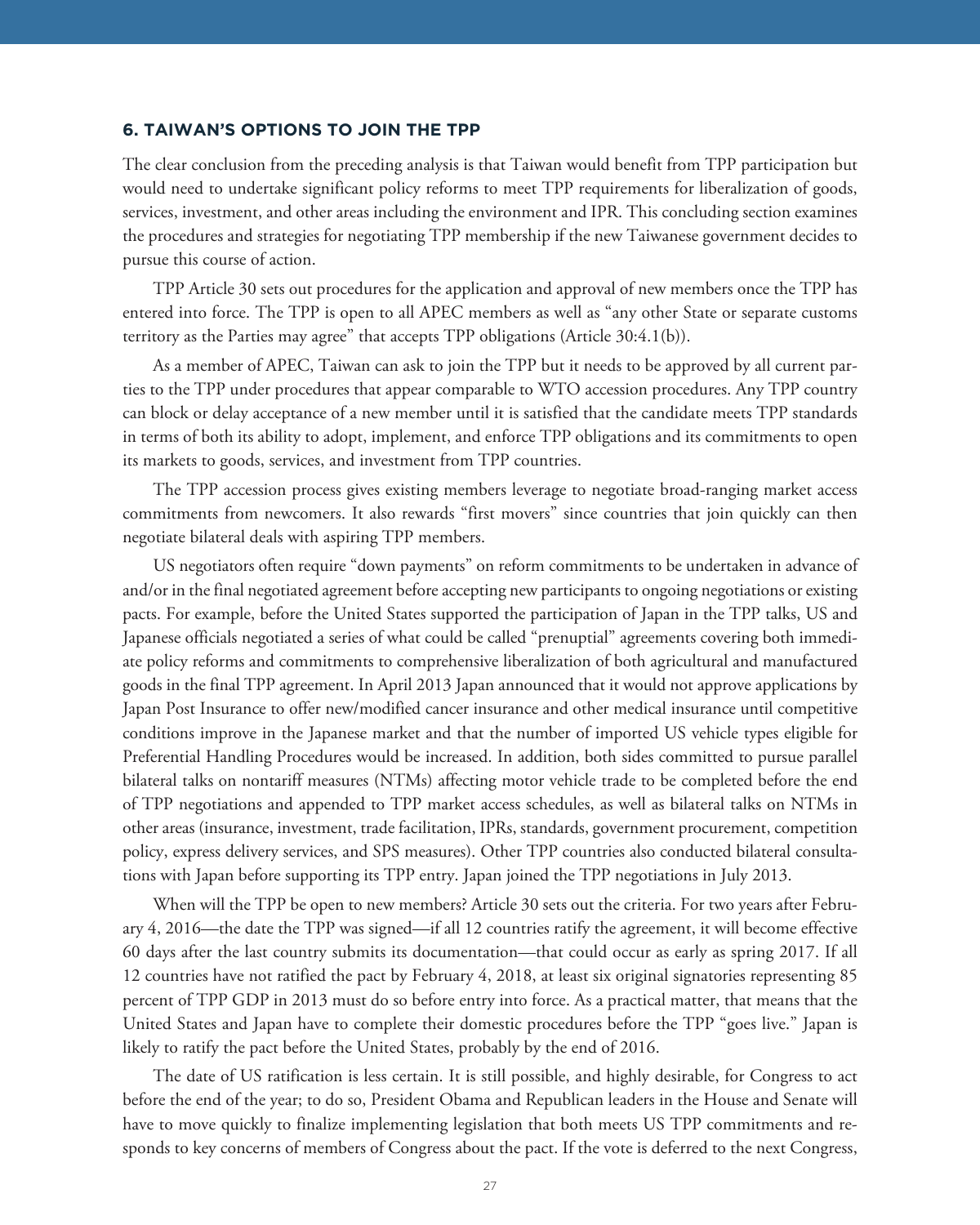## 6. TAIWAN'S OPTIONS TO JOIN THE TPP

The clear conclusion from the preceding analysis is that Taiwan would benefit from TPP participation but would need to undertake significant policy reforms to meet TPP requirements for liberalization of goods, services, investment, and other areas including the environment and IPR. This concluding section examines the procedures and strategies for negotiating TPP membership if the new Taiwanese government decides to pursue this course of action.

TPP Article 30 sets out procedures for the application and approval of new members once the TPP has entered into force. The TPP is open to all APEC members as well as "any other State or separate customs territory as the Parties may agree" that accepts TPP obligations (Article 30:4.1(b)).

As a member of APEC, Taiwan can ask to join the TPP but it needs to be approved by all current parties to the TPP under procedures that appear comparable to WTO accession procedures. Any TPP country can block or delay acceptance of a new member until it is satisfied that the candidate meets TPP standards in terms of both its ability to adopt, implement, and enforce TPP obligations and its commitments to open its markets to goods, services, and investment from TPP countries.

The TPP accession process gives existing members leverage to negotiate broad-ranging market access commitments from newcomers. It also rewards "first movers" since countries that join quickly can then negotiate bilateral deals with aspiring TPP members.

US negotiators often require "down payments" on reform commitments to be undertaken in advance of and/or in the final negotiated agreement before accepting new participants to ongoing negotiations or existing pacts. For example, before the United States supported the participation of Japan in the TPP talks, US and Japanese officials negotiated a series of what could be called "prenuptial" agreements covering both immediate policy reforms and commitments to comprehensive liberalization of both agricultural and manufactured goods in the final TPP agreement. In April 2013 Japan announced that it would not approve applications by Japan Post Insurance to offer new/modified cancer insurance and other medical insurance until competitive conditions improve in the Japanese market and that the number of imported US vehicle types eligible for Preferential Handling Procedures would be increased. In addition, both sides committed to pursue parallel bilateral talks on nontariff measures (NTMs) affecting motor vehicle trade to be completed before the end of TPP negotiations and appended to TPP market access schedules, as well as bilateral talks on NTMs in other areas (insurance, investment, trade facilitation, IPRs, standards, government procurement, competition policy, express delivery services, and SPS measures). Other TPP countries also conducted bilateral consultations with Japan before supporting its TPP entry. Japan joined the TPP negotiations in July 2013.

When will the TPP be open to new members? Article 30 sets out the criteria. For two years after February 4, 2016—the date the TPP was signed—if all 12 countries ratify the agreement, it will become effective 60 days after the last country submits its documentation—that could occur as early as spring 2017. If all 12 countries have not ratified the pact by February 4, 2018, at least six original signatories representing 85 percent of TPP GDP in 2013 must do so before entry into force. As a practical matter, that means that the United States and Japan have to complete their domestic procedures before the TPP "goes live." Japan is likely to ratify the pact before the United States, probably by the end of 2016.

The date of US ratification is less certain. It is still possible, and highly desirable, for Congress to act before the end of the year; to do so, President Obama and Republican leaders in the House and Senate will have to move quickly to finalize implementing legislation that both meets US TPP commitments and responds to key concerns of members of Congress about the pact. If the vote is deferred to the next Congress,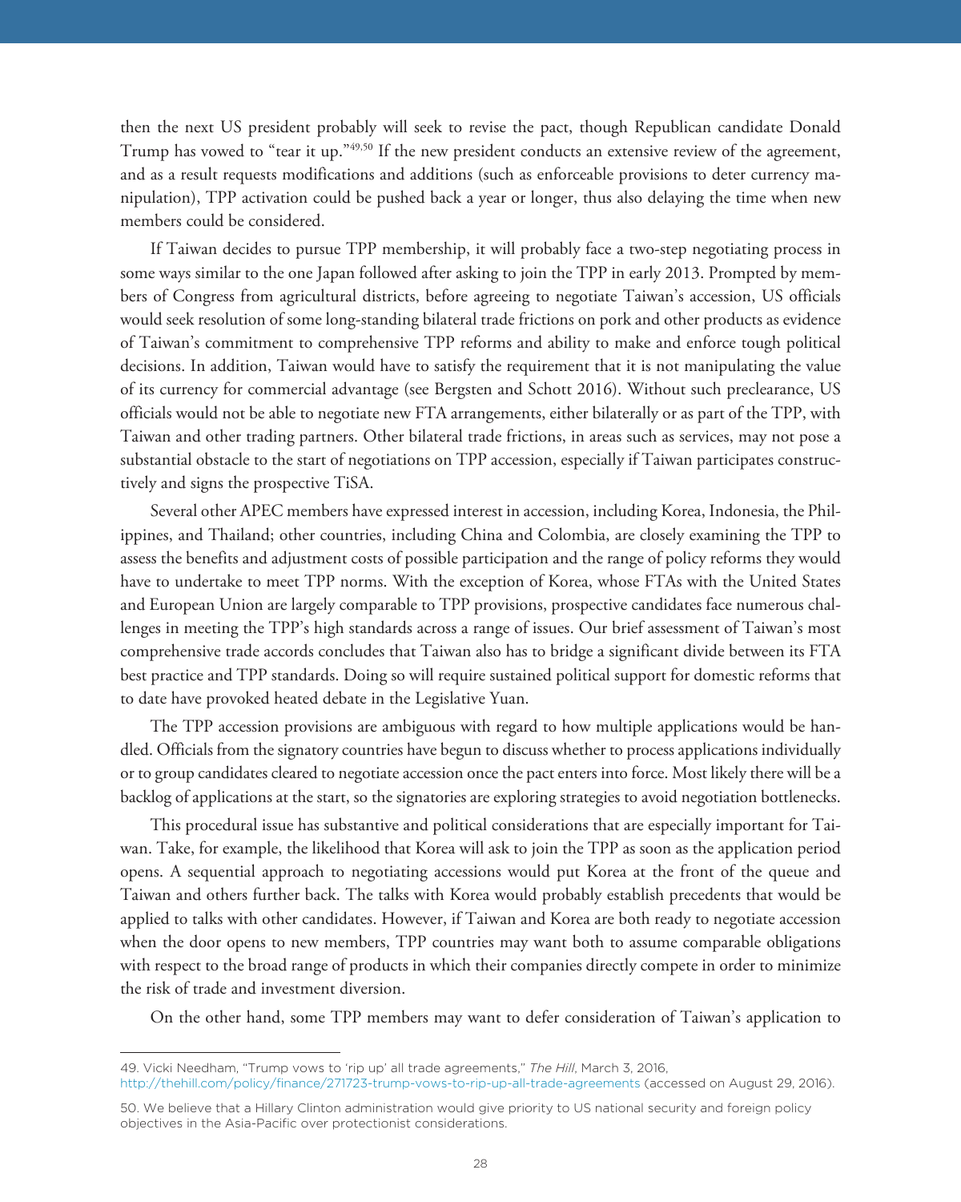then the next US president probably will seek to revise the pact, though Republican candidate Donald Trump has vowed to "tear it up."[49,50] If the new president conducts an extensive review of the agreement, and as a result requests modifications and additions (such as enforceable provisions to deter currency manipulation), TPP activation could be pushed back a year or longer, thus also delaying the time when new members could be considered.

If Taiwan decides to pursue TPP membership, it will probably face a two-step negotiating process in some ways similar to the one Japan followed after asking to join the TPP in early 2013. Prompted by members of Congress from agricultural districts, before agreeing to negotiate Taiwan's accession, US officials would seek resolution of some long-standing bilateral trade frictions on pork and other products as evidence of Taiwan's commitment to comprehensive TPP reforms and ability to make and enforce tough political decisions. In addition, Taiwan would have to satisfy the requirement that it is not manipulating the value of its currency for commercial advantage (see Bergsten and Schott 2016). Without such preclearance, US officials would not be able to negotiate new FTA arrangements, either bilaterally or as part of the TPP, with Taiwan and other trading partners. Other bilateral trade frictions, in areas such as services, may not pose a substantial obstacle to the start of negotiations on TPP accession, especially if Taiwan participates constructively and signs the prospective TiSA.

Several other APEC members have expressed interest in accession, including Korea, Indonesia, the Philippines, and Thailand; other countries, including China and Colombia, are closely examining the TPP to assess the benefits and adjustment costs of possible participation and the range of policy reforms they would have to undertake to meet TPP norms. With the exception of Korea, whose FTAs with the United States and European Union are largely comparable to TPP provisions, prospective candidates face numerous challenges in meeting the TPP's high standards across a range of issues. Our brief assessment of Taiwan's most comprehensive trade accords concludes that Taiwan also has to bridge a significant divide between its FTA best practice and TPP standards. Doing so will require sustained political support for domestic reforms that to date have provoked heated debate in the Legislative Yuan.

The TPP accession provisions are ambiguous with regard to how multiple applications would be handled. Officials from the signatory countries have begun to discuss whether to process applications individually or to group candidates cleared to negotiate accession once the pact enters into force. Most likely there will be a backlog of applications at the start, so the signatories are exploring strategies to avoid negotiation bottlenecks.

This procedural issue has substantive and political considerations that are especially important for Taiwan. Take, for example, the likelihood that Korea will ask to join the TPP as soon as the application period opens. A sequential approach to negotiating accessions would put Korea at the front of the queue and Taiwan and others further back. The talks with Korea would probably establish precedents that would be applied to talks with other candidates. However, if Taiwan and Korea are both ready to negotiate accession when the door opens to new members, TPP countries may want both to assume comparable obligations with respect to the broad range of products in which their companies directly compete in order to minimize the risk of trade and investment diversion.

On the other hand, some TPP members may want to defer consideration of Taiwan's application to

---

49. Vicki Needham, "Trump vows to 'rip up' all trade agreements," *The Hill*, March 3, 2016, http://thehill.com/policy/finance/271723-trump-vows-to-rip-up-all-trade-agreements (accessed on August 29, 2016).

50. We believe that a Hillary Clinton administration would give priority to US national security and foreign policy objectives in the Asia-Pacific over protectionist considerations.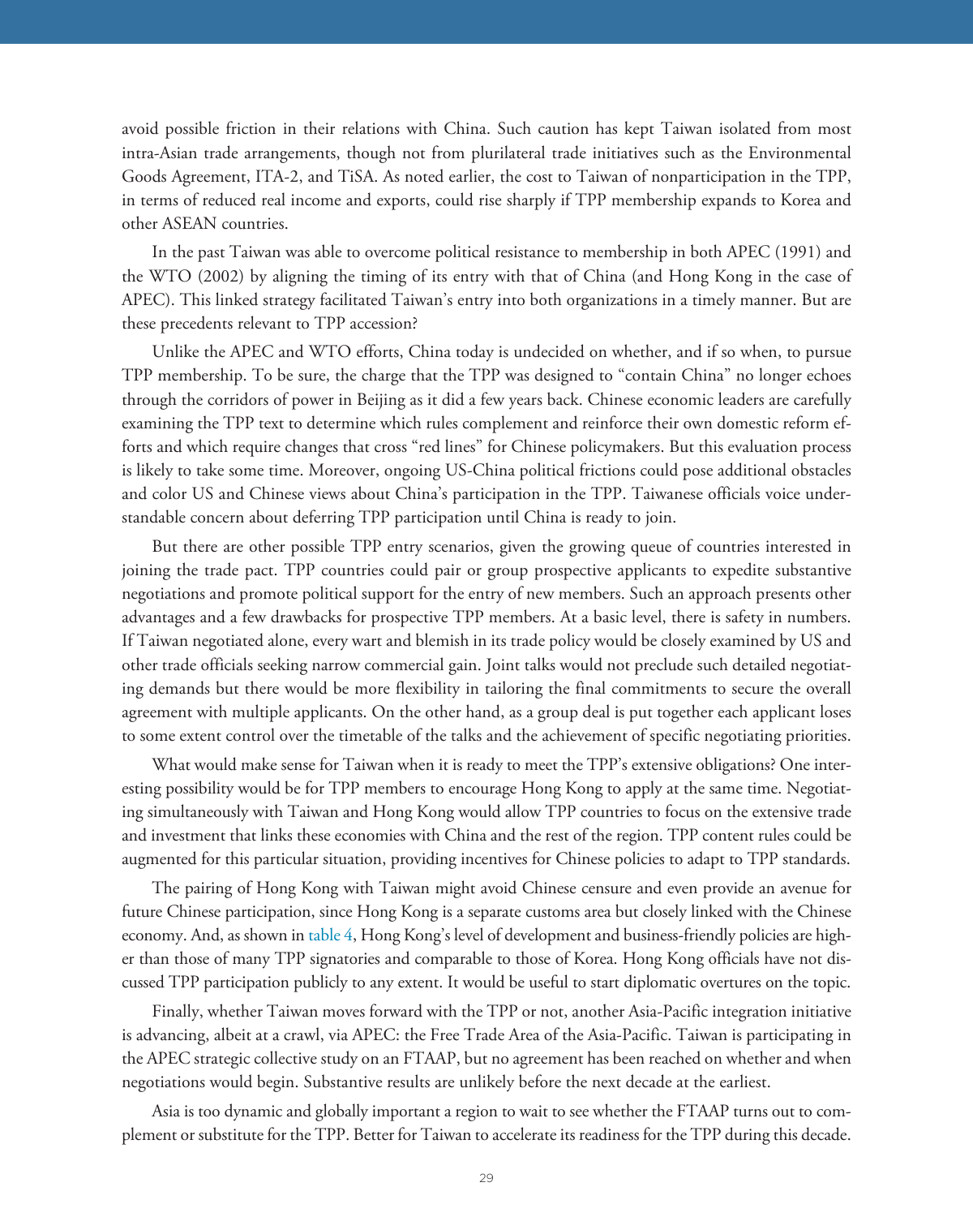avoid possible friction in their relations with China. Such caution has kept Taiwan isolated from most intra-Asian trade arrangements, though not from plurilateral trade initiatives such as the Environmental Goods Agreement, ITA-2, and TiSA. As noted earlier, the cost to Taiwan of nonparticipation in the TPP, in terms of reduced real income and exports, could rise sharply if TPP membership expands to Korea and other ASEAN countries.

In the past Taiwan was able to overcome political resistance to membership in both APEC (1991) and the WTO (2002) by aligning the timing of its entry with that of China (and Hong Kong in the case of APEC). This linked strategy facilitated Taiwan's entry into both organizations in a timely manner. But are these precedents relevant to TPP accession?

Unlike the APEC and WTO efforts, China today is undecided on whether, and if so when, to pursue TPP membership. To be sure, the charge that the TPP was designed to "contain China" no longer echoes through the corridors of power in Beijing as it did a few years back. Chinese economic leaders are carefully examining the TPP text to determine which rules complement and reinforce their own domestic reform efforts and which require changes that cross "red lines" for Chinese policymakers. But this evaluation process is likely to take some time. Moreover, ongoing US-China political frictions could pose additional obstacles and color US and Chinese views about China's participation in the TPP. Taiwanese officials voice understandable concern about deferring TPP participation until China is ready to join.

But there are other possible TPP entry scenarios, given the growing queue of countries interested in joining the trade pact. TPP countries could pair or group prospective applicants to expedite substantive negotiations and promote political support for the entry of new members. Such an approach presents other advantages and a few drawbacks for prospective TPP members. At a basic level, there is safety in numbers. If Taiwan negotiated alone, every wart and blemish in its trade policy would be closely examined by US and other trade officials seeking narrow commercial gain. Joint talks would not preclude such detailed negotiating demands but there would be more flexibility in tailoring the final commitments to secure the overall agreement with multiple applicants. On the other hand, as a group deal is put together each applicant loses to some extent control over the timetable of the talks and the achievement of specific negotiating priorities.

What would make sense for Taiwan when it is ready to meet the TPP's extensive obligations? One interesting possibility would be for TPP members to encourage Hong Kong to apply at the same time. Negotiating simultaneously with Taiwan and Hong Kong would allow TPP countries to focus on the extensive trade and investment that links these economies with China and the rest of the region. TPP content rules could be augmented for this particular situation, providing incentives for Chinese policies to adapt to TPP standards.

The pairing of Hong Kong with Taiwan might avoid Chinese censure and even provide an avenue for future Chinese participation, since Hong Kong is a separate customs area but closely linked with the Chinese economy. And, as shown in table 4, Hong Kong's level of development and business-friendly policies are higher than those of many TPP signatories and comparable to those of Korea. Hong Kong officials have not discussed TPP participation publicly to any extent. It would be useful to start diplomatic overtures on the topic.

Finally, whether Taiwan moves forward with the TPP or not, another Asia-Pacific integration initiative is advancing, albeit at a crawl, via APEC: the Free Trade Area of the Asia-Pacific. Taiwan is participating in the APEC strategic collective study on an FTAAP, but no agreement has been reached on whether and when negotiations would begin. Substantive results are unlikely before the next decade at the earliest.

Asia is too dynamic and globally important a region to wait to see whether the FTAAP turns out to complement or substitute for the TPP. Better for Taiwan to accelerate its readiness for the TPP during this decade.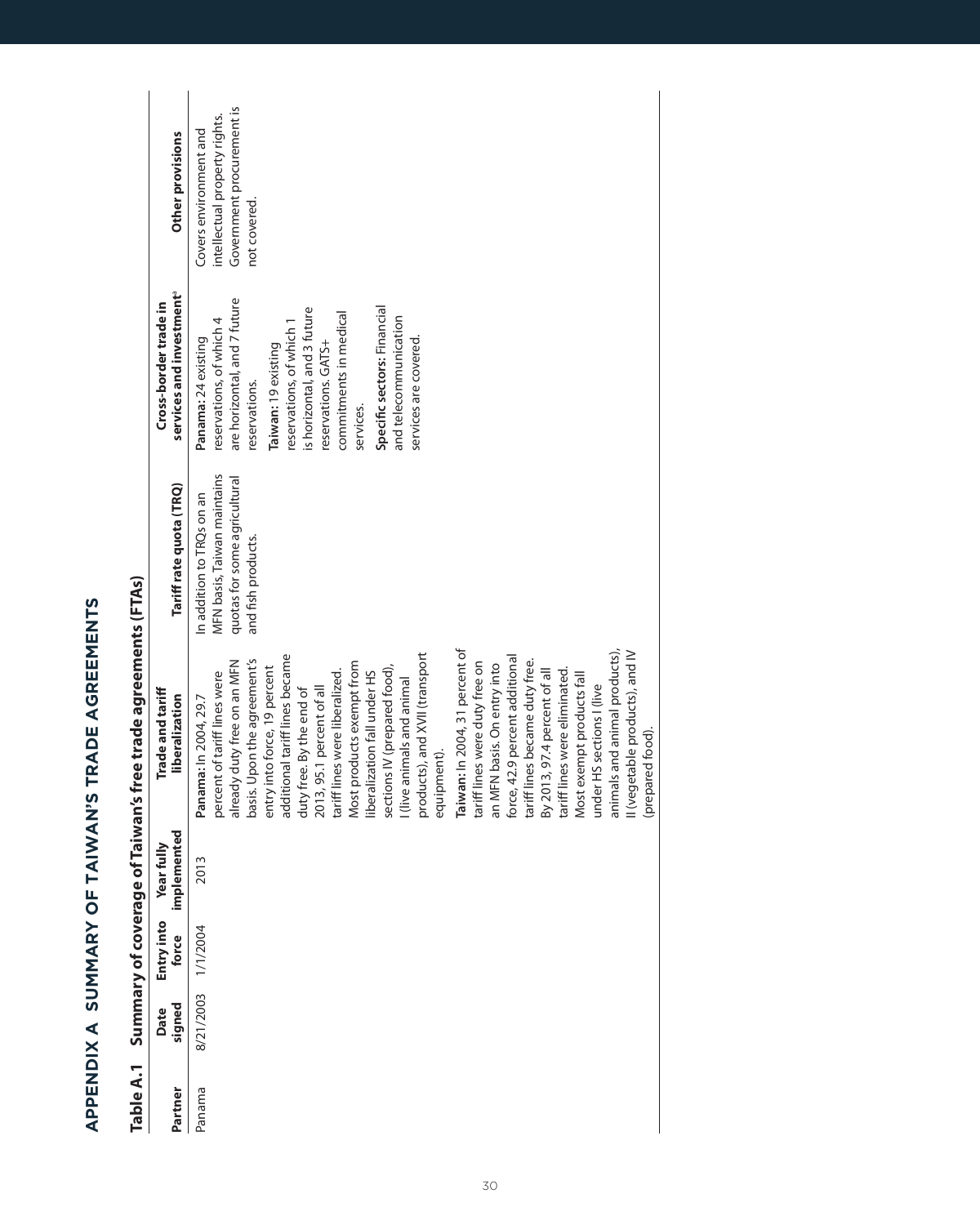# APPENDIX A SUMMARY OF TAIWAN'S TRADE AGREEMENTS

## Table A.1 Summary of coverage of Taiwan's free trade agreements (FTAs)

| Partner | Date signed | Entry into force | Year fully implemented | Trade and tariff liberalization | Tariff rate quota (TRQ) | Cross-border trade in services and investment[a] | Other provisions |
|---|---|---|---|---|---|---|---|
| Panama | 8/21/2003 | 1/1/2004 | 2013 | **Panama:** In 2004, 29.7 percent of tariff lines were already duty free on an MFN basis. Upon the agreement's entry into force, 19 percent additional tariff lines became duty free. By the end of 2013, 95.1 percent of all tariff lines were liberalized. Most products exempt from liberalization fall under HS sections IV (prepared food), I (live animals and animal products), and XVII (transport equipment). **Taiwan:** In 2004, 31 percent of tariff lines were duty free on an MFN basis. On entry into force, 42.9 percent additional tariff lines became duty free. By 2013, 97.4 percent of all tariff lines were eliminated. Most exempt products fall under HS sections I (live animals and animal products), II (vegetable products), and IV (prepared food). | In addition to TRQs on an MFN basis, Taiwan maintains quotas for some agricultural and fish products. | **Panama:** 24 existing reservations, of which 4 are horizontal, and 7 future reservations. **Taiwan:** 19 existing reservations, of which 1 is horizontal, and 3 future reservations. GATS+ commitments in medical services. **Specific sectors:** Financial and telecommunication services are covered. | Covers environment and intellectual property rights. Government procurement is not covered. |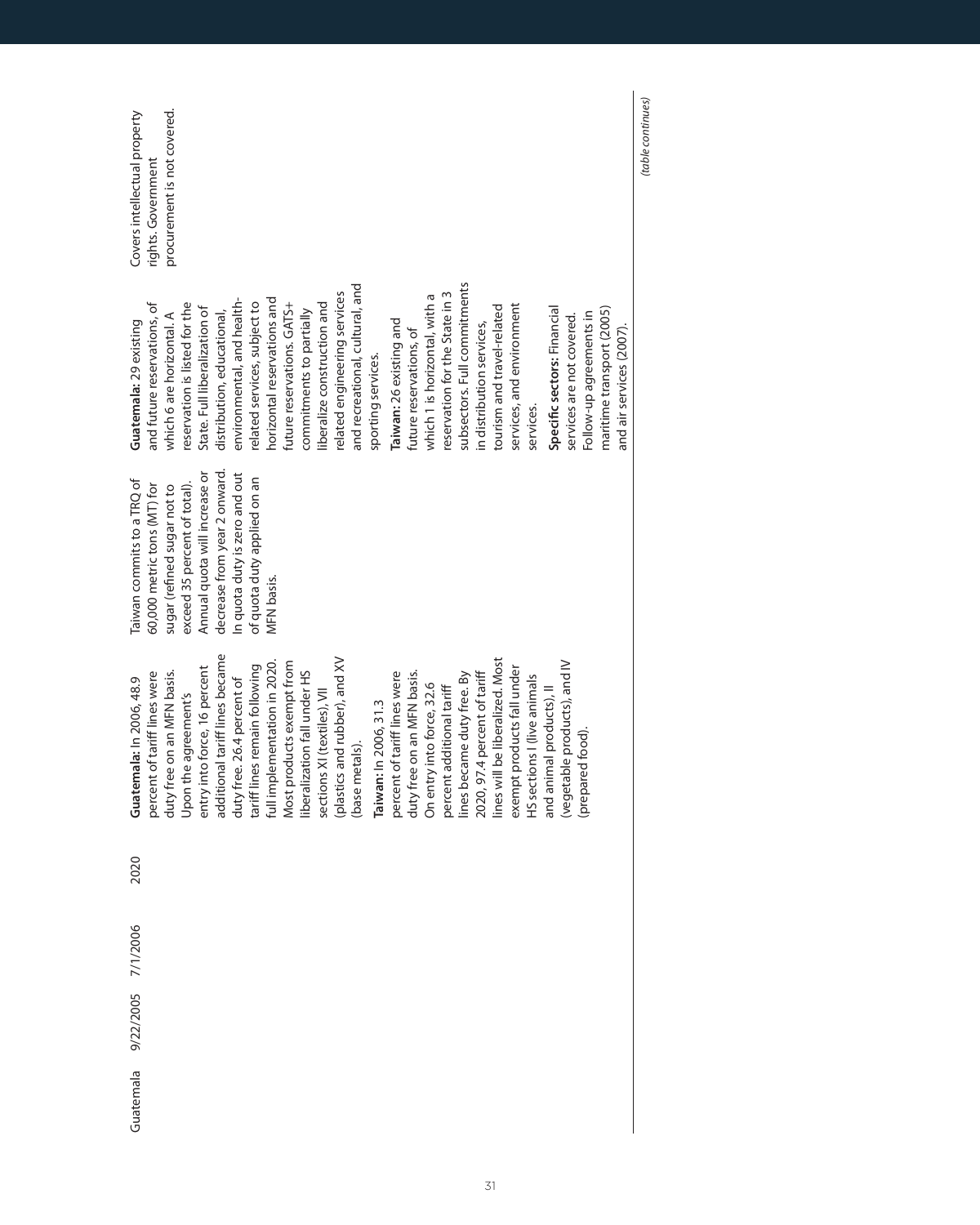| Guatemala | 9/22/2005 | 7/1/2006 | 2020 | **Guatemala:** In 2006, 48.9 percent of tariff lines were duty free on an MFN basis. Upon the agreement's entry into force, 16 percent additional tariff lines became duty free. 26.4 percent of tariff lines remain following full implementation in 2020. Most products exempt from liberalization fall under HS sections XI (textiles), VII (plastics and rubber), and XV (base metals).<br><br>**Taiwan:** In 2006, 31.3 percent of tariff lines were duty free on an MFN basis. On entry into force, 32.6 percent additional tariff lines became duty free. By 2020, 97.4 percent of tariff lines will be liberalized. Most exempt products fall under HS sections I (live animals and animal products), II (vegetable products), and IV (prepared food). | Taiwan commits to a TRQ of 60,000 metric tons (MT) for sugar (refined sugar not to exceed 35 percent of total). Annual quota will increase or decrease from year 2 onward. In quota duty is zero and out of quota duty applied on an MFN basis. | **Guatemala:** 29 existing and future reservations, of which 6 are horizontal. A reservation is listed for the State. Full liberalization of distribution, educational, environmental, and health-related services, subject to horizontal reservations and future reservations. GATS+ commitments to partially liberalize construction and related engineering services and recreational, cultural, and sporting services.<br><br>**Taiwan:** 26 existing and future reservations, of which 1 is horizontal, with a reservation for the State in 3 subsectors. Full commitments in distribution services, tourism and travel-related services, and environment services.<br><br>**Specific sectors:** Financial services are not covered. Follow-up agreements in maritime transport (2005) and air services (2007). | Covers intellectual property rights. Government procurement is not covered. |
|---|---|---|---|---|---|---|---|

*(table continues)*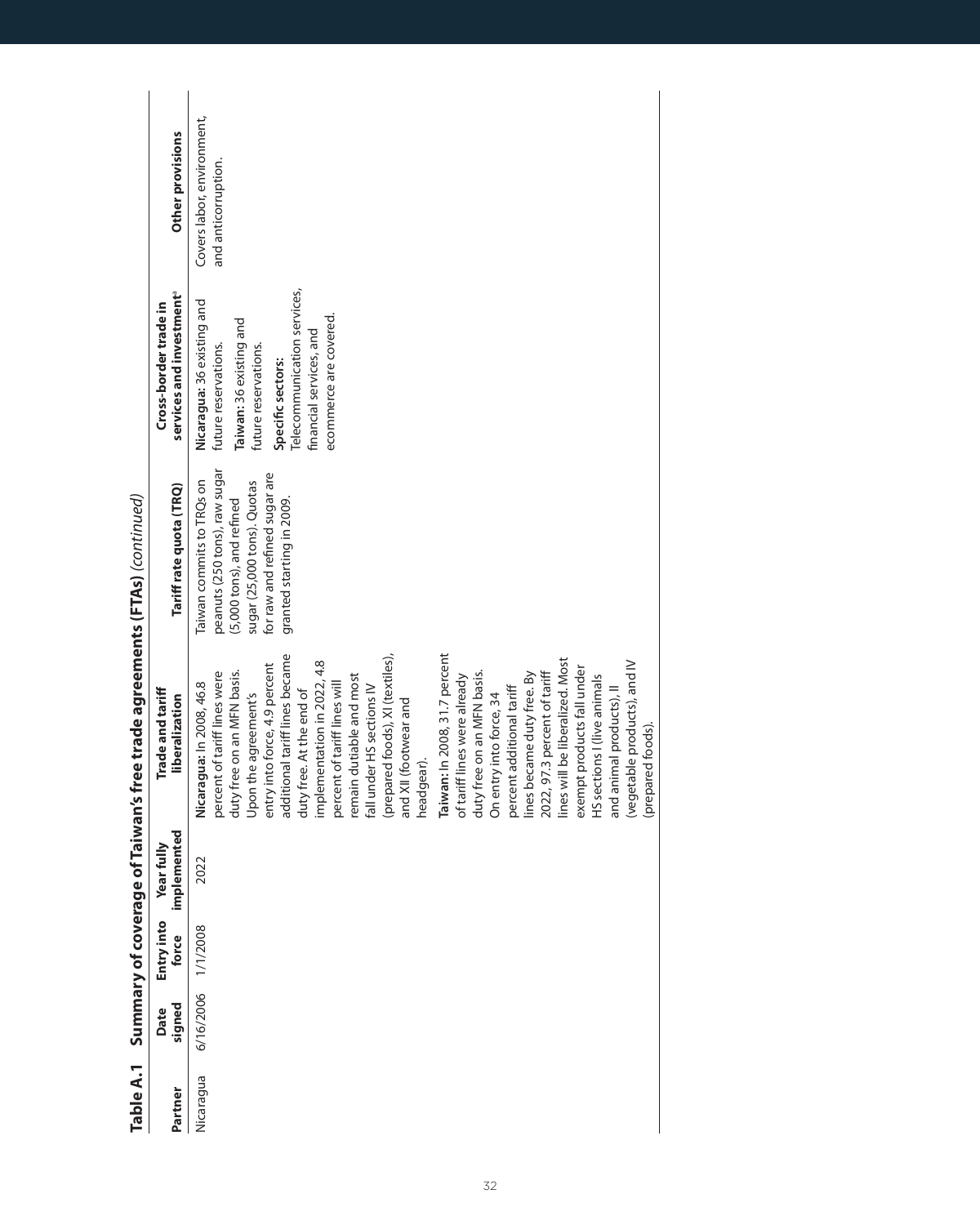**Table A.1 Summary of coverage of Taiwan's free trade agreements (FTAs)** *(continued)*

| Partner | Date signed | Entry into force | Year fully implemented | Trade and tariff liberalization | Tariff rate quota (TRQ) | Cross-border trade in services and investment[a] | Other provisions |
|---|---|---|---|---|---|---|---|
| Nicaragua | 6/16/2006 | 1/1/2008 | 2022 | **Nicaragua:** In 2008, 46.8 percent of tariff lines were duty free on an MFN basis. Upon the agreement's entry into force, 4.9 percent additional tariff lines became duty free. At the end of implementation in 2022, 4.8 percent of tariff lines will remain dutiable and most fall under HS sections IV (prepared foods), XI (textiles), and XII (footwear and headgear).<br><br>**Taiwan:** In 2008, 31.7 percent of tariff lines were already duty free on an MFN basis. On entry into force, 34 percent additional tariff lines became duty free. By 2022, 97.3 percent of tariff lines will be liberalized. Most exempt products fall under HS sections I (live animals and animal products), II (vegetable products), and IV (prepared foods). | Taiwan commits to TRQs on peanuts (250 tons), raw sugar (5,000 tons), and refined sugar (25,000 tons). Quotas for raw and refined sugar are granted starting in 2009. | **Nicaragua:** 36 existing and future reservations.<br><br>**Taiwan:** 36 existing and future reservations.<br><br>**Specific sectors:** Telecommunication services, financial services, and ecommerce are covered. | Covers labor, environment, and anticorruption. |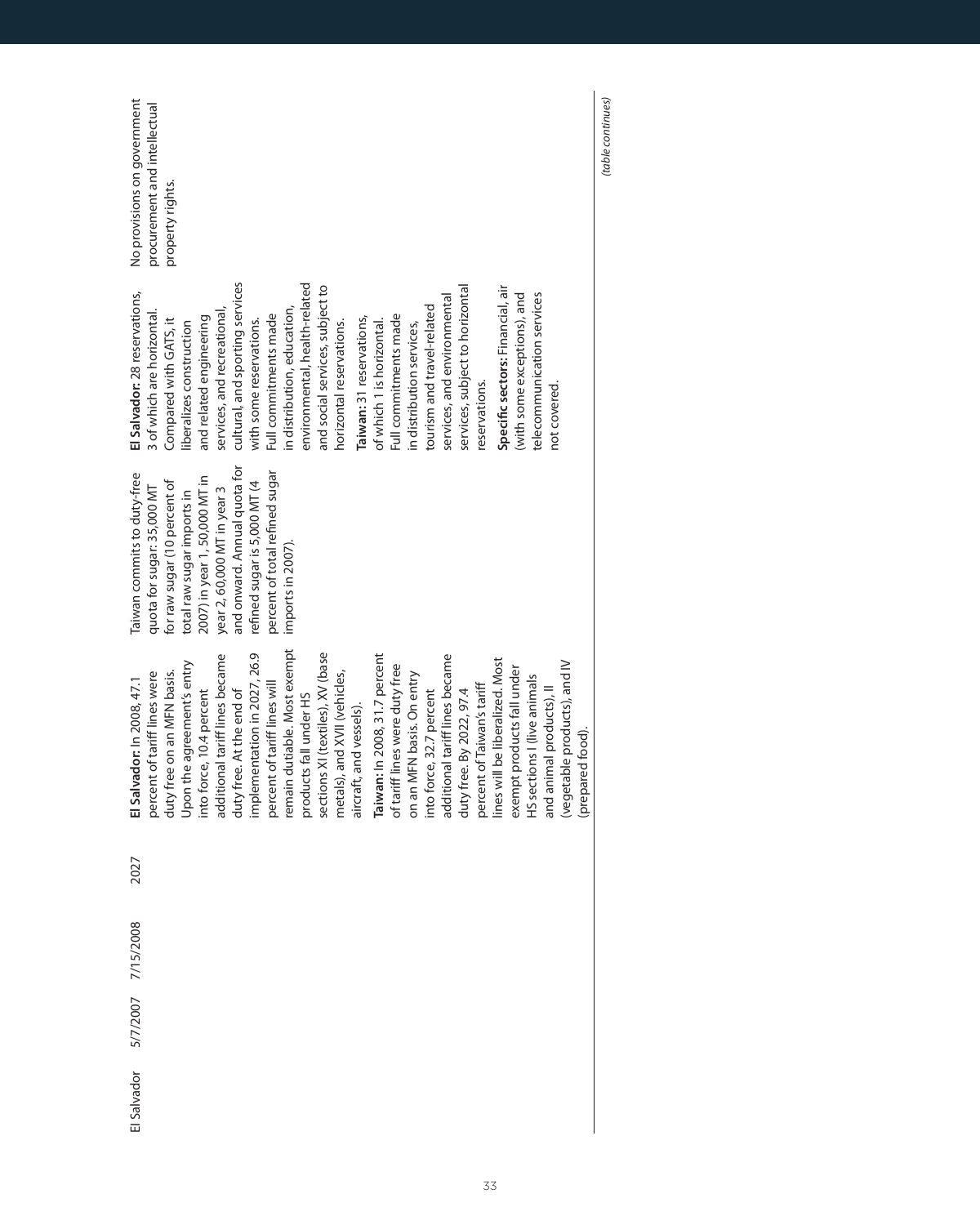| | | | | | | |
|---|---|---|---|---|---|---|
| El Salvador | 5/7/2007 | 7/15/2008 | 2027 | **El Salvador:** In 2008, 47.1 percent of tariff lines were duty free on an MFN basis. Upon the agreement's entry into force, 10.4 percent additional tariff lines became duty free. At the end of implementation in 2027, 26.9 percent of tariff lines will remain dutiable. Most exempt products fall under HS sections XI (textiles), XV (base metals), and XVII (vehicles, aircraft, and vessels).<br><br>**Taiwan:** In 2008, 31.7 percent of tariff lines were duty free on an MFN basis. On entry into force, 32.7 percent additional tariff lines became duty free. By 2022, 97.4 percent of Taiwan's tariff lines will be liberalized. Most exempt products fall under HS sections I (live animals and animal products), II (vegetable products), and IV (prepared food). | Taiwan commits to duty-free quota for sugar: 35,000 MT for raw sugar (10 percent of total raw sugar imports in 2007) in year 1, 50,000 MT in year 2, 60,000 MT in year 3 and onward. Annual quota for refined sugar is 5,000 MT (4 percent of total refined sugar imports in 2007). | **El Salvador:** 28 reservations, 3 of which are horizontal. Compared with GATS, it liberalizes construction and related engineering services, and recreational, cultural, and sporting services with some reservations. Full commitments made in distribution, education, environmental, health-related and social services, subject to horizontal reservations.<br><br>**Taiwan:** 31 reservations, of which 1 is horizontal. Full commitments made in distribution services, tourism and travel-related services, and environmental services, subject to horizontal reservations.<br><br>**Specific sectors:** Financial, air (with some exceptions), and telecommunication services not covered. | No provisions on government procurement and intellectual property rights. |

*(table continues)*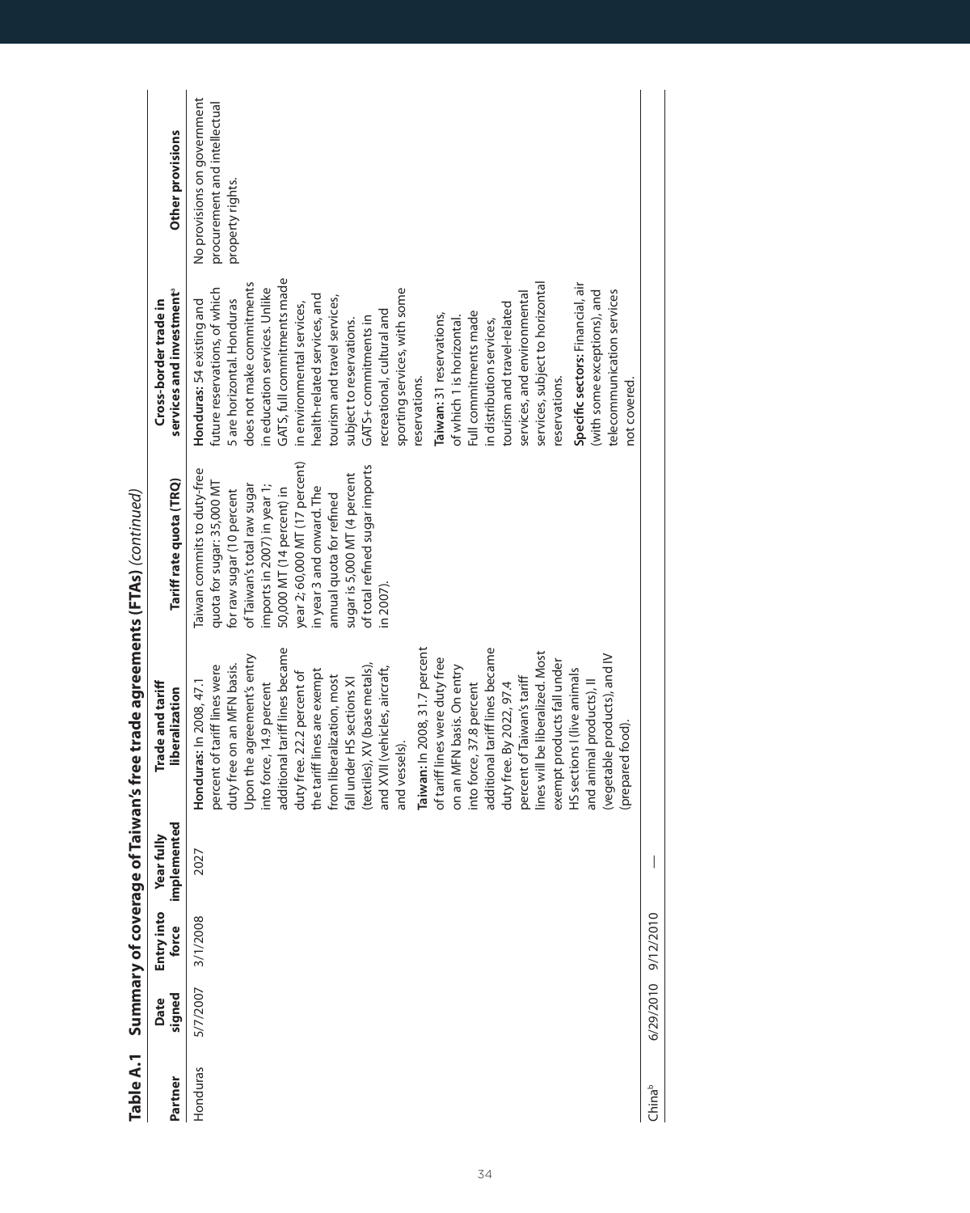**Table A.1 Summary of coverage of Taiwan's free trade agreements (FTAs)** *(continued)*

| Partner | Date signed | Entry into force | Year fully implemented | Trade and tariff liberalization | Tariff rate quota (TRQ) | Cross-border trade in services and investment[a] | Other provisions |
|---|---|---|---|---|---|---|---|
| Honduras | 5/7/2007 | 3/1/2008 | 2027 | **Honduras:** In 2008, 47.1 percent of tariff lines were duty free on an MFN basis. Upon the agreement's entry into force, 14.9 percent additional tariff lines became duty free. 22.2 percent of the tariff lines are exempt from liberalization, most fall under HS sections XI (textiles), XV (base metals), and XVII (vehicles, aircraft, and vessels).<br>**Taiwan:** In 2008, 31.7 percent of tariff lines were duty free on an MFN basis. On entry into force, 37.8 percent additional tariff lines became duty free. By 2022, 97.4 percent of Taiwan's tariff lines will be liberalized. Most exempt products fall under HS sections I (live animals and animal products), II (vegetable products), and IV (prepared food). | Taiwan commits to duty-free quota for sugar: 35,000 MT for raw sugar (10 percent of Taiwan's total raw sugar imports in 2007) in year 1; 50,000 MT (14 percent) in year 2; 60,000 MT (17 percent) in year 3 and onward. The annual quota for refined sugar is 5,000 MT (4 percent of total refined sugar imports in 2007). | **Honduras:** 54 existing and future reservations, of which 5 are horizontal. Honduras does not make commitments in education services. Unlike GATS, full commitments made in environmental services, health-related services, and tourism and travel services, subject to reservations. GATS+ commitments in recreational, cultural and sporting services, with some reservations.<br>**Taiwan:** 31 reservations, of which 1 is horizontal. Full commitments made in distribution services, tourism and travel-related services, and environmental services, subject to horizontal reservations.<br>**Specific sectors:** Financial, air (with some exceptions), and telecommunication services not covered. | No provisions on government procurement and intellectual property rights. |
| China[b] | 6/29/2010 | 9/12/2010 | — | | | | |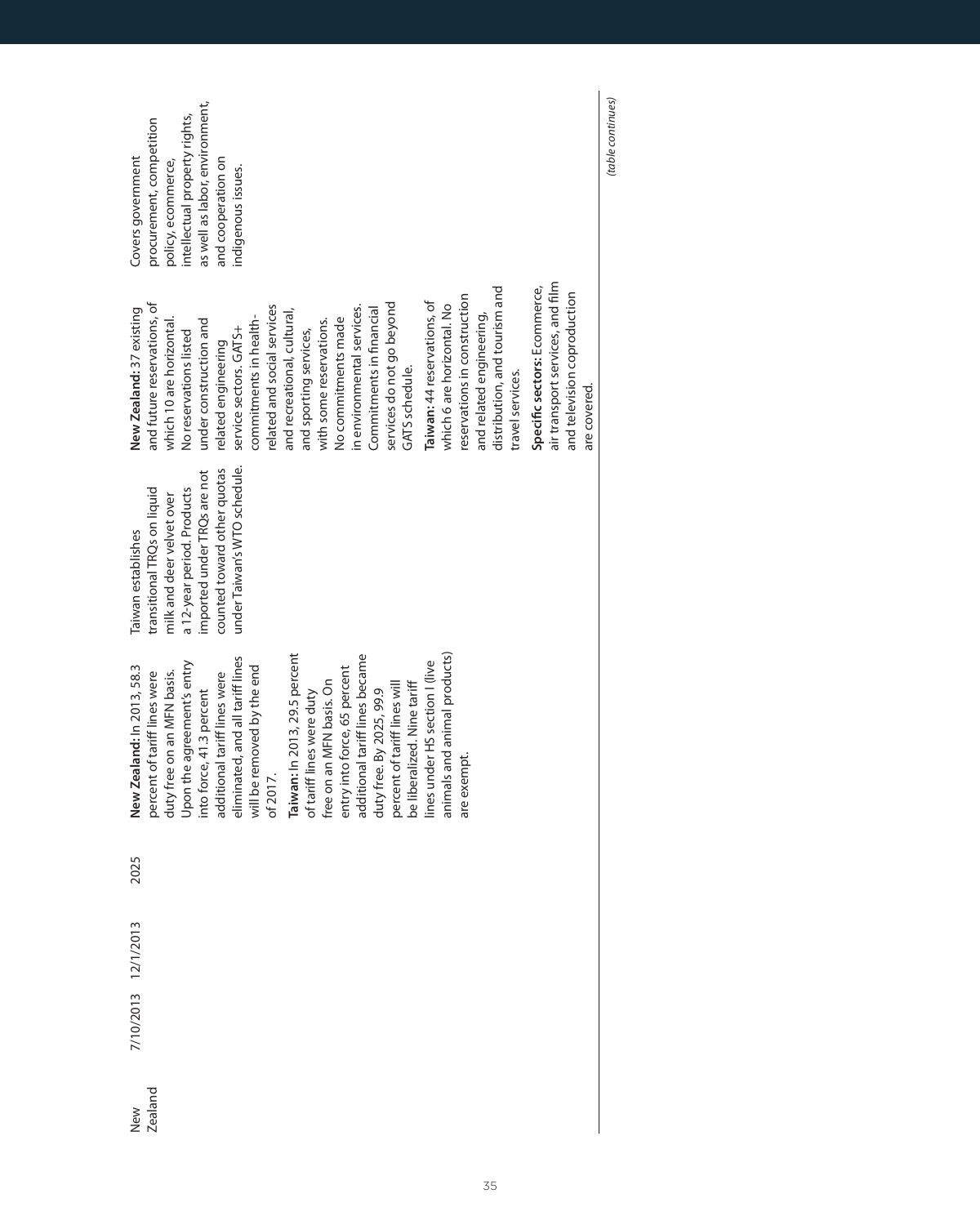| | | | | | | |
|---|---|---|---|---|---|---|
| New Zealand | 7/10/2013 | 12/1/2013 | 2025 | **New Zealand:** In 2013, 58.3 percent of tariff lines were duty free on an MFN basis. Upon the agreement's entry into force, 41.3 percent additional tariff lines were eliminated, and all tariff lines will be removed by the end of 2017.<br><br>**Taiwan:** In 2013, 29.5 percent of tariff lines were duty free on an MFN basis. On entry into force, 65 percent additional tariff lines became duty free. By 2025, 99.9 percent of tariff lines will be liberalized. Nine tariff lines under HS section I (live animals and animal products) are exempt. | Taiwan establishes transitional TRQs on liquid milk and deer velvet over a 12-year period. Products imported under TRQs are not counted toward other quotas under Taiwan's WTO schedule. | **New Zealand:** 37 existing and future reservations, of which 10 are horizontal. No reservations listed under construction and related engineering service sectors. GATS+ commitments in health-related and social services and recreational, cultural, and sporting services, with some reservations. No commitments made in environmental services. Commitments in financial services do not go beyond GATS schedule.<br><br>**Taiwan:** 44 reservations, of which 6 are horizontal. No reservations in construction and related engineering, distribution, and tourism and travel services.<br><br>**Specific sectors:** Ecommerce, air transport services, and film and television coproduction are covered. | Covers government procurement, competition policy, ecommerce, intellectual property rights, as well as labor, environment, and cooperation on indigenous issues. |

*(table continues)*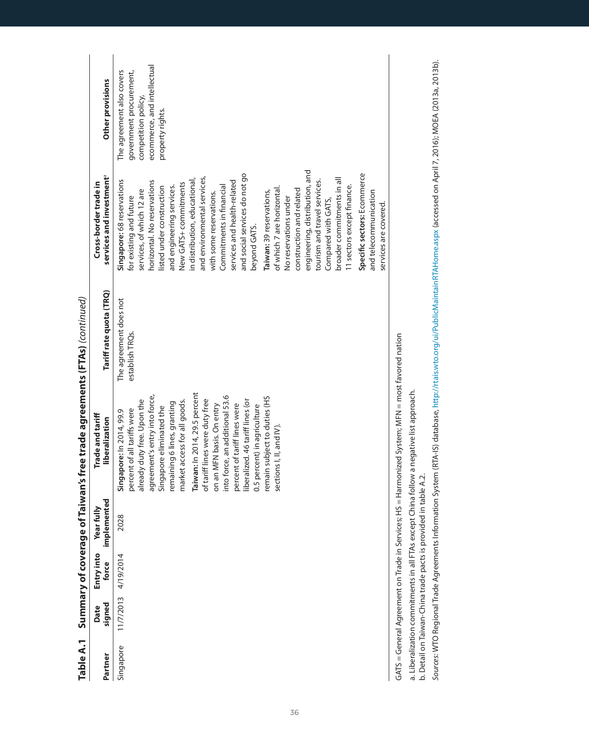**Table A.1 Summary of coverage of Taiwan's free trade agreements (FTAs)** *(continued)*

| Partner | Date signed | Entry into force | Year fully implemented | Trade and tariff liberalization | Tariff rate quota (TRQ) | Cross-border trade in services and investment[a] | Other provisions |
|---|---|---|---|---|---|---|---|
| Singapore | 11/7/2013 | 4/19/2014 | 2028 | **Singapore:** In 2014, 99.9 percent of all tariffs were already duty free. Upon the agreement's entry into force, Singapore eliminated the remaining 6 lines, granting market access for all goods. **Taiwan:** In 2014, 29.5 percent of tariff lines were duty free on an MFN basis. On entry into force, an additional 53.6 percent of tariff lines were liberalized. 46 tariff lines (or 0.5 percent) in agriculture remain subject to duties (HS sections I, II, and IV). | The agreement does not establish TRQs. | **Singapore:** 68 reservations for existing and future services, of which 12 are horizontal. No reservations listed under construction and engineering services. New GATS+ commitments in distribution, educational, and environmental services, with some reservations. Commitments in financial services and health-related and social services do not go beyond GATS. **Taiwan:** 39 reservations, of which 7 are horizontal. No reservations under construction and related engineering, distribution, and tourism and travel services. Compared with GATS, broader commitments in all 11 sectors except finance. **Specific sectors:** Ecommerce and telecommunication services are covered. | The agreement also covers government procurement, competition policy, ecommerce, and intellectual property rights. |

GATS = General Agreement on Trade in Services; HS = Harmonized System; MFN = most favored nation

a. Liberalization commitments in all FTAs except China follow a negative list approach.

b. Detail on Taiwan-China trade pacts is provided in table A.2.

*Sources:* WTO Regional Trade Agreements Information System (RTA-IS) database, http://rtais.wto.org/ui/PublicMaintainRTAHome.aspx (accessed on April 7, 2016); MOEA (2013a, 2013b).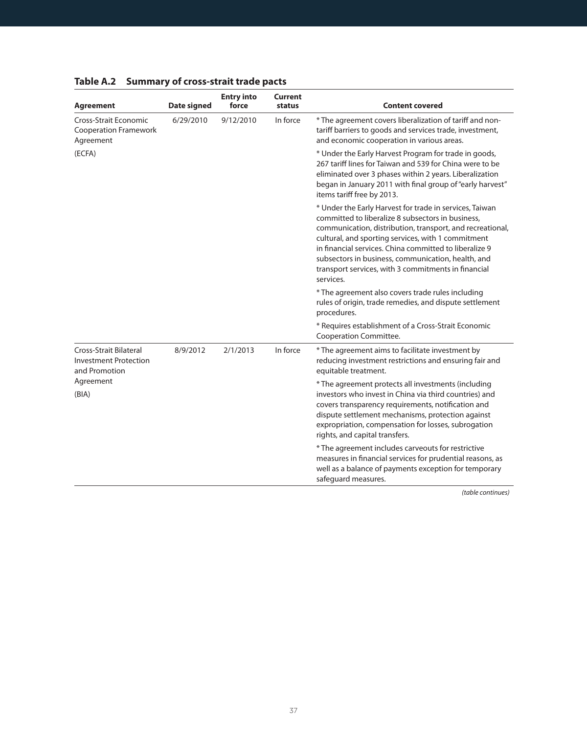**Table A.2 Summary of cross-strait trade pacts**

| Agreement | Date signed | Entry into force | Current status | Content covered |
|---|---|---|---|---|
| Cross-Strait Economic Cooperation Framework Agreement (ECFA) | 6/29/2010 | 9/12/2010 | In force | * The agreement covers liberalization of tariff and non-tariff barriers to goods and services trade, investment, and economic cooperation in various areas.<br><br>* Under the Early Harvest Program for trade in goods, 267 tariff lines for Taiwan and 539 for China were to be eliminated over 3 phases within 2 years. Liberalization began in January 2011 with final group of "early harvest" items tariff free by 2013.<br><br>* Under the Early Harvest for trade in services, Taiwan committed to liberalize 8 subsectors in business, communication, distribution, transport, and recreational, cultural, and sporting services, with 1 commitment in financial services. China committed to liberalize 9 subsectors in business, communication, health, and transport services, with 3 commitments in financial services.<br><br>* The agreement also covers trade rules including rules of origin, trade remedies, and dispute settlement procedures.<br><br>* Requires establishment of a Cross-Strait Economic Cooperation Committee. |
| Cross-Strait Bilateral Investment Protection and Promotion Agreement (BIA) | 8/9/2012 | 2/1/2013 | In force | * The agreement aims to facilitate investment by reducing investment restrictions and ensuring fair and equitable treatment.<br><br>* The agreement protects all investments (including investors who invest in China via third countries) and covers transparency requirements, notification and dispute settlement mechanisms, protection against expropriation, compensation for losses, subrogation rights, and capital transfers.<br><br>* The agreement includes carveouts for restrictive measures in financial services for prudential reasons, as well as a balance of payments exception for temporary safeguard measures. |

*(table continues)*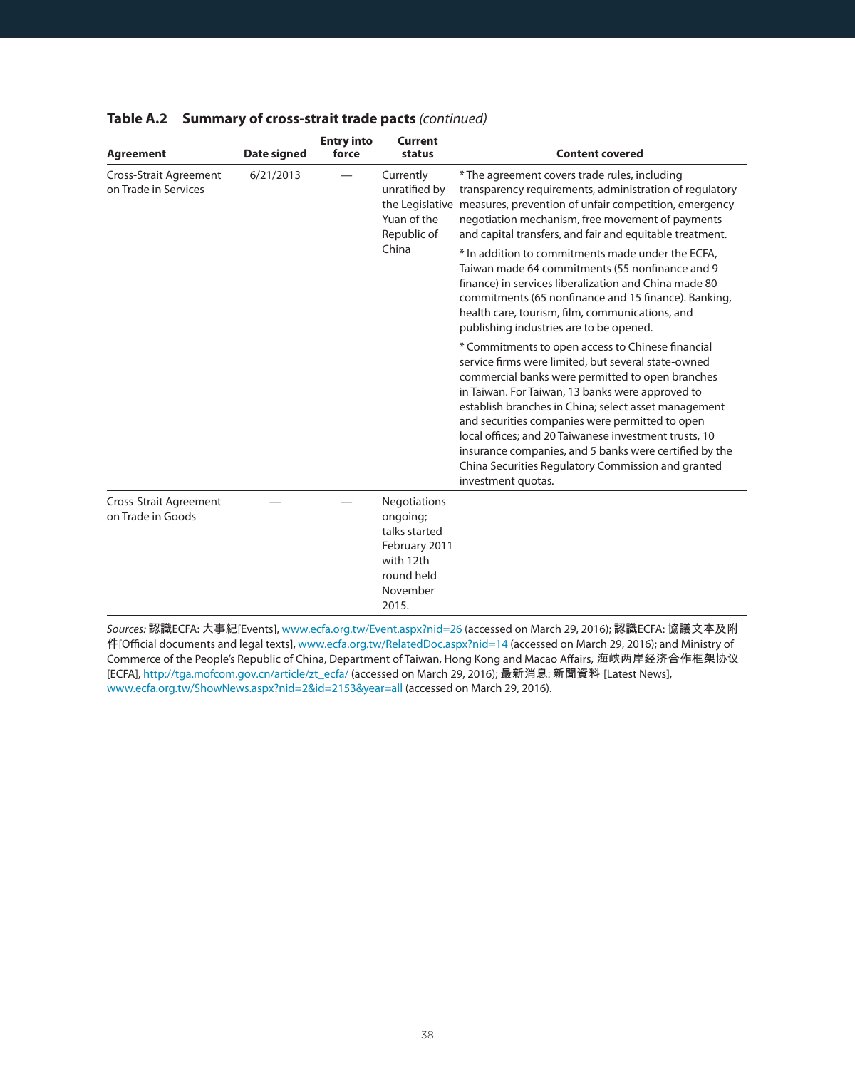**Table A.2 Summary of cross-strait trade pacts** *(continued)*

| Agreement | Date signed | Entry into force | Current status | Content covered |
|---|---|---|---|---|
| Cross-Strait Agreement on Trade in Services | 6/21/2013 | — | Currently unratified by the Legislative Yuan of the Republic of China | * The agreement covers trade rules, including transparency requirements, administration of regulatory measures, prevention of unfair competition, emergency negotiation mechanism, free movement of payments and capital transfers, and fair and equitable treatment.<br><br>* In addition to commitments made under the ECFA, Taiwan made 64 commitments (55 nonfinance and 9 finance) in services liberalization and China made 80 commitments (65 nonfinance and 15 finance). Banking, health care, tourism, film, communications, and publishing industries are to be opened.<br><br>* Commitments to open access to Chinese financial service firms were limited, but several state-owned commercial banks were permitted to open branches in Taiwan. For Taiwan, 13 banks were approved to establish branches in China; select asset management and securities companies were permitted to open local offices; and 20 Taiwanese investment trusts, 10 insurance companies, and 5 banks were certified by the China Securities Regulatory Commission and granted investment quotas. |
| Cross-Strait Agreement on Trade in Goods | — | — | Negotiations ongoing; talks started February 2011 with 12th round held November 2015. | |

*Sources:* 認識ECFA: 大事紀[Events], www.ecfa.org.tw/Event.aspx?nid=26 (accessed on March 29, 2016); 認識ECFA: 協議文本及附件[Official documents and legal texts], www.ecfa.org.tw/RelatedDoc.aspx?nid=14 (accessed on March 29, 2016); and Ministry of Commerce of the People's Republic of China, Department of Taiwan, Hong Kong and Macao Affairs, 海峡两岸经济合作框架协议 [ECFA], http://tga.mofcom.gov.cn/article/zt_ecfa/ (accessed on March 29, 2016); 最新消息: 新聞資料 [Latest News], www.ecfa.org.tw/ShowNews.aspx?nid=2&id=2153&year=all (accessed on March 29, 2016).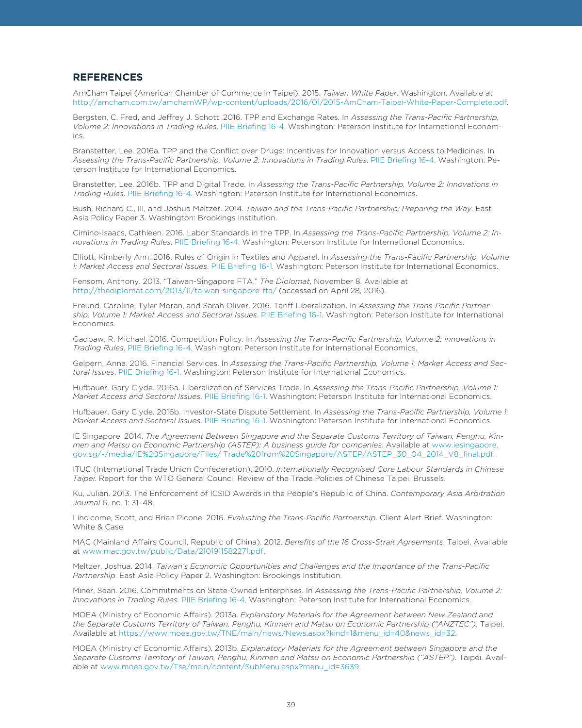## REFERENCES

AmCham Taipei (American Chamber of Commerce in Taipei). 2015. *Taiwan White Paper*. Washington. Available at http://amcham.com.tw/amchamWP/wp-content/uploads/2016/01/2015-AmCham-Taipei-White-Paper-Complete.pdf.

Bergsten, C. Fred, and Jeffrey J. Schott. 2016. TPP and Exchange Rates. In *Assessing the Trans-Pacific Partnership, Volume 2: Innovations in Trading Rules*. PIIE Briefing 16-4. Washington: Peterson Institute for International Economics.

Branstetter, Lee. 2016a. TPP and the Conflict over Drugs: Incentives for Innovation versus Access to Medicines. In *Assessing the Trans-Pacific Partnership, Volume 2: Innovations in Trading Rules*. PIIE Briefing 16-4. Washington: Peterson Institute for International Economics.

Branstetter, Lee. 2016b. TPP and Digital Trade. In *Assessing the Trans-Pacific Partnership, Volume 2: Innovations in Trading Rules*. PIIE Briefing 16-4. Washington: Peterson Institute for International Economics.

Bush, Richard C., III, and Joshua Meltzer. 2014. *Taiwan and the Trans-Pacific Partnership: Preparing the Way*. East Asia Policy Paper 3. Washington: Brookings Institution.

Cimino-Isaacs, Cathleen. 2016. Labor Standards in the TPP. In *Assessing the Trans-Pacific Partnership, Volume 2: Innovations in Trading Rules*. PIIE Briefing 16-4. Washington: Peterson Institute for International Economics.

Elliott, Kimberly Ann. 2016. Rules of Origin in Textiles and Apparel. In *Assessing the Trans-Pacific Partnership, Volume 1: Market Access and Sectoral Issues*. PIIE Briefing 16-1. Washington: Peterson Institute for International Economics.

Fensom, Anthony. 2013. "Taiwan-Singapore FTA." *The Diplomat*, November 8. Available at http://thediplomat.com/2013/11/taiwan-singapore-fta/ (accessed on April 28, 2016).

Freund, Caroline, Tyler Moran, and Sarah Oliver. 2016. Tariff Liberalization. In *Assessing the Trans-Pacific Partnership, Volume 1: Market Access and Sectoral Issues*. PIIE Briefing 16-1. Washington: Peterson Institute for International Economics.

Gadbaw, R. Michael. 2016. Competition Policy. In *Assessing the Trans-Pacific Partnership, Volume 2: Innovations in Trading Rules*. PIIE Briefing 16-4. Washington: Peterson Institute for International Economics.

Gelpern, Anna. 2016. Financial Services. In *Assessing the Trans-Pacific Partnership, Volume 1: Market Access and Sectoral Issues*. PIIE Briefing 16-1. Washington: Peterson Institute for International Economics.

Hufbauer, Gary Clyde. 2016a. Liberalization of Services Trade. In *Assessing the Trans-Pacific Partnership, Volume 1: Market Access and Sectoral Issues*. PIIE Briefing 16-1. Washington: Peterson Institute for International Economics.

Hufbauer, Gary Clyde. 2016b. Investor-State Dispute Settlement. In *Assessing the Trans-Pacific Partnership, Volume 1: Market Access and Sectoral Issues*. PIIE Briefing 16-1. Washington: Peterson Institute for International Economics.

IE Singapore. 2014. *The Agreement Between Singapore and the Separate Customs Territory of Taiwan, Penghu, Kinmen and Matsu on Economic Partnership (ASTEP): A business guide for companies*. Available at www.iesingapore.gov.sg/-/media/IE%20Singapore/Files/ Trade%20from%20Singapore/ASTEP/ASTEP_30_04_2014_V8_final.pdf.

ITUC (International Trade Union Confederation). 2010. *Internationally Recognised Core Labour Standards in Chinese Taipei*. Report for the WTO General Council Review of the Trade Policies of Chinese Taipei. Brussels.

Ku, Julian. 2013. The Enforcement of ICSID Awards in the People's Republic of China. *Contemporary Asia Arbitration Journal* 6, no. 1: 31–48.

Lincicome, Scott, and Brian Picone. 2016. *Evaluating the Trans-Pacific Partnership*. Client Alert Brief. Washington: White & Case.

MAC (Mainland Affairs Council, Republic of China). 2012. *Benefits of the 16 Cross-Strait Agreements*. Taipei. Available at www.mac.gov.tw/public/Data/2101911582271.pdf.

Meltzer, Joshua. 2014. *Taiwan's Economic Opportunities and Challenges and the Importance of the Trans-Pacific Partnership*. East Asia Policy Paper 2. Washington: Brookings Institution.

Miner, Sean. 2016. Commitments on State-Owned Enterprises. In *Assessing the Trans-Pacific Partnership, Volume 2: Innovations in Trading Rules*. PIIE Briefing 16-4. Washington: Peterson Institute for International Economics.

MOEA (Ministry of Economic Affairs). 2013a. *Explanatory Materials for the Agreement between New Zealand and the Separate Customs Territory of Taiwan, Penghu, Kinmen and Matsu on Economic Partnership ("ANZTEC")*. Taipei. Available at https://www.moea.gov.tw/TNE/main/news/News.aspx?kind=1&menu_id=40&news_id=32.

MOEA (Ministry of Economic Affairs). 2013b. *Explanatory Materials for the Agreement between Singapore and the Separate Customs Territory of Taiwan, Penghu, Kinmen and Matsu on Economic Partnership ("ASTEP")*. Taipei. Available at www.moea.gov.tw/Tse/main/content/SubMenu.aspx?menu_id=3639.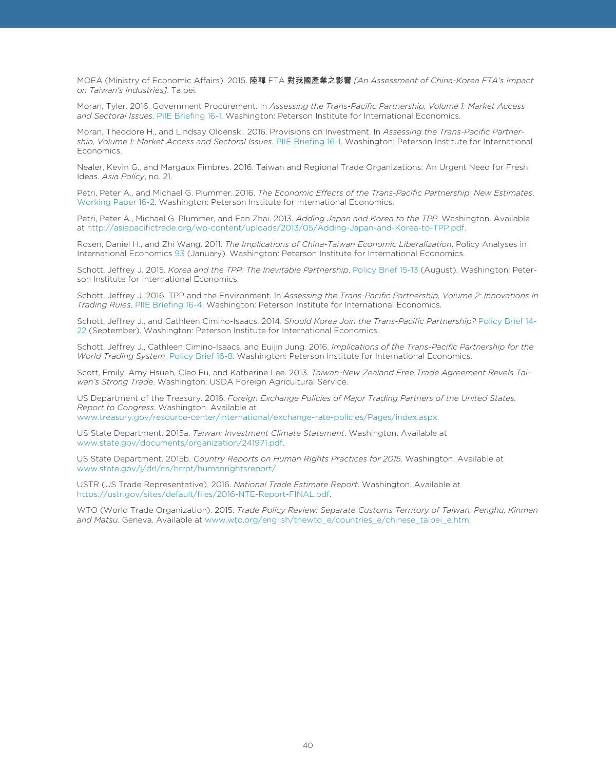MOEA (Ministry of Economic Affairs). 2015. **陸韓** FTA **對我國產業之影響** *[An Assessment of China-Korea FTA's Impact on Taiwan's Industries]*. Taipei.

Moran, Tyler. 2016. Government Procurement. In *Assessing the Trans-Pacific Partnership, Volume 1: Market Access and Sectoral Issues*. PIIE Briefing 16-1. Washington: Peterson Institute for International Economics.

Moran, Theodore H., and Lindsay Oldenski. 2016. Provisions on Investment. In *Assessing the Trans-Pacific Partnership, Volume 1: Market Access and Sectoral Issues*. PIIE Briefing 16-1. Washington: Peterson Institute for International Economics.

Nealer, Kevin G., and Margaux Fimbres. 2016. Taiwan and Regional Trade Organizations: An Urgent Need for Fresh Ideas. *Asia Policy*, no. 21.

Petri, Peter A., and Michael G. Plummer. 2016. *The Economic Effects of the Trans-Pacific Partnership: New Estimates*. Working Paper 16-2. Washington: Peterson Institute for International Economics.

Petri, Peter A., Michael G. Plummer, and Fan Zhai. 2013. *Adding Japan and Korea to the TPP*. Washington. Available at http://asiapacifictrade.org/wp-content/uploads/2013/05/Adding-Japan-and-Korea-to-TPP.pdf.

Rosen, Daniel H., and Zhi Wang. 2011. *The Implications of China-Taiwan Economic Liberalization*. Policy Analyses in International Economics 93 (January). Washington: Peterson Institute for International Economics.

Schott, Jeffrey J. 2015. *Korea and the TPP: The Inevitable Partnership*. Policy Brief 15-13 (August). Washington: Peterson Institute for International Economics.

Schott, Jeffrey J. 2016. TPP and the Environment. In *Assessing the Trans-Pacific Partnership, Volume 2: Innovations in Trading Rules*. PIIE Briefing 16-4. Washington: Peterson Institute for International Economics.

Schott, Jeffrey J., and Cathleen Cimino-Isaacs. 2014. *Should Korea Join the Trans-Pacific Partnership?* Policy Brief 14-22 (September). Washington: Peterson Institute for International Economics.

Schott, Jeffrey J., Cathleen Cimino-Isaacs, and Euijin Jung. 2016. *Implications of the Trans-Pacific Partnership for the World Trading System*. Policy Brief 16-8. Washington: Peterson Institute for International Economics.

Scott, Emily, Amy Hsueh, Cleo Fu, and Katherine Lee. 2013. *Taiwan-New Zealand Free Trade Agreement Revels Taiwan's Strong Trade*. Washington: USDA Foreign Agricultural Service.

US Department of the Treasury. 2016. *Foreign Exchange Policies of Major Trading Partners of the United States. Report to Congress*. Washington. Available at www.treasury.gov/resource-center/international/exchange-rate-policies/Pages/index.aspx.

US State Department. 2015a. *Taiwan: Investment Climate Statement*. Washington. Available at www.state.gov/documents/organization/241971.pdf.

US State Department. 2015b. *Country Reports on Human Rights Practices for 2015*. Washington. Available at www.state.gov/j/drl/rls/hrrpt/humanrightsreport/.

USTR (US Trade Representative). 2016. *National Trade Estimate Report*. Washington. Available at https://ustr.gov/sites/default/files/2016-NTE-Report-FINAL.pdf.

WTO (World Trade Organization). 2015. *Trade Policy Review: Separate Customs Territory of Taiwan, Penghu, Kinmen and Matsu*. Geneva. Available at www.wto.org/english/thewto_e/countries_e/chinese_taipei_e.htm.